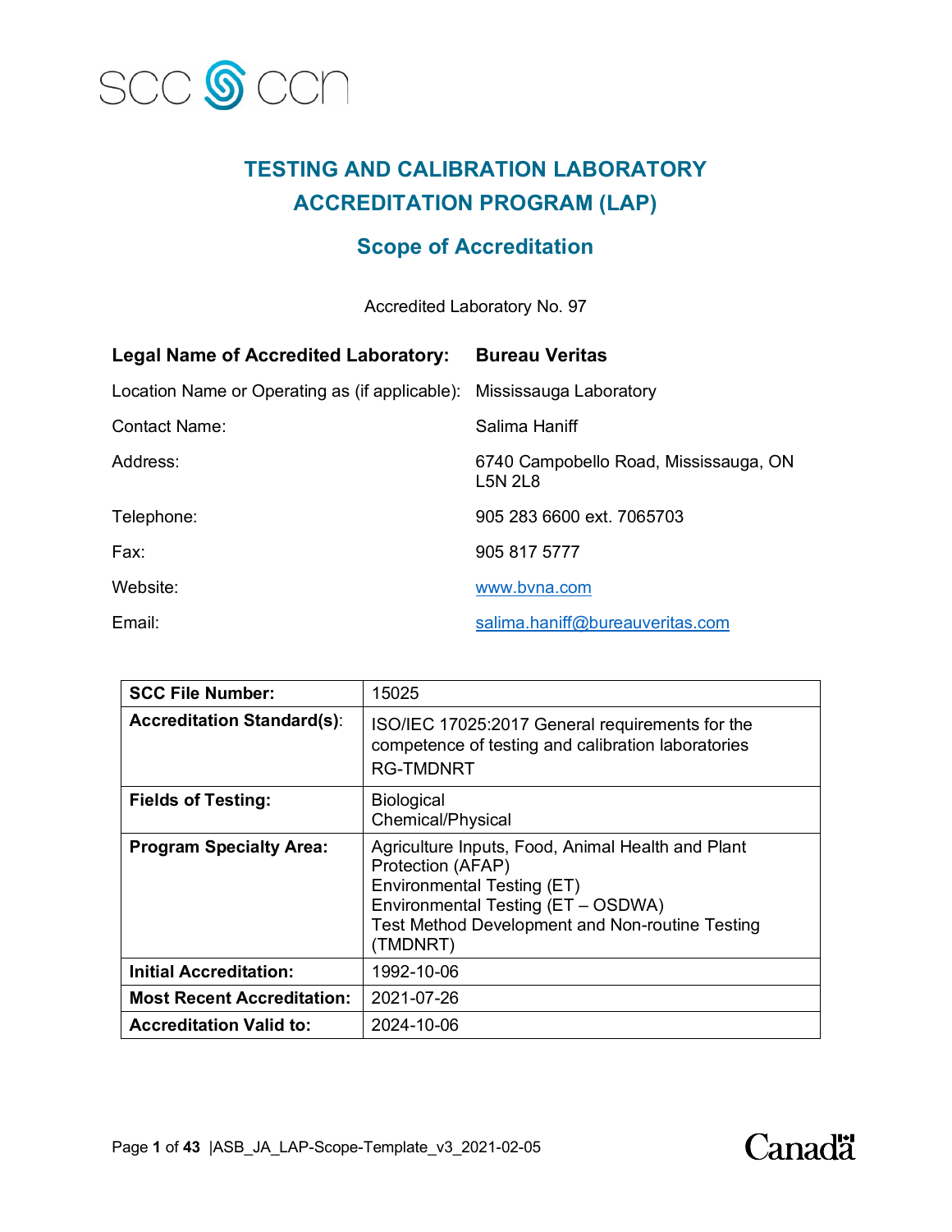SCC CCN

# TESTING AND CALIBRATION LABORATORY ACCREDITATION PROGRAM (LAP)

## Scope of Accreditation

Accredited Laboratory No. 97

| | |
|---|---|
| **Legal Name of Accredited Laboratory:** | **Bureau Veritas** |
| Location Name or Operating as (if applicable): | Mississauga Laboratory |
| Contact Name: | Salima Haniff |
| Address: | 6740 Campobello Road, Mississauga, ON L5N 2L8 |
| Telephone: | 905 283 6600 ext. 7065703 |
| Fax: | 905 817 5777 |
| Website: | www.bvna.com |
| Email: | salima.haniff@bureauveritas.com |

| | |
|---|---|
| **SCC File Number:** | 15025 |
| **Accreditation Standard(s):** | ISO/IEC 17025:2017 General requirements for the competence of testing and calibration laboratories<br>RG-TMDNRT |
| **Fields of Testing:** | Biological<br>Chemical/Physical |
| **Program Specialty Area:** | Agriculture Inputs, Food, Animal Health and Plant Protection (AFAP)<br>Environmental Testing (ET)<br>Environmental Testing (ET – OSDWA)<br>Test Method Development and Non-routine Testing (TMDNRT) |
| **Initial Accreditation:** | 1992-10-06 |
| **Most Recent Accreditation:** | 2021-07-26 |
| **Accreditation Valid to:** | 2024-10-06 |

ASB_JA_LAP-Scope-Template_v3_2021-02-05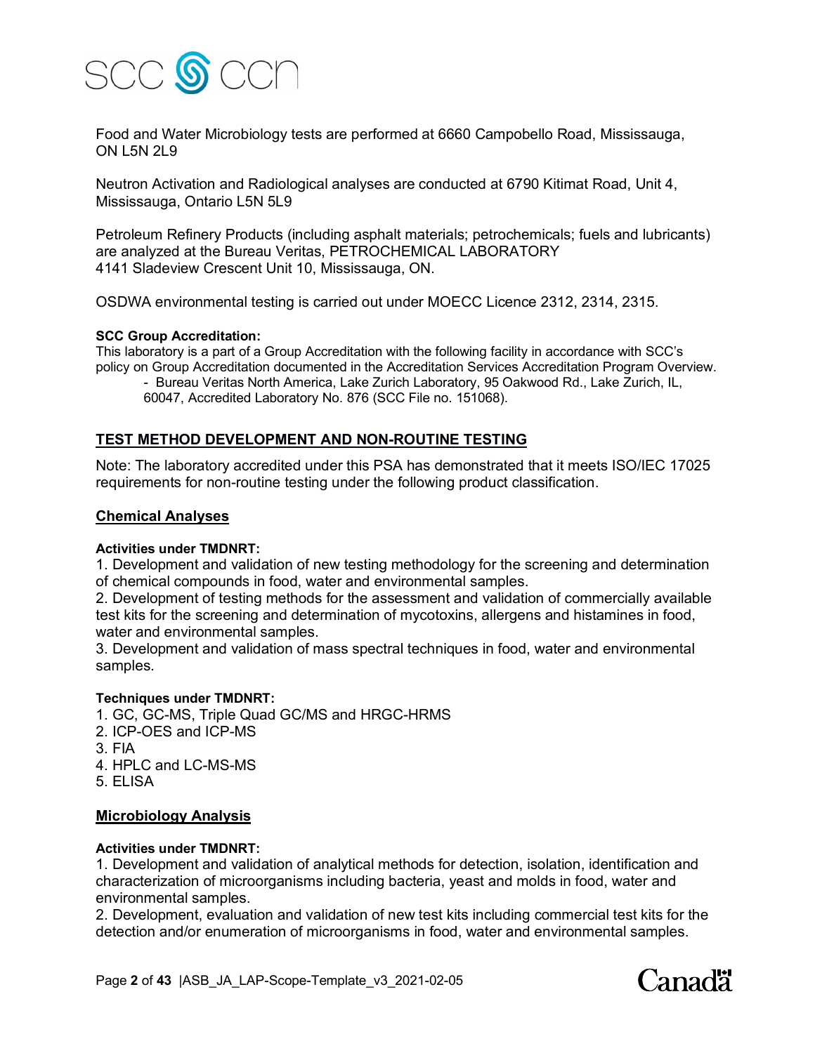Food and Water Microbiology tests are performed at 6660 Campobello Road, Mississauga, ON L5N 2L9

Neutron Activation and Radiological analyses are conducted at 6790 Kitimat Road, Unit 4, Mississauga, Ontario L5N 5L9

Petroleum Refinery Products (including asphalt materials; petrochemicals; fuels and lubricants) are analyzed at the Bureau Veritas, PETROCHEMICAL LABORATORY
4141 Sladeview Crescent Unit 10, Mississauga, ON.

OSDWA environmental testing is carried out under MOECC Licence 2312, 2314, 2315.

**SCC Group Accreditation:**
This laboratory is a part of a Group Accreditation with the following facility in accordance with SCC's policy on Group Accreditation documented in the Accreditation Services Accreditation Program Overview.

- Bureau Veritas North America, Lake Zurich Laboratory, 95 Oakwood Rd., Lake Zurich, IL, 60047, Accredited Laboratory No. 876 (SCC File no. 151068).

## TEST METHOD DEVELOPMENT AND NON-ROUTINE TESTING

Note: The laboratory accredited under this PSA has demonstrated that it meets ISO/IEC 17025 requirements for non-routine testing under the following product classification.

### Chemical Analyses

**Activities under TMDNRT:**

1. Development and validation of new testing methodology for the screening and determination of chemical compounds in food, water and environmental samples.
2. Development of testing methods for the assessment and validation of commercially available test kits for the screening and determination of mycotoxins, allergens and histamines in food, water and environmental samples.
3. Development and validation of mass spectral techniques in food, water and environmental samples.

**Techniques under TMDNRT:**

1. GC, GC-MS, Triple Quad GC/MS and HRGC-HRMS
2. ICP-OES and ICP-MS
3. FIA
4. HPLC and LC-MS-MS
5. ELISA

### Microbiology Analysis

**Activities under TMDNRT:**

1. Development and validation of analytical methods for detection, isolation, identification and characterization of microorganisms including bacteria, yeast and molds in food, water and environmental samples.
2. Development, evaluation and validation of new test kits including commercial test kits for the detection and/or enumeration of microorganisms in food, water and environmental samples.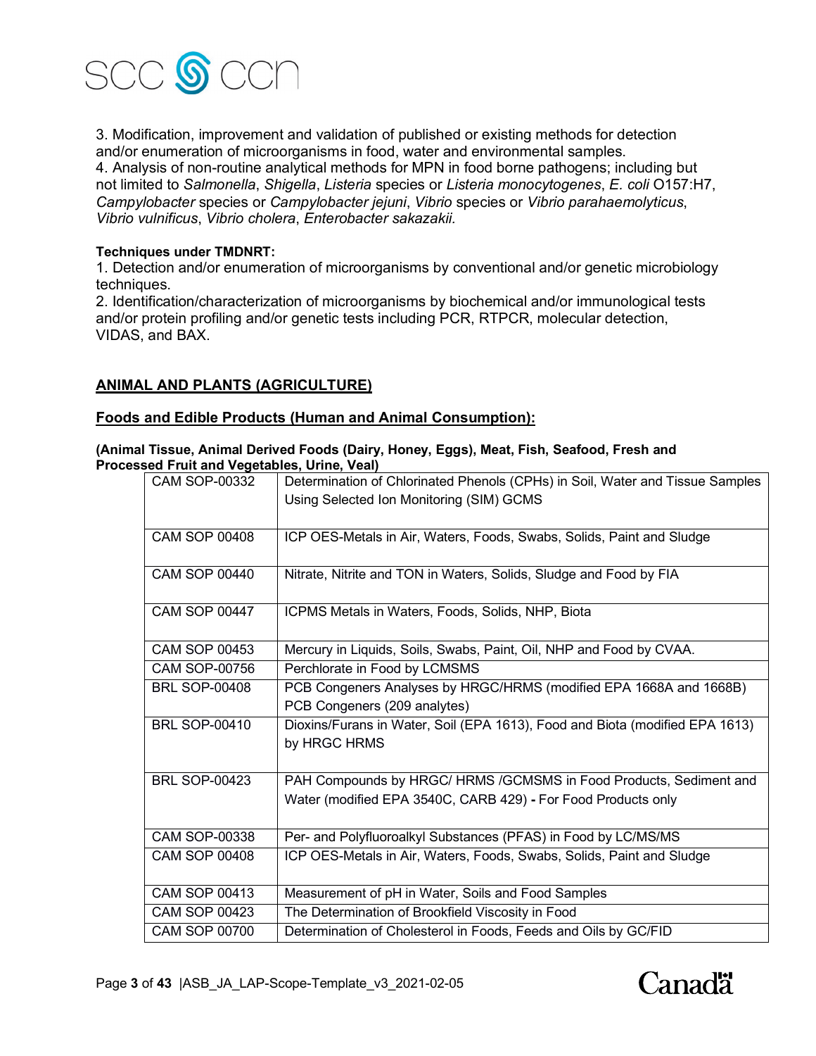3. Modification, improvement and validation of published or existing methods for detection and/or enumeration of microorganisms in food, water and environmental samples.
4. Analysis of non-routine analytical methods for MPN in food borne pathogens; including but not limited to *Salmonella*, *Shigella*, *Listeria* species or *Listeria monocytogenes*, *E. coli* O157:H7, *Campylobacter* species or *Campylobacter jejuni*, *Vibrio* species or *Vibrio parahaemolyticus*, *Vibrio vulnificus*, *Vibrio cholera*, *Enterobacter sakazakii.*

**Techniques under TMDNRT:**
1. Detection and/or enumeration of microorganisms by conventional and/or genetic microbiology techniques.
2. Identification/characterization of microorganisms by biochemical and/or immunological tests and/or protein profiling and/or genetic tests including PCR, RTPCR, molecular detection, VIDAS, and BAX.

## ANIMAL AND PLANTS (AGRICULTURE)

### Foods and Edible Products (Human and Animal Consumption):

**(Animal Tissue, Animal Derived Foods (Dairy, Honey, Eggs), Meat, Fish, Seafood, Fresh and Processed Fruit and Vegetables, Urine, Veal)**

| | |
|---|---|
| CAM SOP-00332 | Determination of Chlorinated Phenols (CPHs) in Soil, Water and Tissue Samples Using Selected Ion Monitoring (SIM) GCMS |
| CAM SOP 00408 | ICP OES-Metals in Air, Waters, Foods, Swabs, Solids, Paint and Sludge |
| CAM SOP 00440 | Nitrate, Nitrite and TON in Waters, Solids, Sludge and Food by FIA |
| CAM SOP 00447 | ICPMS Metals in Waters, Foods, Solids, NHP, Biota |
| CAM SOP 00453 | Mercury in Liquids, Soils, Swabs, Paint, Oil, NHP and Food by CVAA. |
| CAM SOP-00756 | Perchlorate in Food by LCMSMS |
| BRL SOP-00408 | PCB Congeners Analyses by HRGC/HRMS (modified EPA 1668A and 1668B) PCB Congeners (209 analytes) |
| BRL SOP-00410 | Dioxins/Furans in Water, Soil (EPA 1613), Food and Biota (modified EPA 1613) by HRGC HRMS |
| BRL SOP-00423 | PAH Compounds by HRGC/ HRMS /GCMSMS in Food Products, Sediment and Water (modified EPA 3540C, CARB 429) **-** For Food Products only |
| CAM SOP-00338 | Per- and Polyfluoroalkyl Substances (PFAS) in Food by LC/MS/MS |
| CAM SOP 00408 | ICP OES-Metals in Air, Waters, Foods, Swabs, Solids, Paint and Sludge |
| CAM SOP 00413 | Measurement of pH in Water, Soils and Food Samples |
| CAM SOP 00423 | The Determination of Brookfield Viscosity in Food |
| CAM SOP 00700 | Determination of Cholesterol in Foods, Feeds and Oils by GC/FID |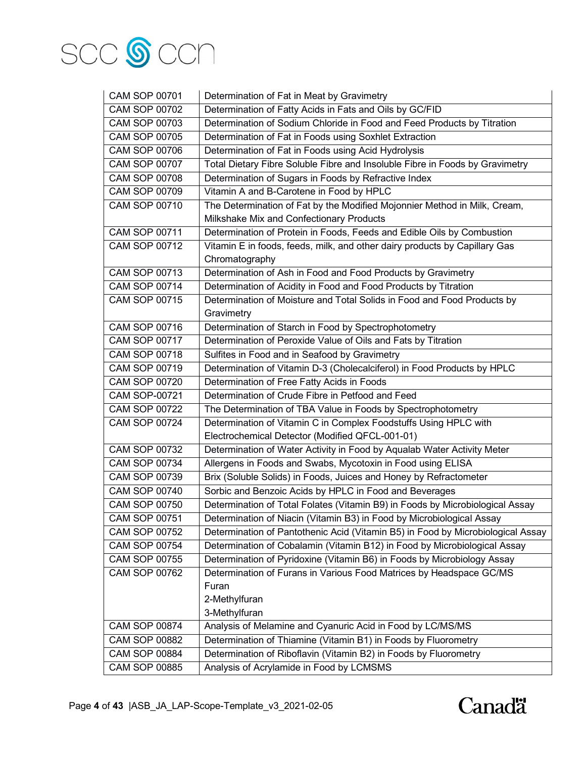| | |
|---|---|
| CAM SOP 00701 | Determination of Fat in Meat by Gravimetry |
| CAM SOP 00702 | Determination of Fatty Acids in Fats and Oils by GC/FID |
| CAM SOP 00703 | Determination of Sodium Chloride in Food and Feed Products by Titration |
| CAM SOP 00705 | Determination of Fat in Foods using Soxhlet Extraction |
| CAM SOP 00706 | Determination of Fat in Foods using Acid Hydrolysis |
| CAM SOP 00707 | Total Dietary Fibre Soluble Fibre and Insoluble Fibre in Foods by Gravimetry |
| CAM SOP 00708 | Determination of Sugars in Foods by Refractive Index |
| CAM SOP 00709 | Vitamin A and B-Carotene in Food by HPLC |
| CAM SOP 00710 | The Determination of Fat by the Modified Mojonnier Method in Milk, Cream, Milkshake Mix and Confectionary Products |
| CAM SOP 00711 | Determination of Protein in Foods, Feeds and Edible Oils by Combustion |
| CAM SOP 00712 | Vitamin E in foods, feeds, milk, and other dairy products by Capillary Gas Chromatography |
| CAM SOP 00713 | Determination of Ash in Food and Food Products by Gravimetry |
| CAM SOP 00714 | Determination of Acidity in Food and Food Products by Titration |
| CAM SOP 00715 | Determination of Moisture and Total Solids in Food and Food Products by Gravimetry |
| CAM SOP 00716 | Determination of Starch in Food by Spectrophotometry |
| CAM SOP 00717 | Determination of Peroxide Value of Oils and Fats by Titration |
| CAM SOP 00718 | Sulfites in Food and in Seafood by Gravimetry |
| CAM SOP 00719 | Determination of Vitamin D-3 (Cholecalciferol) in Food Products by HPLC |
| CAM SOP 00720 | Determination of Free Fatty Acids in Foods |
| CAM SOP-00721 | Determination of Crude Fibre in Petfood and Feed |
| CAM SOP 00722 | The Determination of TBA Value in Foods by Spectrophotometry |
| CAM SOP 00724 | Determination of Vitamin C in Complex Foodstuffs Using HPLC with Electrochemical Detector (Modified QFCL-001-01) |
| CAM SOP 00732 | Determination of Water Activity in Food by Aqualab Water Activity Meter |
| CAM SOP 00734 | Allergens in Foods and Swabs, Mycotoxin in Food using ELISA |
| CAM SOP 00739 | Brix (Soluble Solids) in Foods, Juices and Honey by Refractometer |
| CAM SOP 00740 | Sorbic and Benzoic Acids by HPLC in Food and Beverages |
| CAM SOP 00750 | Determination of Total Folates (Vitamin B9) in Foods by Microbiological Assay |
| CAM SOP 00751 | Determination of Niacin (Vitamin B3) in Food by Microbiological Assay |
| CAM SOP 00752 | Determination of Pantothenic Acid (Vitamin B5) in Food by Microbiological Assay |
| CAM SOP 00754 | Determination of Cobalamin (Vitamin B12) in Food by Microbiological Assay |
| CAM SOP 00755 | Determination of Pyridoxine (Vitamin B6) in Foods by Microbiology Assay |
| CAM SOP 00762 | Determination of Furans in Various Food Matrices by Headspace GC/MS<br>Furan<br>2-Methylfuran<br>3-Methylfuran |
| CAM SOP 00874 | Analysis of Melamine and Cyanuric Acid in Food by LC/MS/MS |
| CAM SOP 00882 | Determination of Thiamine (Vitamin B1) in Foods by Fluorometry |
| CAM SOP 00884 | Determination of Riboflavin (Vitamin B2) in Foods by Fluorometry |
| CAM SOP 00885 | Analysis of Acrylamide in Food by LCMSMS |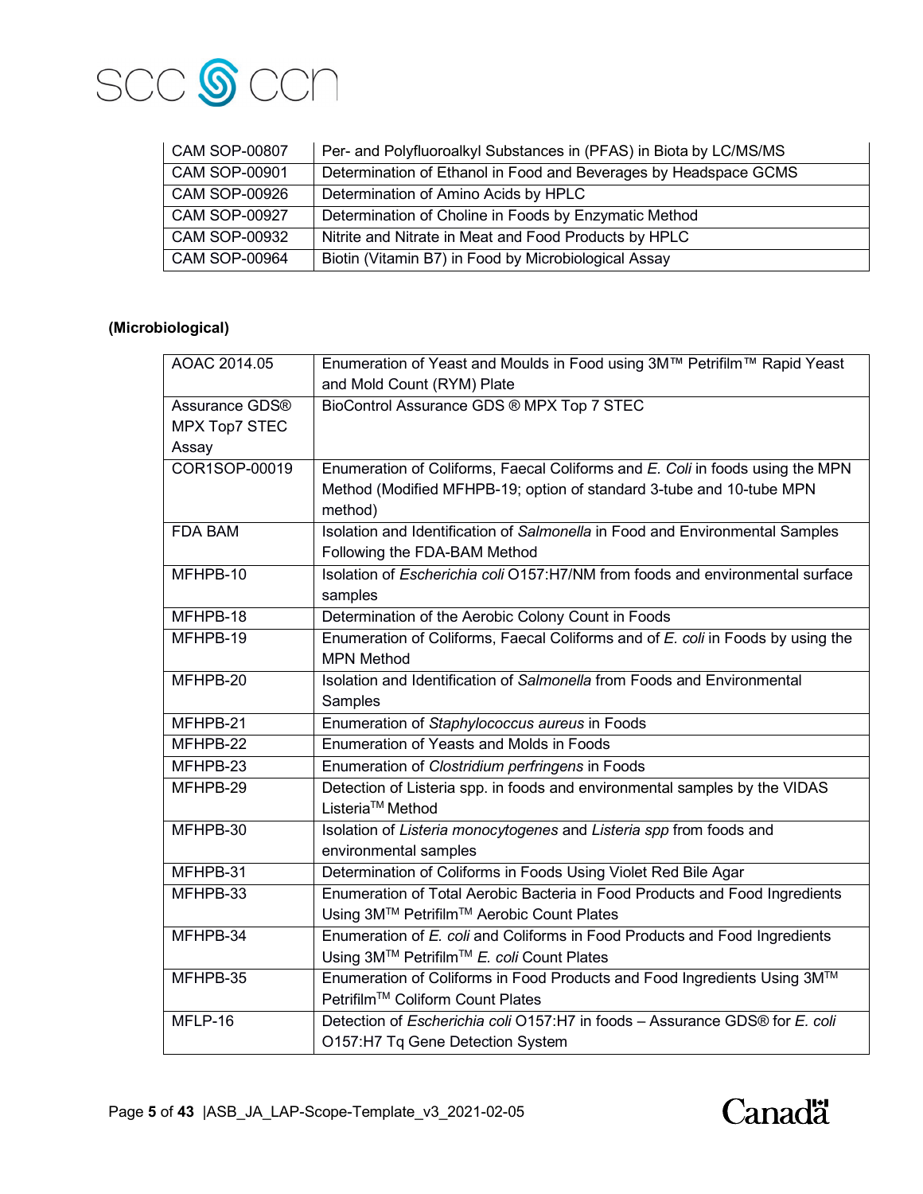| CAM SOP-00807 | Per- and Polyfluoroalkyl Substances in (PFAS) in Biota by LC/MS/MS |
|---|---|
| CAM SOP-00901 | Determination of Ethanol in Food and Beverages by Headspace GCMS |
| CAM SOP-00926 | Determination of Amino Acids by HPLC |
| CAM SOP-00927 | Determination of Choline in Foods by Enzymatic Method |
| CAM SOP-00932 | Nitrite and Nitrate in Meat and Food Products by HPLC |
| CAM SOP-00964 | Biotin (Vitamin B7) in Food by Microbiological Assay |

**(Microbiological)**

| AOAC 2014.05 | Enumeration of Yeast and Moulds in Food using 3M™ Petrifilm™ Rapid Yeast and Mold Count (RYM) Plate |
|---|---|
| Assurance GDS® MPX Top7 STEC Assay | BioControl Assurance GDS ® MPX Top 7 STEC |
| COR1SOP-00019 | Enumeration of Coliforms, Faecal Coliforms and *E. Coli* in foods using the MPN Method (Modified MFHPB-19; option of standard 3-tube and 10-tube MPN method) |
| FDA BAM | Isolation and Identification of *Salmonella* in Food and Environmental Samples Following the FDA-BAM Method |
| MFHPB-10 | Isolation of *Escherichia coli* O157:H7/NM from foods and environmental surface samples |
| MFHPB-18 | Determination of the Aerobic Colony Count in Foods |
| MFHPB-19 | Enumeration of Coliforms, Faecal Coliforms and of *E. coli* in Foods by using the MPN Method |
| MFHPB-20 | Isolation and Identification of *Salmonella* from Foods and Environmental Samples |
| MFHPB-21 | Enumeration of *Staphylococcus aureus* in Foods |
| MFHPB-22 | Enumeration of Yeasts and Molds in Foods |
| MFHPB-23 | Enumeration of *Clostridium perfringens* in Foods |
| MFHPB-29 | Detection of Listeria spp. in foods and environmental samples by the VIDAS Listeria™ Method |
| MFHPB-30 | Isolation of *Listeria monocytogenes* and *Listeria spp* from foods and environmental samples |
| MFHPB-31 | Determination of Coliforms in Foods Using Violet Red Bile Agar |
| MFHPB-33 | Enumeration of Total Aerobic Bacteria in Food Products and Food Ingredients Using 3M™ Petrifilm™ Aerobic Count Plates |
| MFHPB-34 | Enumeration of *E. coli* and Coliforms in Food Products and Food Ingredients Using 3M™ Petrifilm™ *E. coli* Count Plates |
| MFHPB-35 | Enumeration of Coliforms in Food Products and Food Ingredients Using 3M™ Petrifilm™ Coliform Count Plates |
| MFLP-16 | Detection of *Escherichia coli* O157:H7 in foods – Assurance GDS® for *E. coli* O157:H7 Tq Gene Detection System |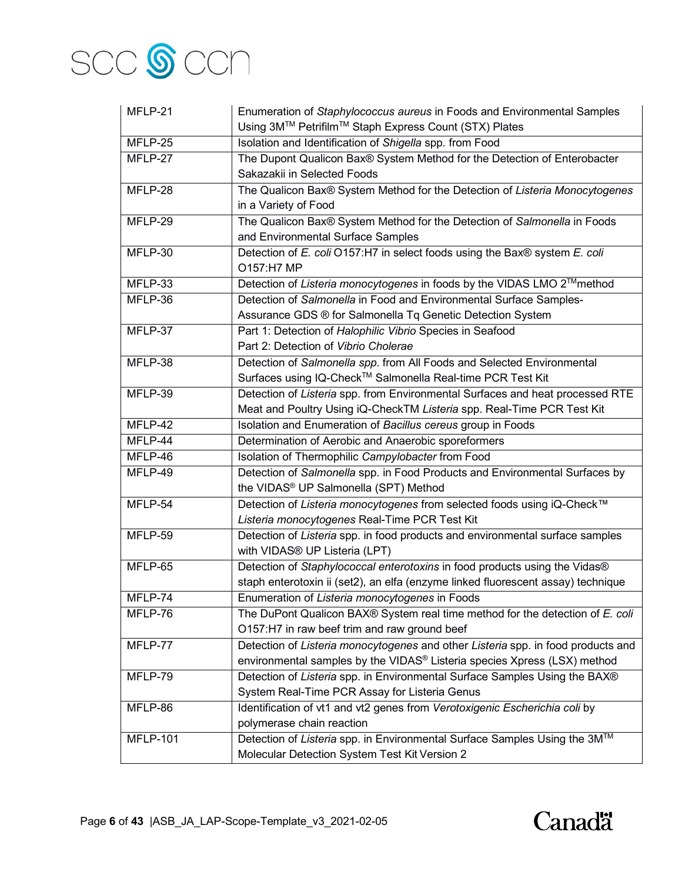| MFLP-21 | Enumeration of *Staphylococcus aureus* in Foods and Environmental Samples Using 3M™ Petrifilm™ Staph Express Count (STX) Plates |
|---|---|
| MFLP-25 | Isolation and Identification of *Shigella* spp. from Food |
| MFLP-27 | The Dupont Qualicon Bax® System Method for the Detection of Enterobacter Sakazakii in Selected Foods |
| MFLP-28 | The Qualicon Bax® System Method for the Detection of *Listeria Monocytogenes* in a Variety of Food |
| MFLP-29 | The Qualicon Bax® System Method for the Detection of *Salmonella* in Foods and Environmental Surface Samples |
| MFLP-30 | Detection of *E. coli* O157:H7 in select foods using the Bax® system *E. coli* O157:H7 MP |
| MFLP-33 | Detection of *Listeria monocytogenes* in foods by the VIDAS LMO 2™method |
| MFLP-36 | Detection of *Salmonella* in Food and Environmental Surface Samples-Assurance GDS ® for Salmonella Tq Genetic Detection System |
| MFLP-37 | Part 1: Detection of *Halophilic Vibrio* Species in Seafood<br>Part 2: Detection of *Vibrio Cholerae* |
| MFLP-38 | Detection of *Salmonella spp.* from All Foods and Selected Environmental Surfaces using IQ-Check™ Salmonella Real-time PCR Test Kit |
| MFLP-39 | Detection of *Listeria* spp. from Environmental Surfaces and heat processed RTE Meat and Poultry Using iQ-CheckTM *Listeria* spp. Real-Time PCR Test Kit |
| MFLP-42 | Isolation and Enumeration of *Bacillus cereus* group in Foods |
| MFLP-44 | Determination of Aerobic and Anaerobic sporeformers |
| MFLP-46 | Isolation of Thermophilic *Campylobacter* from Food |
| MFLP-49 | Detection of *Salmonella* spp. in Food Products and Environmental Surfaces by the VIDAS® UP Salmonella (SPT) Method |
| MFLP-54 | Detection of *Listeria monocytogenes* from selected foods using iQ-Check™ *Listeria monocytogenes* Real-Time PCR Test Kit |
| MFLP-59 | Detection of *Listeria* spp. in food products and environmental surface samples with VIDAS® UP Listeria (LPT) |
| MFLP-65 | Detection of *Staphylococcal enterotoxins* in food products using the Vidas® staph enterotoxin ii (set2), an elfa (enzyme linked fluorescent assay) technique |
| MFLP-74 | Enumeration of *Listeria monocytogenes* in Foods |
| MFLP-76 | The DuPont Qualicon BAX® System real time method for the detection of *E. coli* O157:H7 in raw beef trim and raw ground beef |
| MFLP-77 | Detection of *Listeria monocytogenes* and other *Listeria* spp. in food products and environmental samples by the VIDAS® Listeria species Xpress (LSX) method |
| MFLP-79 | Detection of *Listeria* spp. in Environmental Surface Samples Using the BAX® System Real-Time PCR Assay for Listeria Genus |
| MFLP-86 | Identification of vt1 and vt2 genes from *Verotoxigenic Escherichia coli* by polymerase chain reaction |
| MFLP-101 | Detection of *Listeria* spp. in Environmental Surface Samples Using the 3M™ Molecular Detection System Test Kit Version 2 |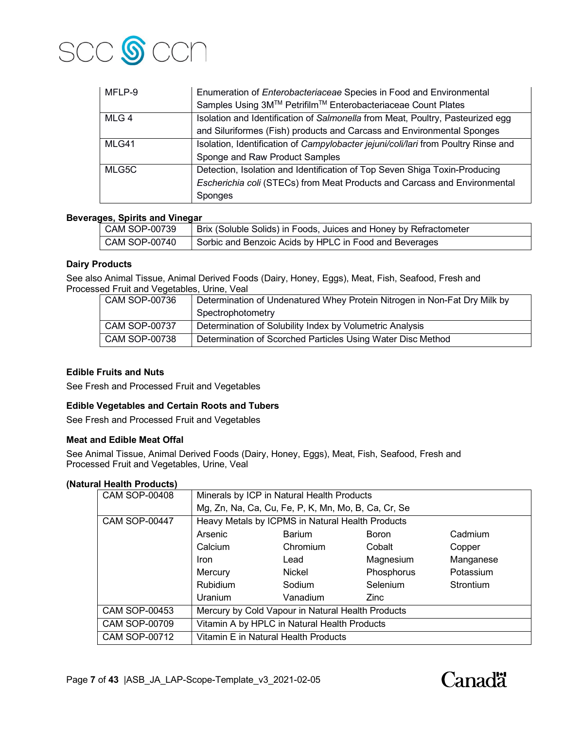| | |
|---|---|
| MFLP-9 | Enumeration of *Enterobacteriaceae* Species in Food and Environmental Samples Using 3M™ Petrifilm™ Enterobacteriaceae Count Plates |
| MLG 4 | Isolation and Identification of *Salmonella* from Meat, Poultry, Pasteurized egg and Siluriformes (Fish) products and Carcass and Environmental Sponges |
| MLG41 | Isolation, Identification of *Campylobacter jejuni/coli/lari* from Poultry Rinse and Sponge and Raw Product Samples |
| MLG5C | Detection, Isolation and Identification of Top Seven Shiga Toxin-Producing *Escherichia coli* (STECs) from Meat Products and Carcass and Environmental Sponges |

**Beverages, Spirits and Vinegar**

| | |
|---|---|
| CAM SOP-00739 | Brix (Soluble Solids) in Foods, Juices and Honey by Refractometer |
| CAM SOP-00740 | Sorbic and Benzoic Acids by HPLC in Food and Beverages |

**Dairy Products**

See also Animal Tissue, Animal Derived Foods (Dairy, Honey, Eggs), Meat, Fish, Seafood, Fresh and Processed Fruit and Vegetables, Urine, Veal

| | |
|---|---|
| CAM SOP-00736 | Determination of Undenatured Whey Protein Nitrogen in Non-Fat Dry Milk by Spectrophotometry |
| CAM SOP-00737 | Determination of Solubility Index by Volumetric Analysis |
| CAM SOP-00738 | Determination of Scorched Particles Using Water Disc Method |

**Edible Fruits and Nuts**

See Fresh and Processed Fruit and Vegetables

**Edible Vegetables and Certain Roots and Tubers**

See Fresh and Processed Fruit and Vegetables

**Meat and Edible Meat Offal**

See Animal Tissue, Animal Derived Foods (Dairy, Honey, Eggs), Meat, Fish, Seafood, Fresh and Processed Fruit and Vegetables, Urine, Veal

**(Natural Health Products)**

| | | | | |
|---|---|---|---|---|
| CAM SOP-00408 | Minerals by ICP in Natural Health Products<br>Mg, Zn, Na, Ca, Cu, Fe, P, K, Mn, Mo, B, Ca, Cr, Se | | | |
| CAM SOP-00447 | Heavy Metals by ICPMS in Natural Health Products | | | |
| | Arsenic | Barium | Boron | Cadmium |
| | Calcium | Chromium | Cobalt | Copper |
| | Iron | Lead | Magnesium | Manganese |
| | Mercury | Nickel | Phosphorus | Potassium |
| | Rubidium | Sodium | Selenium | Strontium |
| | Uranium | Vanadium | Zinc | |
| CAM SOP-00453 | Mercury by Cold Vapour in Natural Health Products | | | |
| CAM SOP-00709 | Vitamin A by HPLC in Natural Health Products | | | |
| CAM SOP-00712 | Vitamin E in Natural Health Products | | | |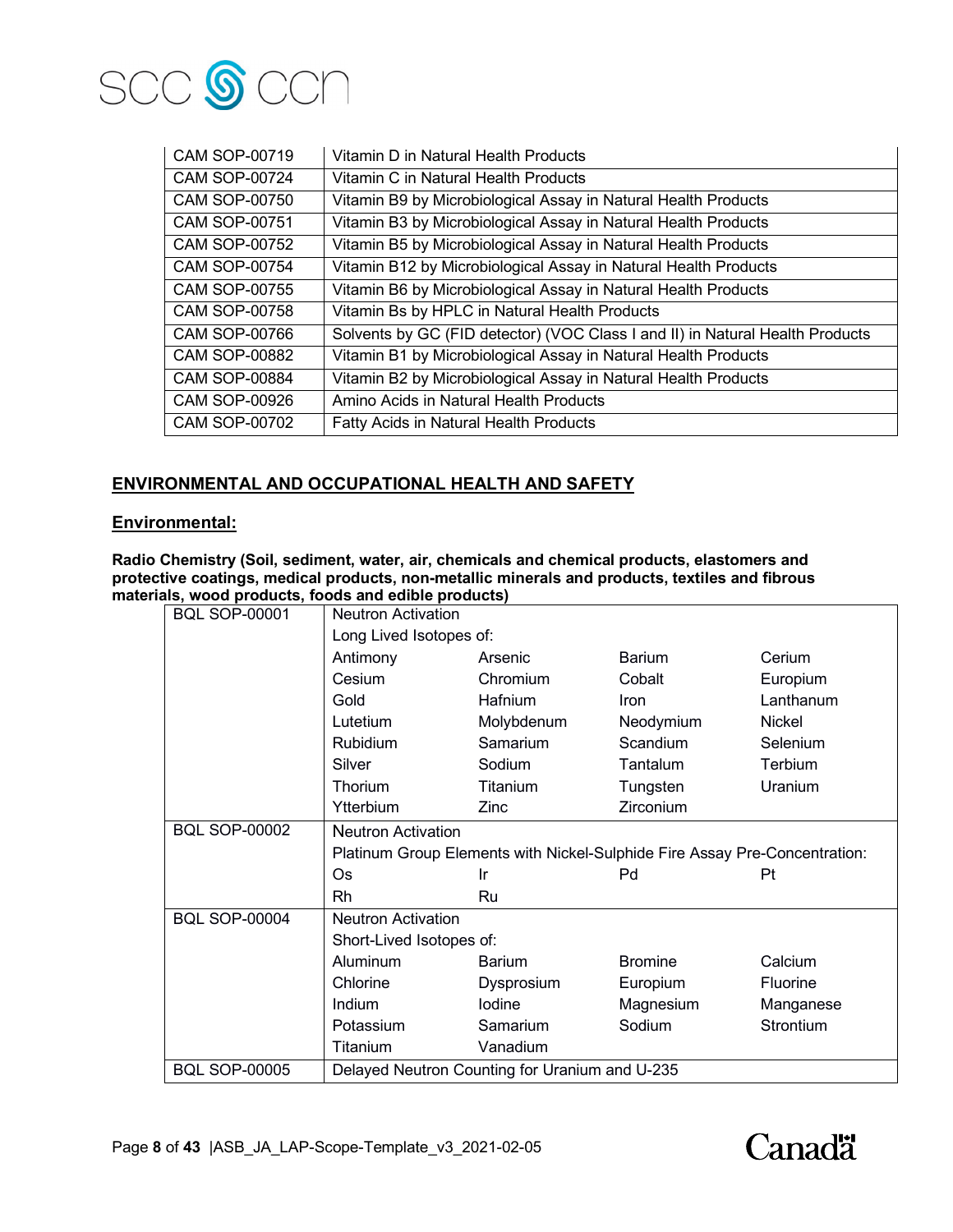| | |
|---|---|
| CAM SOP-00719 | Vitamin D in Natural Health Products |
| CAM SOP-00724 | Vitamin C in Natural Health Products |
| CAM SOP-00750 | Vitamin B9 by Microbiological Assay in Natural Health Products |
| CAM SOP-00751 | Vitamin B3 by Microbiological Assay in Natural Health Products |
| CAM SOP-00752 | Vitamin B5 by Microbiological Assay in Natural Health Products |
| CAM SOP-00754 | Vitamin B12 by Microbiological Assay in Natural Health Products |
| CAM SOP-00755 | Vitamin B6 by Microbiological Assay in Natural Health Products |
| CAM SOP-00758 | Vitamin Bs by HPLC in Natural Health Products |
| CAM SOP-00766 | Solvents by GC (FID detector) (VOC Class I and II) in Natural Health Products |
| CAM SOP-00882 | Vitamin B1 by Microbiological Assay in Natural Health Products |
| CAM SOP-00884 | Vitamin B2 by Microbiological Assay in Natural Health Products |
| CAM SOP-00926 | Amino Acids in Natural Health Products |
| CAM SOP-00702 | Fatty Acids in Natural Health Products |

## <u>ENVIRONMENTAL AND OCCUPATIONAL HEALTH AND SAFETY</u>

### <u>Environmental:</u>

**Radio Chemistry (Soil, sediment, water, air, chemicals and chemical products, elastomers and protective coatings, medical products, non-metallic minerals and products, textiles and fibrous materials, wood products, foods and edible products)**

| | | | | |
|---|---|---|---|---|
| BQL SOP-00001 | Neutron Activation | | | |
| | Long Lived Isotopes of: | | | |
| | Antimony | Arsenic | Barium | Cerium |
| | Cesium | Chromium | Cobalt | Europium |
| | Gold | Hafnium | Iron | Lanthanum |
| | Lutetium | Molybdenum | Neodymium | Nickel |
| | Rubidium | Samarium | Scandium | Selenium |
| | Silver | Sodium | Tantalum | Terbium |
| | Thorium | Titanium | Tungsten | Uranium |
| | Ytterbium | Zinc | Zirconium | |
| BQL SOP-00002 | Neutron Activation | | | |
| | Platinum Group Elements with Nickel-Sulphide Fire Assay Pre-Concentration: | | | |
| | Os | Ir | Pd | Pt |
| | Rh | Ru | | |
| BQL SOP-00004 | Neutron Activation | | | |
| | Short-Lived Isotopes of: | | | |
| | Aluminum | Barium | Bromine | Calcium |
| | Chlorine | Dysprosium | Europium | Fluorine |
| | Indium | Iodine | Magnesium | Manganese |
| | Potassium | Samarium | Sodium | Strontium |
| | Titanium | Vanadium | | |
| BQL SOP-00005 | Delayed Neutron Counting for Uranium and U-235 | | | |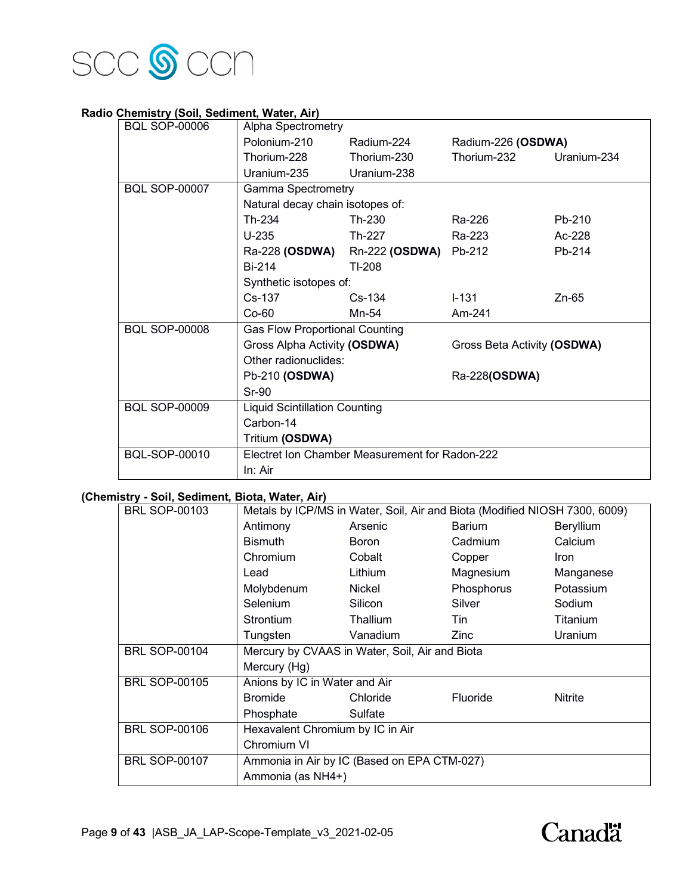**Radio Chemistry (Soil, Sediment, Water, Air)**

| | | | | |
|---|---|---|---|---|
| BQL SOP-00006 | Alpha Spectrometry | | | |
| | Polonium-210 | Radium-224 | Radium-226 **(OSDWA)** | |
| | Thorium-228 | Thorium-230 | Thorium-232 | Uranium-234 |
| | Uranium-235 | Uranium-238 | | |
| BQL SOP-00007 | Gamma Spectrometry | | | |
| | Natural decay chain isotopes of: | | | |
| | Th-234 | Th-230 | Ra-226 | Pb-210 |
| | U-235 | Th-227 | Ra-223 | Ac-228 |
| | Ra-228 **(OSDWA)** | Rn-222 **(OSDWA)** | Pb-212 | Pb-214 |
| | Bi-214 | Tl-208 | | |
| | Synthetic isotopes of: | | | |
| | Cs-137 | Cs-134 | I-131 | Zn-65 |
| | Co-60 | Mn-54 | Am-241 | |
| BQL SOP-00008 | Gas Flow Proportional Counting | | | |
| | Gross Alpha Activity **(OSDWA)** | | Gross Beta Activity **(OSDWA)** | |
| | Other radionuclides: | | | |
| | Pb-210 **(OSDWA)** | | Ra-228**(OSDWA)** | |
| | Sr-90 | | | |
| BQL SOP-00009 | Liquid Scintillation Counting | | | |
| | Carbon-14 | | | |
| | Tritium **(OSDWA)** | | | |
| BQL-SOP-00010 | Electret Ion Chamber Measurement for Radon-222 | | | |
| | In: Air | | | |

**(Chemistry - Soil, Sediment, Biota, Water, Air)**

| | | | | |
|---|---|---|---|---|
| BRL SOP-00103 | Metals by ICP/MS in Water, Soil, Air and Biota (Modified NIOSH 7300, 6009) | | | |
| | Antimony | Arsenic | Barium | Beryllium |
| | Bismuth | Boron | Cadmium | Calcium |
| | Chromium | Cobalt | Copper | Iron |
| | Lead | Lithium | Magnesium | Manganese |
| | Molybdenum | Nickel | Phosphorus | Potassium |
| | Selenium | Silicon | Silver | Sodium |
| | Strontium | Thallium | Tin | Titanium |
| | Tungsten | Vanadium | Zinc | Uranium |
| BRL SOP-00104 | Mercury by CVAAS in Water, Soil, Air and Biota | | | |
| | Mercury (Hg) | | | |
| BRL SOP-00105 | Anions by IC in Water and Air | | | |
| | Bromide | Chloride | Fluoride | Nitrite |
| | Phosphate | Sulfate | | |
| BRL SOP-00106 | Hexavalent Chromium by IC in Air | | | |
| | Chromium VI | | | |
| BRL SOP-00107 | Ammonia in Air by IC (Based on EPA CTM-027) | | | |
| | Ammonia (as $NH_4^+$) | | | |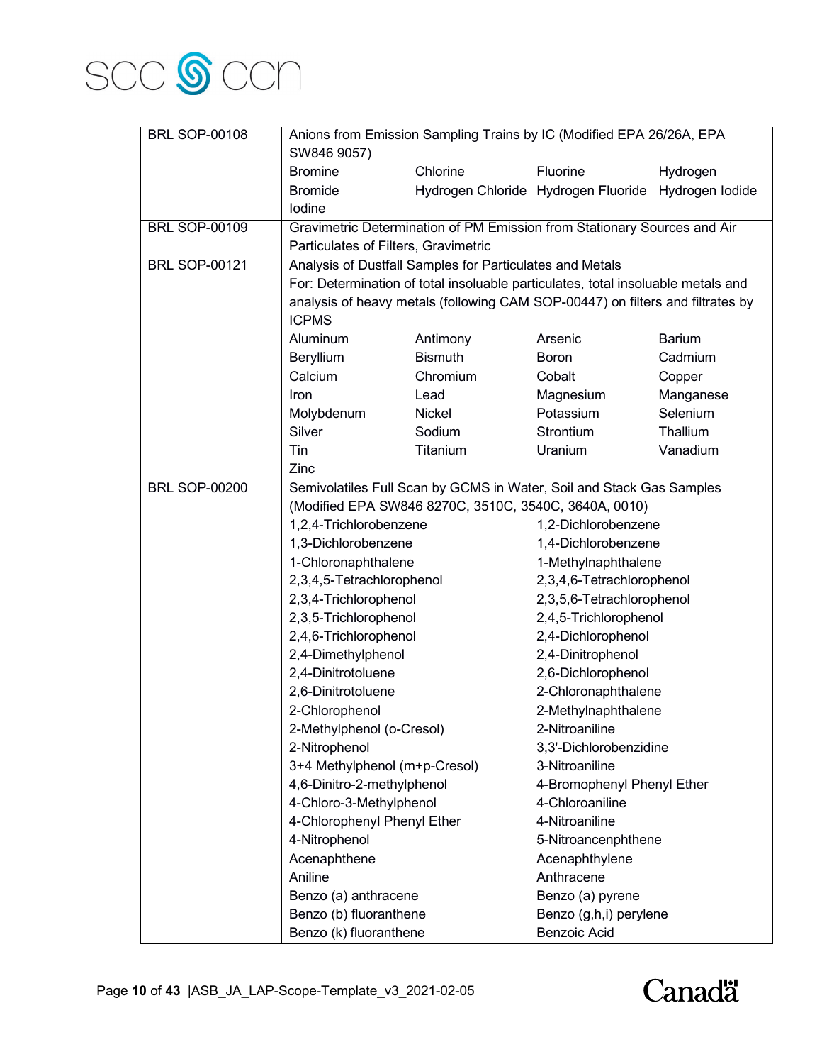| | |
|---|---|
| BRL SOP-00108 | Anions from Emission Sampling Trains by IC (Modified EPA 26/26A, EPA SW846 9057)<br>Bromine, Chlorine, Fluorine, Hydrogen<br>Bromide, Hydrogen Chloride, Hydrogen Fluoride, Hydrogen Iodide<br>Iodine |
| BRL SOP-00109 | Gravimetric Determination of PM Emission from Stationary Sources and Air Particulates of Filters, Gravimetric |
| BRL SOP-00121 | Analysis of Dustfall Samples for Particulates and Metals<br>For: Determination of total insoluable particulates, total insoluable metals and analysis of heavy metals (following CAM SOP-00447) on filters and filtrates by ICPMS<br>Aluminum, Antimony, Arsenic, Barium<br>Beryllium, Bismuth, Boron, Cadmium<br>Calcium, Chromium, Cobalt, Copper<br>Iron, Lead, Magnesium, Manganese<br>Molybdenum, Nickel, Potassium, Selenium<br>Silver, Sodium, Strontium, Thallium<br>Tin, Titanium, Uranium, Vanadium<br>Zinc |
| BRL SOP-00200 | Semivolatiles Full Scan by GCMS in Water, Soil and Stack Gas Samples (Modified EPA SW846 8270C, 3510C, 3540C, 3640A, 0010)<br>1,2,4-Trichlorobenzene, 1,2-Dichlorobenzene<br>1,3-Dichlorobenzene, 1,4-Dichlorobenzene<br>1-Chloronaphthalene, 1-Methylnaphthalene<br>2,3,4,5-Tetrachlorophenol, 2,3,4,6-Tetrachlorophenol<br>2,3,4-Trichlorophenol, 2,3,5,6-Tetrachlorophenol<br>2,3,5-Trichlorophenol, 2,4,5-Trichlorophenol<br>2,4,6-Trichlorophenol, 2,4-Dichlorophenol<br>2,4-Dimethylphenol, 2,4-Dinitrophenol<br>2,4-Dinitrotoluene, 2,6-Dichlorophenol<br>2,6-Dinitrotoluene, 2-Chloronaphthalene<br>2-Chlorophenol, 2-Methylnaphthalene<br>2-Methylphenol (o-Cresol), 2-Nitroaniline<br>2-Nitrophenol, 3,3'-Dichlorobenzidine<br>3+4 Methylphenol (m+p-Cresol), 3-Nitroaniline<br>4,6-Dinitro-2-methylphenol, 4-Bromophenyl Phenyl Ether<br>4-Chloro-3-Methylphenol, 4-Chloroaniline<br>4-Chlorophenyl Phenyl Ether, 4-Nitroaniline<br>4-Nitrophenol, 5-Nitroancenphthene<br>Acenaphthene, Acenaphthylene<br>Aniline, Anthracene<br>Benzo (a) anthracene, Benzo (a) pyrene<br>Benzo (b) fluoranthene, Benzo (g,h,i) perylene<br>Benzo (k) fluoranthene, Benzoic Acid |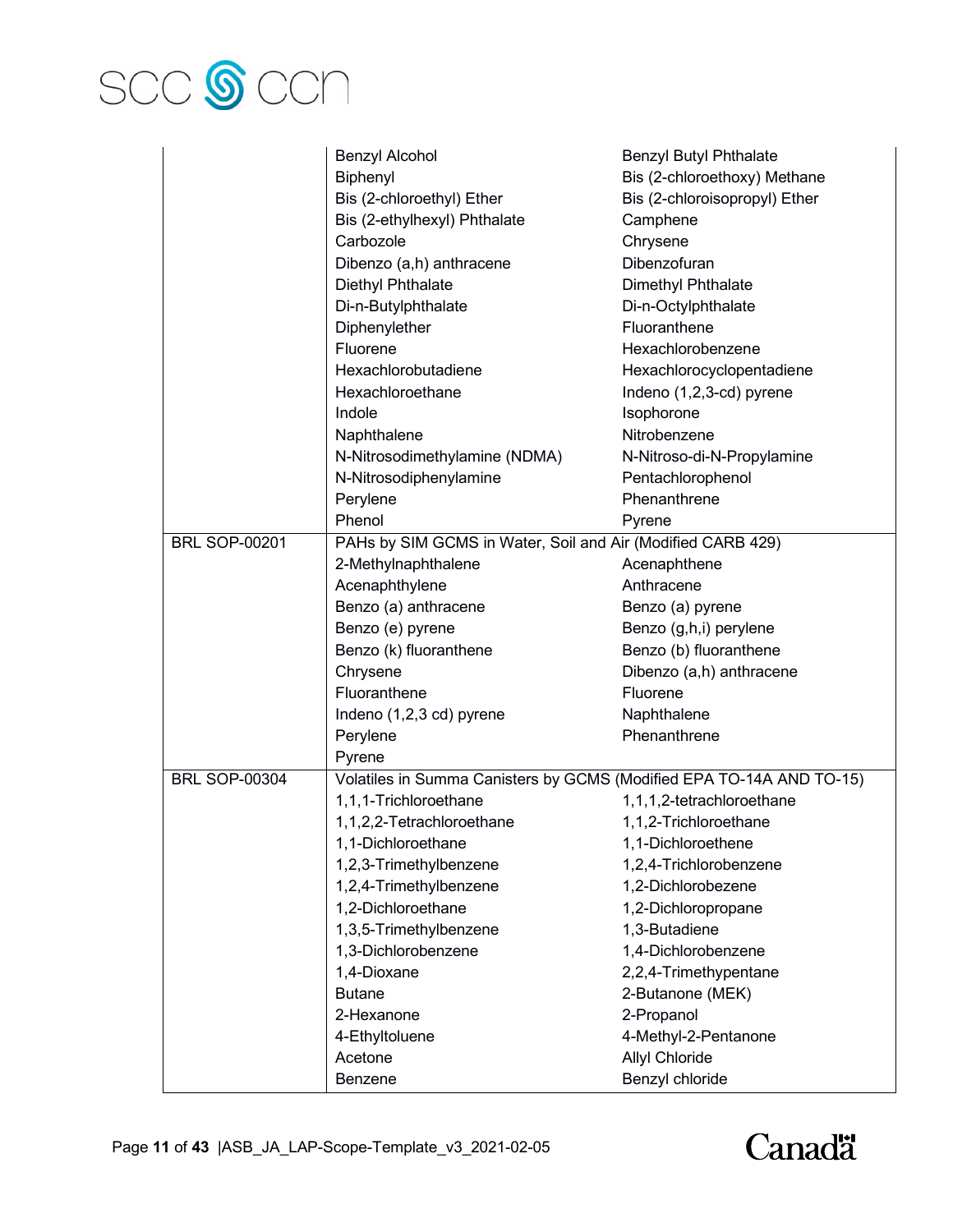| | | |
|---|---|---|
| | Benzyl Alcohol | Benzyl Butyl Phthalate |
| | Biphenyl | Bis (2-chloroethoxy) Methane |
| | Bis (2-chloroethyl) Ether | Bis (2-chloroisopropyl) Ether |
| | Bis (2-ethylhexyl) Phthalate | Camphene |
| | Carbozole | Chrysene |
| | Dibenzo (a,h) anthracene | Dibenzofuran |
| | Diethyl Phthalate | Dimethyl Phthalate |
| | Di-n-Butylphthalate | Di-n-Octylphthalate |
| | Diphenylether | Fluoranthene |
| | Fluorene | Hexachlorobenzene |
| | Hexachlorobutadiene | Hexachlorocyclopentadiene |
| | Hexachloroethane | Indeno (1,2,3-cd) pyrene |
| | Indole | Isophorone |
| | Naphthalene | Nitrobenzene |
| | N-Nitrosodimethylamine (NDMA) | N-Nitroso-di-N-Propylamine |
| | N-Nitrosodiphenylamine | Pentachlorophenol |
| | Perylene | Phenanthrene |
| | Phenol | Pyrene |
| BRL SOP-00201 | PAHs by SIM GCMS in Water, Soil and Air (Modified CARB 429) | |
| | 2-Methylnaphthalene | Acenaphthene |
| | Acenaphthylene | Anthracene |
| | Benzo (a) anthracene | Benzo (a) pyrene |
| | Benzo (e) pyrene | Benzo (g,h,i) perylene |
| | Benzo (k) fluoranthene | Benzo (b) fluoranthene |
| | Chrysene | Dibenzo (a,h) anthracene |
| | Fluoranthene | Fluorene |
| | Indeno (1,2,3 cd) pyrene | Naphthalene |
| | Perylene | Phenanthrene |
| | Pyrene | |
| BRL SOP-00304 | Volatiles in Summa Canisters by GCMS (Modified EPA TO-14A AND TO-15) | |
| | 1,1,1-Trichloroethane | 1,1,1,2-tetrachloroethane |
| | 1,1,2,2-Tetrachloroethane | 1,1,2-Trichloroethane |
| | 1,1-Dichloroethane | 1,1-Dichloroethene |
| | 1,2,3-Trimethylbenzene | 1,2,4-Trichlorobenzene |
| | 1,2,4-Trimethylbenzene | 1,2-Dichlorobezene |
| | 1,2-Dichloroethane | 1,2-Dichloropropane |
| | 1,3,5-Trimethylbenzene | 1,3-Butadiene |
| | 1,3-Dichlorobenzene | 1,4-Dichlorobenzene |
| | 1,4-Dioxane | 2,2,4-Trimethypentane |
| | Butane | 2-Butanone (MEK) |
| | 2-Hexanone | 2-Propanol |
| | 4-Ethyltoluene | 4-Methyl-2-Pentanone |
| | Acetone | Allyl Chloride |
| | Benzene | Benzyl chloride |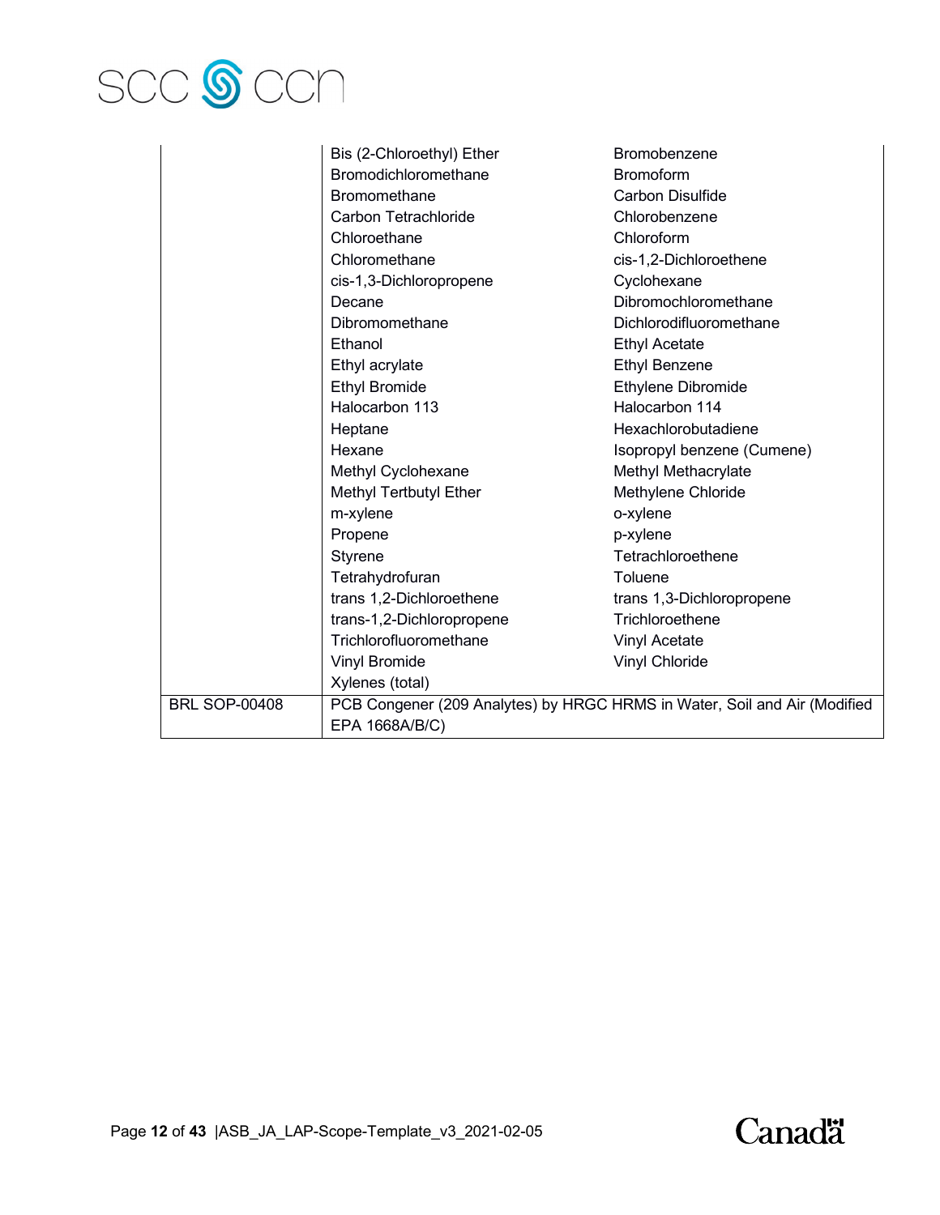| | | |
|---|---|---|
| | Bis (2-Chloroethyl) Ether | Bromobenzene |
| | Bromodichloromethane | Bromoform |
| | Bromomethane | Carbon Disulfide |
| | Carbon Tetrachloride | Chlorobenzene |
| | Chloroethane | Chloroform |
| | Chloromethane | cis-1,2-Dichloroethene |
| | cis-1,3-Dichloropropene | Cyclohexane |
| | Decane | Dibromochloromethane |
| | Dibromomethane | Dichlorodifluoromethane |
| | Ethanol | Ethyl Acetate |
| | Ethyl acrylate | Ethyl Benzene |
| | Ethyl Bromide | Ethylene Dibromide |
| | Halocarbon 113 | Halocarbon 114 |
| | Heptane | Hexachlorobutadiene |
| | Hexane | Isopropyl benzene (Cumene) |
| | Methyl Cyclohexane | Methyl Methacrylate |
| | Methyl Tertbutyl Ether | Methylene Chloride |
| | m-xylene | o-xylene |
| | Propene | p-xylene |
| | Styrene | Tetrachloroethene |
| | Tetrahydrofuran | Toluene |
| | trans 1,2-Dichloroethene | trans 1,3-Dichloropropene |
| | trans-1,2-Dichloropropene | Trichloroethene |
| | Trichlorofluoromethane | Vinyl Acetate |
| | Vinyl Bromide | Vinyl Chloride |
| | Xylenes (total) | |
| BRL SOP-00408 | PCB Congener (209 Analytes) by HRGC HRMS in Water, Soil and Air (Modified EPA 1668A/B/C) | |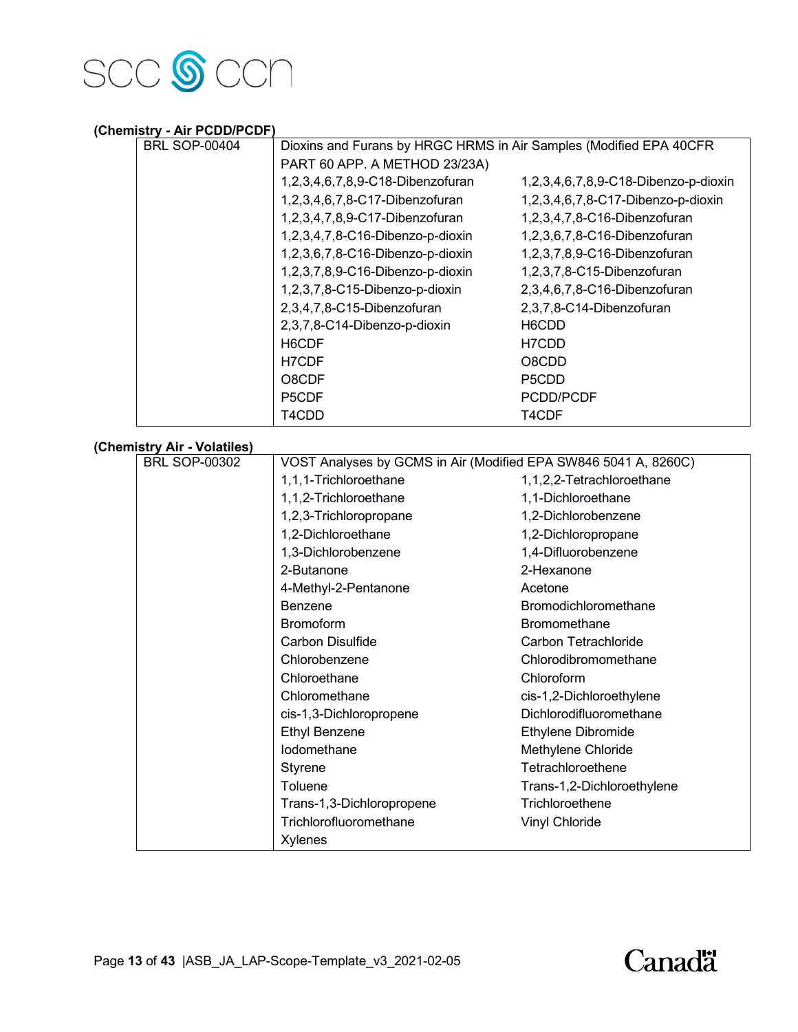**(Chemistry - Air PCDD/PCDF)**

| | | |
|---|---|---|
| BRL SOP-00404 | Dioxins and Furans by HRGC HRMS in Air Samples (Modified EPA 40CFR PART 60 APP. A METHOD 23/23A) | |
| | 1,2,3,4,6,7,8,9-C18-Dibenzofuran | 1,2,3,4,6,7,8,9-C18-Dibenzo-p-dioxin |
| | 1,2,3,4,6,7,8-C17-Dibenzofuran | 1,2,3,4,6,7,8-C17-Dibenzo-p-dioxin |
| | 1,2,3,4,7,8,9-C17-Dibenzofuran | 1,2,3,4,7,8-C16-Dibenzofuran |
| | 1,2,3,4,7,8-C16-Dibenzo-p-dioxin | 1,2,3,6,7,8-C16-Dibenzofuran |
| | 1,2,3,6,7,8-C16-Dibenzo-p-dioxin | 1,2,3,7,8,9-C16-Dibenzofuran |
| | 1,2,3,7,8,9-C16-Dibenzo-p-dioxin | 1,2,3,7,8-C15-Dibenzofuran |
| | 1,2,3,7,8-C15-Dibenzo-p-dioxin | 2,3,4,6,7,8-C16-Dibenzofuran |
| | 2,3,4,7,8-C15-Dibenzofuran | 2,3,7,8-C14-Dibenzofuran |
| | 2,3,7,8-C14-Dibenzo-p-dioxin | H6CDD |
| | H6CDF | H7CDD |
| | H7CDF | O8CDD |
| | O8CDF | P5CDD |
| | P5CDF | PCDD/PCDF |
| | T4CDD | T4CDF |

**(Chemistry Air - Volatiles)**

| | | |
|---|---|---|
| BRL SOP-00302 | VOST Analyses by GCMS in Air (Modified EPA SW846 5041 A, 8260C) | |
| | 1,1,1-Trichloroethane | 1,1,2,2-Tetrachloroethane |
| | 1,1,2-Trichloroethane | 1,1-Dichloroethane |
| | 1,2,3-Trichloropropane | 1,2-Dichlorobenzene |
| | 1,2-Dichloroethane | 1,2-Dichloropropane |
| | 1,3-Dichlorobenzene | 1,4-Difluorobenzene |
| | 2-Butanone | 2-Hexanone |
| | 4-Methyl-2-Pentanone | Acetone |
| | Benzene | Bromodichloromethane |
| | Bromoform | Bromomethane |
| | Carbon Disulfide | Carbon Tetrachloride |
| | Chlorobenzene | Chlorodibromomethane |
| | Chloroethane | Chloroform |
| | Chloromethane | cis-1,2-Dichloroethylene |
| | cis-1,3-Dichloropropene | Dichlorodifluoromethane |
| | Ethyl Benzene | Ethylene Dibromide |
| | Iodomethane | Methylene Chloride |
| | Styrene | Tetrachloroethene |
| | Toluene | Trans-1,2-Dichloroethylene |
| | Trans-1,3-Dichloropropene | Trichloroethene |
| | Trichlorofluoromethane | Vinyl Chloride |
| | Xylenes | |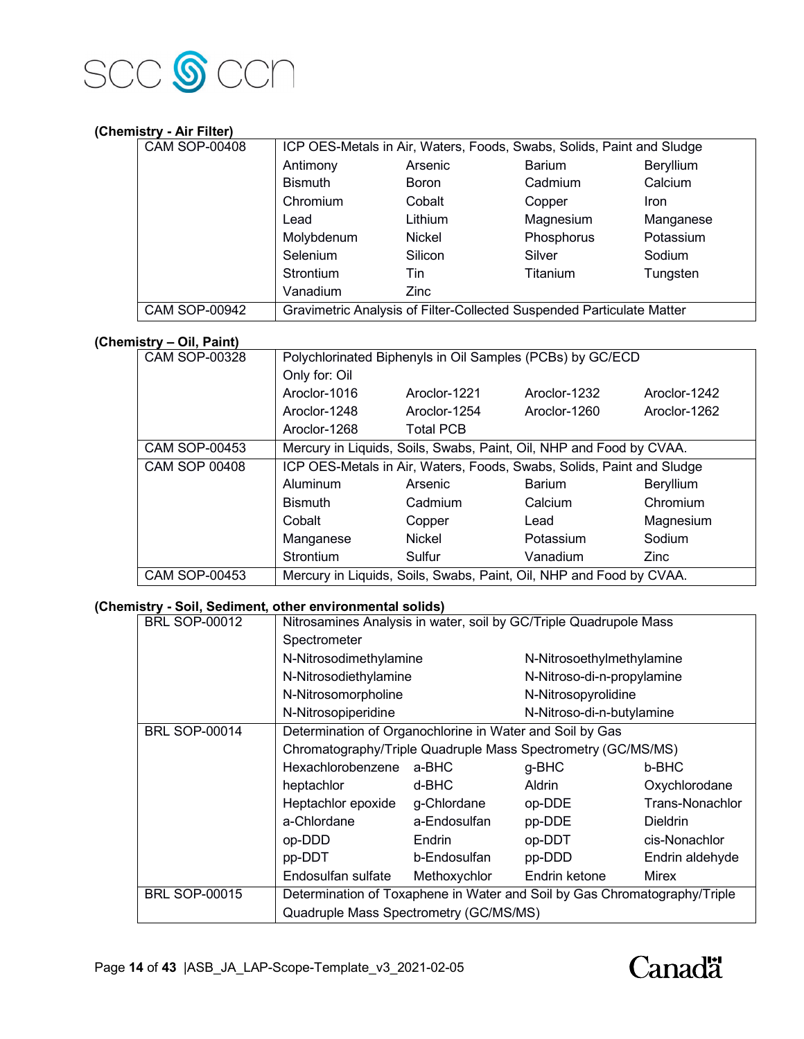**(Chemistry - Air Filter)**

| | | | | |
|---|---|---|---|---|
| CAM SOP-00408 | ICP OES-Metals in Air, Waters, Foods, Swabs, Solids, Paint and Sludge | | | |
| | Antimony | Arsenic | Barium | Beryllium |
| | Bismuth | Boron | Cadmium | Calcium |
| | Chromium | Cobalt | Copper | Iron |
| | Lead | Lithium | Magnesium | Manganese |
| | Molybdenum | Nickel | Phosphorus | Potassium |
| | Selenium | Silicon | Silver | Sodium |
| | Strontium | Tin | Titanium | Tungsten |
| | Vanadium | Zinc | | |
| CAM SOP-00942 | Gravimetric Analysis of Filter-Collected Suspended Particulate Matter | | | |

**(Chemistry – Oil, Paint)**

| | | | | |
|---|---|---|---|---|
| CAM SOP-00328 | Polychlorinated Biphenyls in Oil Samples (PCBs) by GC/ECD | | | |
| | Only for: Oil | | | |
| | Aroclor-1016 | Aroclor-1221 | Aroclor-1232 | Aroclor-1242 |
| | Aroclor-1248 | Aroclor-1254 | Aroclor-1260 | Aroclor-1262 |
| | Aroclor-1268 | Total PCB | | |
| CAM SOP-00453 | Mercury in Liquids, Soils, Swabs, Paint, Oil, NHP and Food by CVAA. | | | |
| CAM SOP 00408 | ICP OES-Metals in Air, Waters, Foods, Swabs, Solids, Paint and Sludge | | | |
| | Aluminum | Arsenic | Barium | Beryllium |
| | Bismuth | Cadmium | Calcium | Chromium |
| | Cobalt | Copper | Lead | Magnesium |
| | Manganese | Nickel | Potassium | Sodium |
| | Strontium | Sulfur | Vanadium | Zinc |
| CAM SOP-00453 | Mercury in Liquids, Soils, Swabs, Paint, Oil, NHP and Food by CVAA. | | | |

**(Chemistry - Soil, Sediment, other environmental solids)**

| | | | | |
|---|---|---|---|---|
| BRL SOP-00012 | Nitrosamines Analysis in water, soil by GC/Triple Quadrupole Mass Spectrometer | | | |
| | N-Nitrosodimethylamine | | N-Nitrosoethylmethylamine | |
| | N-Nitrosodiethylamine | | N-Nitroso-di-n-propylamine | |
| | N-Nitrosomorpholine | | N-Nitrosopyrolidine | |
| | N-Nitrosopiperidine | | N-Nitroso-di-n-butylamine | |
| BRL SOP-00014 | Determination of Organochlorine in Water and Soil by Gas Chromatography/Triple Quadruple Mass Spectrometry (GC/MS/MS) | | | |
| | Hexachlorobenzene | a-BHC | g-BHC | b-BHC |
| | heptachlor | d-BHC | Aldrin | Oxychlorodane |
| | Heptachlor epoxide | g-Chlordane | op-DDE | Trans-Nonachlor |
| | a-Chlordane | a-Endosulfan | pp-DDE | Dieldrin |
| | op-DDD | Endrin | op-DDT | cis-Nonachlor |
| | pp-DDT | b-Endosulfan | pp-DDD | Endrin aldehyde |
| | Endosulfan sulfate | Methoxychlor | Endrin ketone | Mirex |
| BRL SOP-00015 | Determination of Toxaphene in Water and Soil by Gas Chromatography/Triple Quadruple Mass Spectrometry (GC/MS/MS) | | | |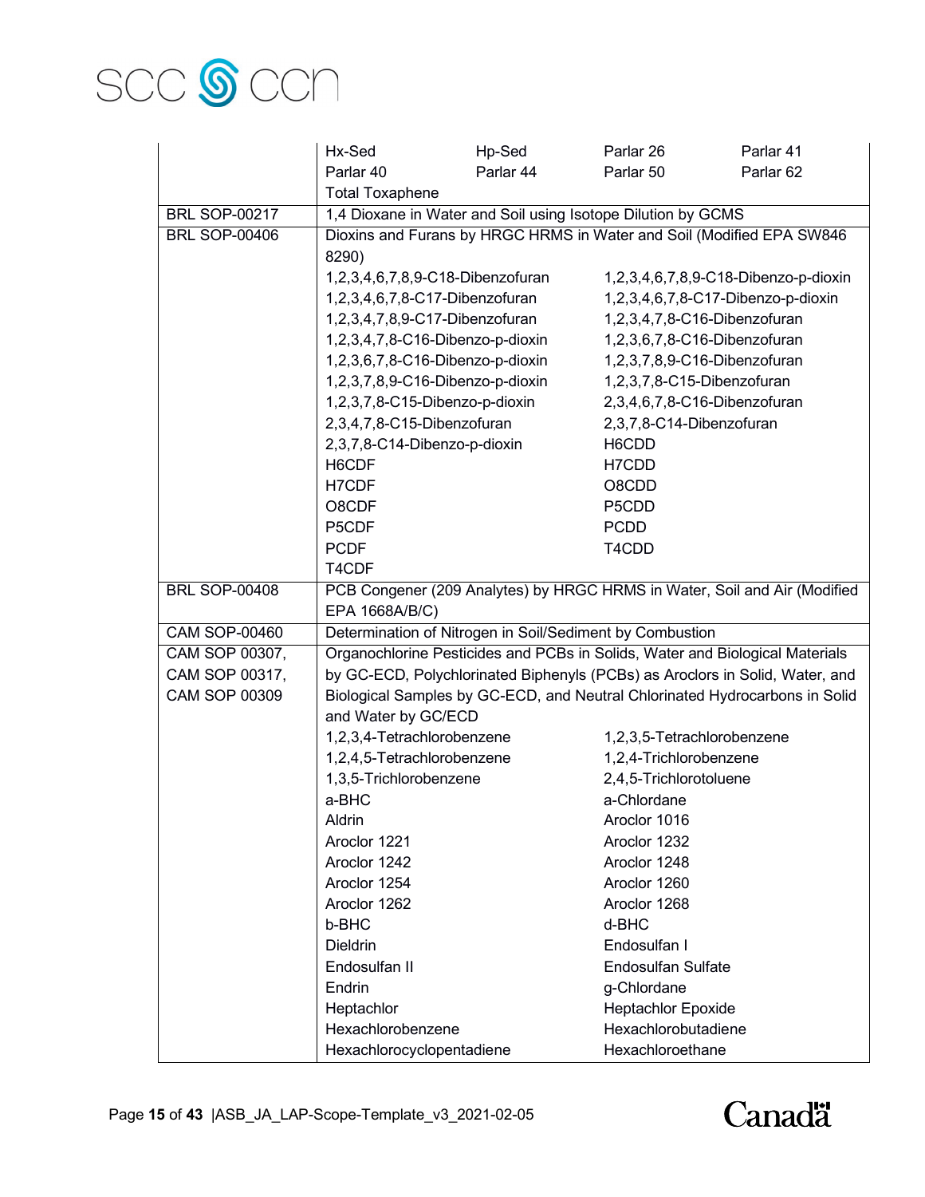| | | | | |
|---|---|---|---|---|
| | Hx-Sed | Hp-Sed | Parlar 26 | Parlar 41 |
| | Parlar 40 | Parlar 44 | Parlar 50 | Parlar 62 |
| | Total Toxaphene | | | |
| BRL SOP-00217 | 1,4 Dioxane in Water and Soil using Isotope Dilution by GCMS | | | |
| BRL SOP-00406 | Dioxins and Furans by HRGC HRMS in Water and Soil (Modified EPA SW846 8290) | | | |
| | 1,2,3,4,6,7,8,9-C18-Dibenzofuran | | 1,2,3,4,6,7,8,9-C18-Dibenzo-p-dioxin | |
| | 1,2,3,4,6,7,8-C17-Dibenzofuran | | 1,2,3,4,6,7,8-C17-Dibenzo-p-dioxin | |
| | 1,2,3,4,7,8,9-C17-Dibenzofuran | | 1,2,3,4,7,8-C16-Dibenzofuran | |
| | 1,2,3,4,7,8-C16-Dibenzo-p-dioxin | | 1,2,3,6,7,8-C16-Dibenzofuran | |
| | 1,2,3,6,7,8-C16-Dibenzo-p-dioxin | | 1,2,3,7,8,9-C16-Dibenzofuran | |
| | 1,2,3,7,8,9-C16-Dibenzo-p-dioxin | | 1,2,3,7,8-C15-Dibenzofuran | |
| | 1,2,3,7,8-C15-Dibenzo-p-dioxin | | 2,3,4,6,7,8-C16-Dibenzofuran | |
| | 2,3,4,7,8-C15-Dibenzofuran | | 2,3,7,8-C14-Dibenzofuran | |
| | 2,3,7,8-C14-Dibenzo-p-dioxin | | H6CDD | |
| | H6CDF | | H7CDD | |
| | H7CDF | | O8CDD | |
| | O8CDF | | P5CDD | |
| | P5CDF | | PCDD | |
| | PCDF | | T4CDD | |
| | T4CDF | | | |
| BRL SOP-00408 | PCB Congener (209 Analytes) by HRGC HRMS in Water, Soil and Air (Modified EPA 1668A/B/C) | | | |
| CAM SOP-00460 | Determination of Nitrogen in Soil/Sediment by Combustion | | | |
| CAM SOP 00307, CAM SOP 00317, CAM SOP 00309 | Organochlorine Pesticides and PCBs in Solids, Water and Biological Materials by GC-ECD, Polychlorinated Biphenyls (PCBs) as Aroclors in Solid, Water, and Biological Samples by GC-ECD, and Neutral Chlorinated Hydrocarbons in Solid and Water by GC/ECD | | | |
| | 1,2,3,4-Tetrachlorobenzene | | 1,2,3,5-Tetrachlorobenzene | |
| | 1,2,4,5-Tetrachlorobenzene | | 1,2,4-Trichlorobenzene | |
| | 1,3,5-Trichlorobenzene | | 2,4,5-Trichlorotoluene | |
| | a-BHC | | a-Chlordane | |
| | Aldrin | | Aroclor 1016 | |
| | Aroclor 1221 | | Aroclor 1232 | |
| | Aroclor 1242 | | Aroclor 1248 | |
| | Aroclor 1254 | | Aroclor 1260 | |
| | Aroclor 1262 | | Aroclor 1268 | |
| | b-BHC | | d-BHC | |
| | Dieldrin | | Endosulfan I | |
| | Endosulfan II | | Endosulfan Sulfate | |
| | Endrin | | g-Chlordane | |
| | Heptachlor | | Heptachlor Epoxide | |
| | Hexachlorobenzene | | Hexachlorobutadiene | |
| | Hexachlorocyclopentadiene | | Hexachloroethane | |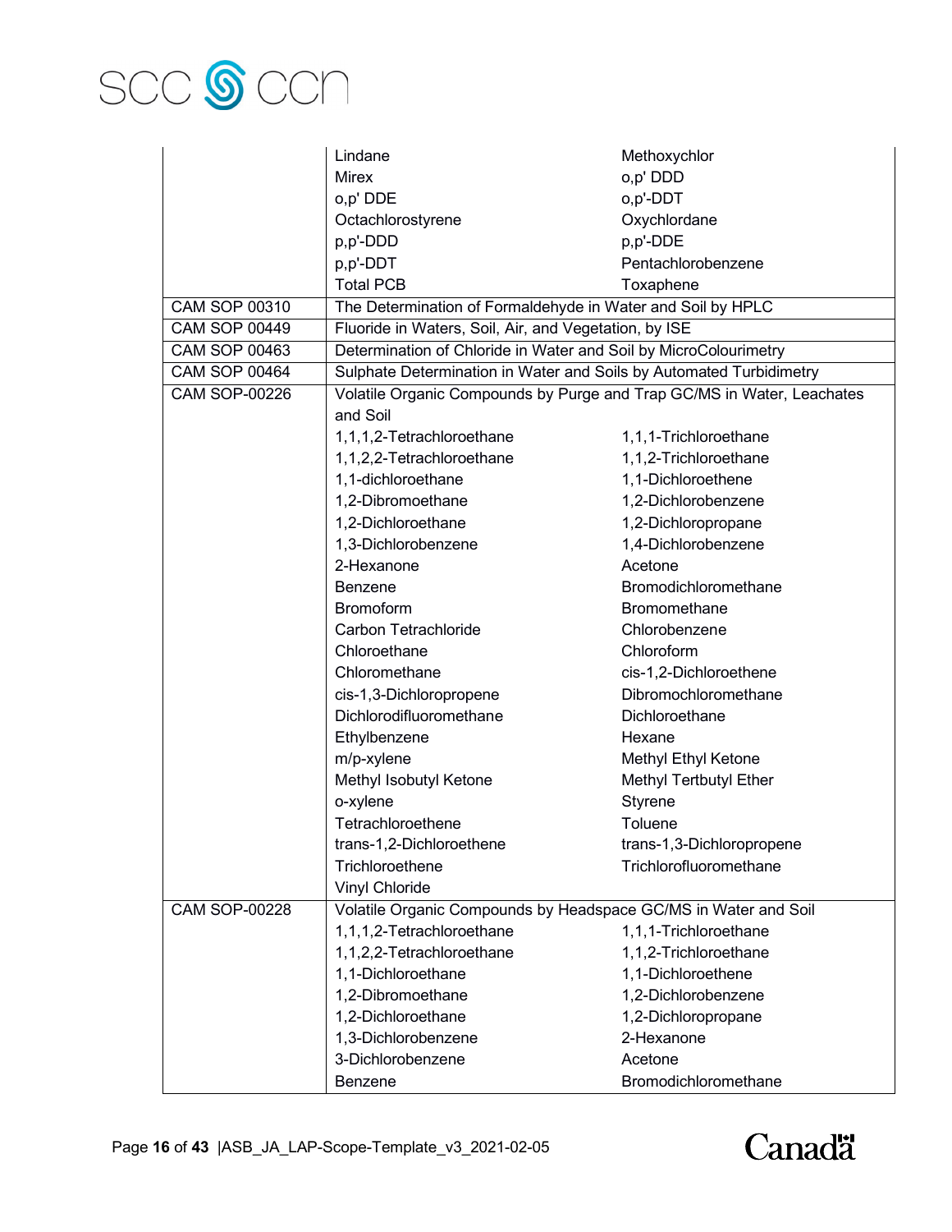| | | |
|---|---|---|
| | Lindane | Methoxychlor |
| | Mirex | o,p' DDD |
| | o,p' DDE | o,p'-DDT |
| | Octachlorostyrene | Oxychlordane |
| | p,p'-DDD | p,p'-DDE |
| | p,p'-DDT | Pentachlorobenzene |
| | Total PCB | Toxaphene |
| CAM SOP 00310 | The Determination of Formaldehyde in Water and Soil by HPLC | |
| CAM SOP 00449 | Fluoride in Waters, Soil, Air, and Vegetation, by ISE | |
| CAM SOP 00463 | Determination of Chloride in Water and Soil by MicroColourimetry | |
| CAM SOP 00464 | Sulphate Determination in Water and Soils by Automated Turbidimetry | |
| CAM SOP-00226 | Volatile Organic Compounds by Purge and Trap GC/MS in Water, Leachates and Soil | |
| | 1,1,1,2-Tetrachloroethane | 1,1,1-Trichloroethane |
| | 1,1,2,2-Tetrachloroethane | 1,1,2-Trichloroethane |
| | 1,1-dichloroethane | 1,1-Dichloroethene |
| | 1,2-Dibromoethane | 1,2-Dichlorobenzene |
| | 1,2-Dichloroethane | 1,2-Dichloropropane |
| | 1,3-Dichlorobenzene | 1,4-Dichlorobenzene |
| | 2-Hexanone | Acetone |
| | Benzene | Bromodichloromethane |
| | Bromoform | Bromomethane |
| | Carbon Tetrachloride | Chlorobenzene |
| | Chloroethane | Chloroform |
| | Chloromethane | cis-1,2-Dichloroethene |
| | cis-1,3-Dichloropropene | Dibromochloromethane |
| | Dichlorodifluoromethane | Dichloroethane |
| | Ethylbenzene | Hexane |
| | m/p-xylene | Methyl Ethyl Ketone |
| | Methyl Isobutyl Ketone | Methyl Tertbutyl Ether |
| | o-xylene | Styrene |
| | Tetrachloroethene | Toluene |
| | trans-1,2-Dichloroethene | trans-1,3-Dichloropropene |
| | Trichloroethene | Trichlorofluoromethane |
| | Vinyl Chloride | |
| CAM SOP-00228 | Volatile Organic Compounds by Headspace GC/MS in Water and Soil | |
| | 1,1,1,2-Tetrachloroethane | 1,1,1-Trichloroethane |
| | 1,1,2,2-Tetrachloroethane | 1,1,2-Trichloroethane |
| | 1,1-Dichloroethane | 1,1-Dichloroethene |
| | 1,2-Dibromoethane | 1,2-Dichlorobenzene |
| | 1,2-Dichloroethane | 1,2-Dichloropropane |
| | 1,3-Dichlorobenzene | 2-Hexanone |
| | 3-Dichlorobenzene | Acetone |
| | Benzene | Bromodichloromethane |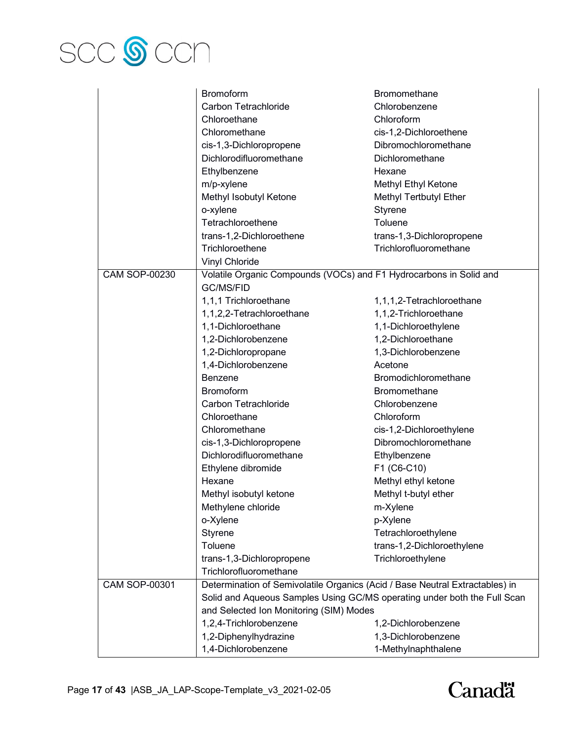| | | |
|---|---|---|
| | Bromoform | Bromomethane |
| | Carbon Tetrachloride | Chlorobenzene |
| | Chloroethane | Chloroform |
| | Chloromethane | cis-1,2-Dichloroethene |
| | cis-1,3-Dichloropropene | Dibromochloromethane |
| | Dichlorodifluoromethane | Dichloromethane |
| | Ethylbenzene | Hexane |
| | m/p-xylene | Methyl Ethyl Ketone |
| | Methyl Isobutyl Ketone | Methyl Tertbutyl Ether |
| | o-xylene | Styrene |
| | Tetrachloroethene | Toluene |
| | trans-1,2-Dichloroethene | trans-1,3-Dichloropropene |
| | Trichloroethene | Trichlorofluoromethane |
| | Vinyl Chloride | |
| CAM SOP-00230 | Volatile Organic Compounds (VOCs) and F1 Hydrocarbons in Solid and GC/MS/FID | |
| | 1,1,1 Trichloroethane | 1,1,1,2-Tetrachloroethane |
| | 1,1,2,2-Tetrachloroethane | 1,1,2-Trichloroethane |
| | 1,1-Dichloroethane | 1,1-Dichloroethylene |
| | 1,2-Dichlorobenzene | 1,2-Dichloroethane |
| | 1,2-Dichloropropane | 1,3-Dichlorobenzene |
| | 1,4-Dichlorobenzene | Acetone |
| | Benzene | Bromodichloromethane |
| | Bromoform | Bromomethane |
| | Carbon Tetrachloride | Chlorobenzene |
| | Chloroethane | Chloroform |
| | Chloromethane | cis-1,2-Dichloroethylene |
| | cis-1,3-Dichloropropene | Dibromochloromethane |
| | Dichlorodifluoromethane | Ethylbenzene |
| | Ethylene dibromide | F1 (C6-C10) |
| | Hexane | Methyl ethyl ketone |
| | Methyl isobutyl ketone | Methyl t-butyl ether |
| | Methylene chloride | m-Xylene |
| | o-Xylene | p-Xylene |
| | Styrene | Tetrachloroethylene |
| | Toluene | trans-1,2-Dichloroethylene |
| | trans-1,3-Dichloropropene | Trichloroethylene |
| | Trichlorofluoromethane | |
| CAM SOP-00301 | Determination of Semivolatile Organics (Acid / Base Neutral Extractables) in Solid and Aqueous Samples Using GC/MS operating under both the Full Scan and Selected Ion Monitoring (SIM) Modes | |
| | 1,2,4-Trichlorobenzene | 1,2-Dichlorobenzene |
| | 1,2-Diphenylhydrazine | 1,3-Dichlorobenzene |
| | 1,4-Dichlorobenzene | 1-Methylnaphthalene |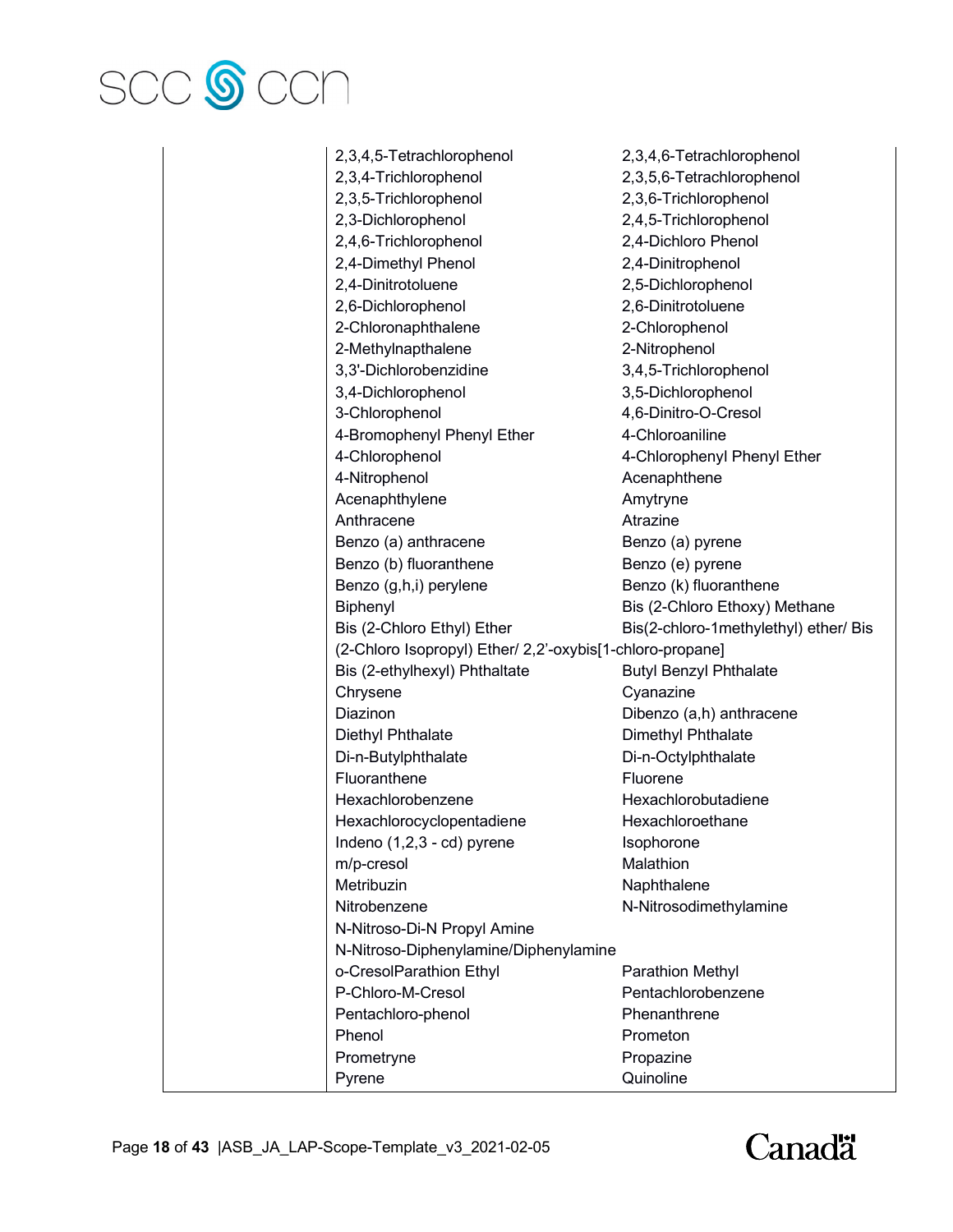| | | |
|---|---|---|
| | 2,3,4,5-Tetrachlorophenol | 2,3,4,6-Tetrachlorophenol |
| | 2,3,4-Trichlorophenol | 2,3,5,6-Tetrachlorophenol |
| | 2,3,5-Trichlorophenol | 2,3,6-Trichlorophenol |
| | 2,3-Dichlorophenol | 2,4,5-Trichlorophenol |
| | 2,4,6-Trichlorophenol | 2,4-Dichloro Phenol |
| | 2,4-Dimethyl Phenol | 2,4-Dinitrophenol |
| | 2,4-Dinitrotoluene | 2,5-Dichlorophenol |
| | 2,6-Dichlorophenol | 2,6-Dinitrotoluene |
| | 2-Chloronaphthalene | 2-Chlorophenol |
| | 2-Methylnapthalene | 2-Nitrophenol |
| | 3,3'-Dichlorobenzidine | 3,4,5-Trichlorophenol |
| | 3,4-Dichlorophenol | 3,5-Dichlorophenol |
| | 3-Chlorophenol | 4,6-Dinitro-O-Cresol |
| | 4-Bromophenyl Phenyl Ether | 4-Chloroaniline |
| | 4-Chlorophenol | 4-Chlorophenyl Phenyl Ether |
| | 4-Nitrophenol | Acenaphthene |
| | Acenaphthylene | Amytryne |
| | Anthracene | Atrazine |
| | Benzo (a) anthracene | Benzo (a) pyrene |
| | Benzo (b) fluoranthene | Benzo (e) pyrene |
| | Benzo (g,h,i) perylene | Benzo (k) fluoranthene |
| | Biphenyl | Bis (2-Chloro Ethoxy) Methane |
| | Bis (2-Chloro Ethyl) Ether | Bis(2-chloro-1methylethyl) ether/ Bis |
| | (2-Chloro Isopropyl) Ether/ 2,2'-oxybis[1-chloro-propane] | |
| | Bis (2-ethylhexyl) Phthaltate | Butyl Benzyl Phthalate |
| | Chrysene | Cyanazine |
| | Diazinon | Dibenzo (a,h) anthracene |
| | Diethyl Phthalate | Dimethyl Phthalate |
| | Di-n-Butylphthalate | Di-n-Octylphthalate |
| | Fluoranthene | Fluorene |
| | Hexachlorobenzene | Hexachlorobutadiene |
| | Hexachlorocyclopentadiene | Hexachloroethane |
| | Indeno (1,2,3 - cd) pyrene | Isophorone |
| | m/p-cresol | Malathion |
| | Metribuzin | Naphthalene |
| | Nitrobenzene | N-Nitrosodimethylamine |
| | N-Nitroso-Di-N Propyl Amine | |
| | N-Nitroso-Diphenylamine/Diphenylamine | |
| | o-CresolParathion Ethyl | Parathion Methyl |
| | P-Chloro-M-Cresol | Pentachlorobenzene |
| | Pentachloro-phenol | Phenanthrene |
| | Phenol | Prometon |
| | Prometryne | Propazine |
| | Pyrene | Quinoline |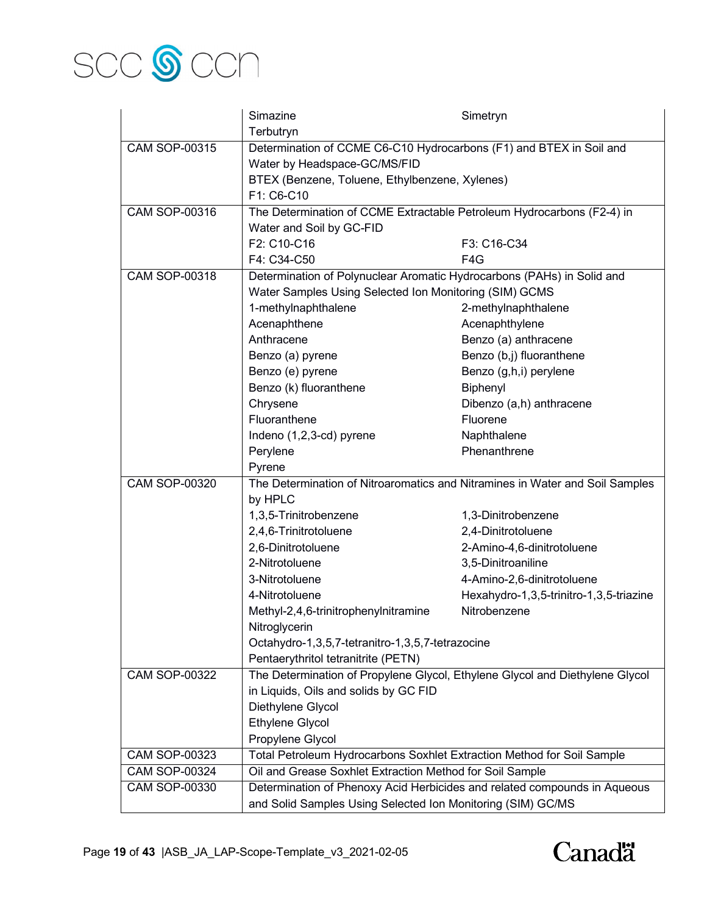| | | |
|---|---|---|
| | Simazine<br>Terbutryn | Simetryn |
| CAM SOP-00315 | Determination of CCME C6-C10 Hydrocarbons (F1) and BTEX in Soil and Water by Headspace-GC/MS/FID<br>BTEX (Benzene, Toluene, Ethylbenzene, Xylenes)<br>F1: C6-C10 | |
| CAM SOP-00316 | The Determination of CCME Extractable Petroleum Hydrocarbons (F2-4) in Water and Soil by GC-FID<br>F2: C10-C16<br>F4: C34-C50 | <br><br>F3: C16-C34<br>F4G |
| CAM SOP-00318 | Determination of Polynuclear Aromatic Hydrocarbons (PAHs) in Solid and Water Samples Using Selected Ion Monitoring (SIM) GCMS<br>1-methylnaphthalene<br>Acenaphthene<br>Anthracene<br>Benzo (a) pyrene<br>Benzo (e) pyrene<br>Benzo (k) fluoranthene<br>Chrysene<br>Fluoranthene<br>Indeno (1,2,3-cd) pyrene<br>Perylene<br>Pyrene | <br><br>2-methylnaphthalene<br>Acenaphthylene<br>Benzo (a) anthracene<br>Benzo (b,j) fluoranthene<br>Benzo (g,h,i) perylene<br>Biphenyl<br>Dibenzo (a,h) anthracene<br>Fluorene<br>Naphthalene<br>Phenanthrene |
| CAM SOP-00320 | The Determination of Nitroaromatics and Nitramines in Water and Soil Samples by HPLC<br>1,3,5-Trinitrobenzene<br>2,4,6-Trinitrotoluene<br>2,6-Dinitrotoluene<br>2-Nitrotoluene<br>3-Nitrotoluene<br>4-Nitrotoluene<br>Methyl-2,4,6-trinitrophenylnitramine<br>Nitroglycerin<br>Octahydro-1,3,5,7-tetranitro-1,3,5,7-tetrazocine<br>Pentaerythritol tetranitrite (PETN) | <br><br>1,3-Dinitrobenzene<br>2,4-Dinitrotoluene<br>2-Amino-4,6-dinitrotoluene<br>3,5-Dinitroaniline<br>4-Amino-2,6-dinitrotoluene<br>Hexahydro-1,3,5-trinitro-1,3,5-triazine<br>Nitrobenzene |
| CAM SOP-00322 | The Determination of Propylene Glycol, Ethylene Glycol and Diethylene Glycol in Liquids, Oils and solids by GC FID<br>Diethylene Glycol<br>Ethylene Glycol<br>Propylene Glycol | |
| CAM SOP-00323 | Total Petroleum Hydrocarbons Soxhlet Extraction Method for Soil Sample | |
| CAM SOP-00324 | Oil and Grease Soxhlet Extraction Method for Soil Sample | |
| CAM SOP-00330 | Determination of Phenoxy Acid Herbicides and related compounds in Aqueous and Solid Samples Using Selected Ion Monitoring (SIM) GC/MS | |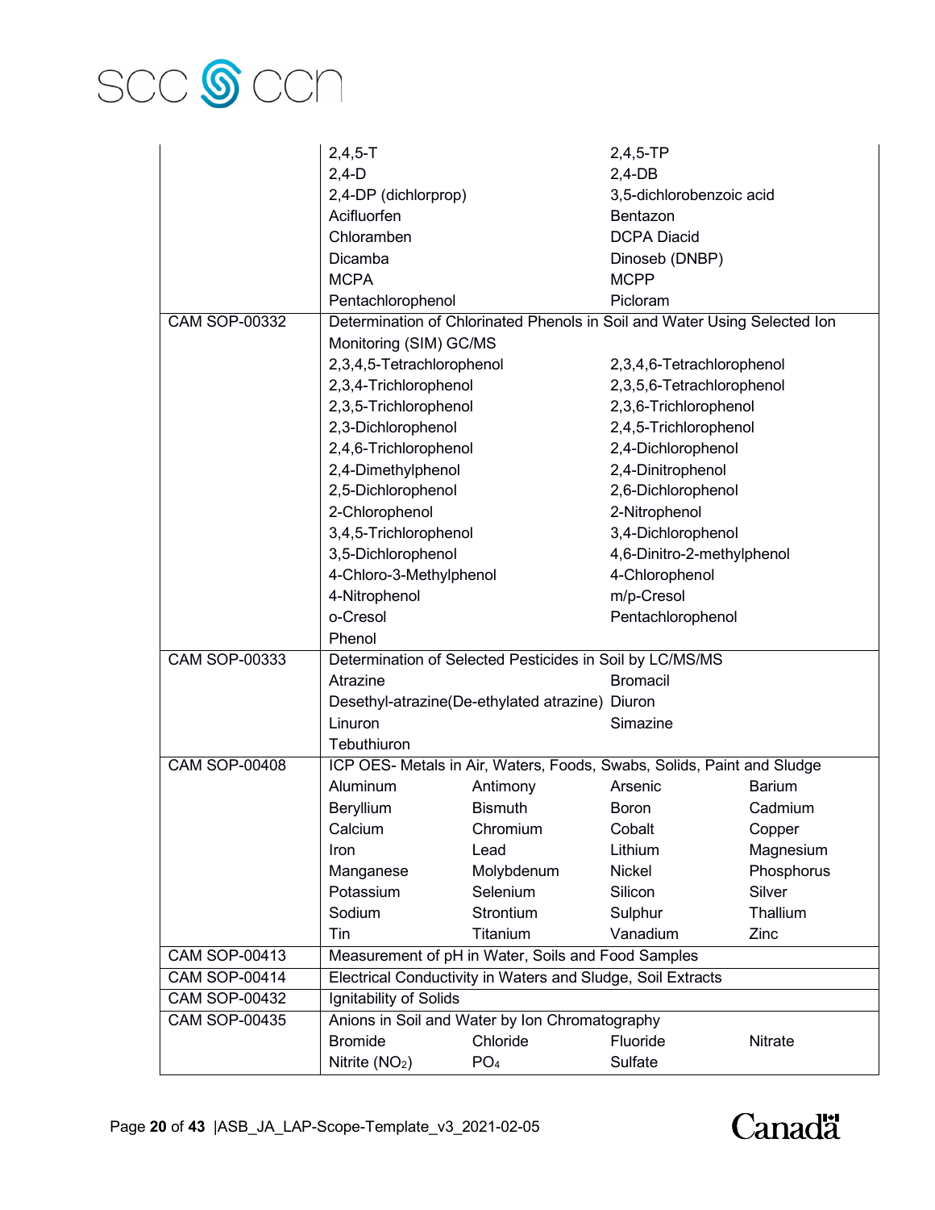| | | | | |
|---|---|---|---|---|
| | 2,4,5-T | | 2,4,5-TP | |
| | 2,4-D | | 2,4-DB | |
| | 2,4-DP (dichlorprop) | | 3,5-dichlorobenzoic acid | |
| | Acifluorfen | | Bentazon | |
| | Chloramben | | DCPA Diacid | |
| | Dicamba | | Dinoseb (DNBP) | |
| | MCPA | | MCPP | |
| | Pentachlorophenol | | Picloram | |
| CAM SOP-00332 | Determination of Chlorinated Phenols in Soil and Water Using Selected Ion Monitoring (SIM) GC/MS | | | |
| | 2,3,4,5-Tetrachlorophenol | | 2,3,4,6-Tetrachlorophenol | |
| | 2,3,4-Trichlorophenol | | 2,3,5,6-Tetrachlorophenol | |
| | 2,3,5-Trichlorophenol | | 2,3,6-Trichlorophenol | |
| | 2,3-Dichlorophenol | | 2,4,5-Trichlorophenol | |
| | 2,4,6-Trichlorophenol | | 2,4-Dichlorophenol | |
| | 2,4-Dimethylphenol | | 2,4-Dinitrophenol | |
| | 2,5-Dichlorophenol | | 2,6-Dichlorophenol | |
| | 2-Chlorophenol | | 2-Nitrophenol | |
| | 3,4,5-Trichlorophenol | | 3,4-Dichlorophenol | |
| | 3,5-Dichlorophenol | | 4,6-Dinitro-2-methylphenol | |
| | 4-Chloro-3-Methylphenol | | 4-Chlorophenol | |
| | 4-Nitrophenol | | m/p-Cresol | |
| | o-Cresol | | Pentachlorophenol | |
| | Phenol | | | |
| CAM SOP-00333 | Determination of Selected Pesticides in Soil by LC/MS/MS | | | |
| | Atrazine | | Bromacil | |
| | Desethyl-atrazine(De-ethylated atrazine) | | Diuron | |
| | Linuron | | Simazine | |
| | Tebuthiuron | | | |
| CAM SOP-00408 | ICP OES- Metals in Air, Waters, Foods, Swabs, Solids, Paint and Sludge | | | |
| | Aluminum | Antimony | Arsenic | Barium |
| | Beryllium | Bismuth | Boron | Cadmium |
| | Calcium | Chromium | Cobalt | Copper |
| | Iron | Lead | Lithium | Magnesium |
| | Manganese | Molybdenum | Nickel | Phosphorus |
| | Potassium | Selenium | Silicon | Silver |
| | Sodium | Strontium | Sulphur | Thallium |
| | Tin | Titanium | Vanadium | Zinc |
| CAM SOP-00413 | Measurement of pH in Water, Soils and Food Samples | | | |
| CAM SOP-00414 | Electrical Conductivity in Waters and Sludge, Soil Extracts | | | |
| CAM SOP-00432 | Ignitability of Solids | | | |
| CAM SOP-00435 | Anions in Soil and Water by Ion Chromatography | | | |
| | Bromide | Chloride | Fluoride | Nitrate |
| | Nitrite ($NO_2$) | $PO_4$ | Sulfate | |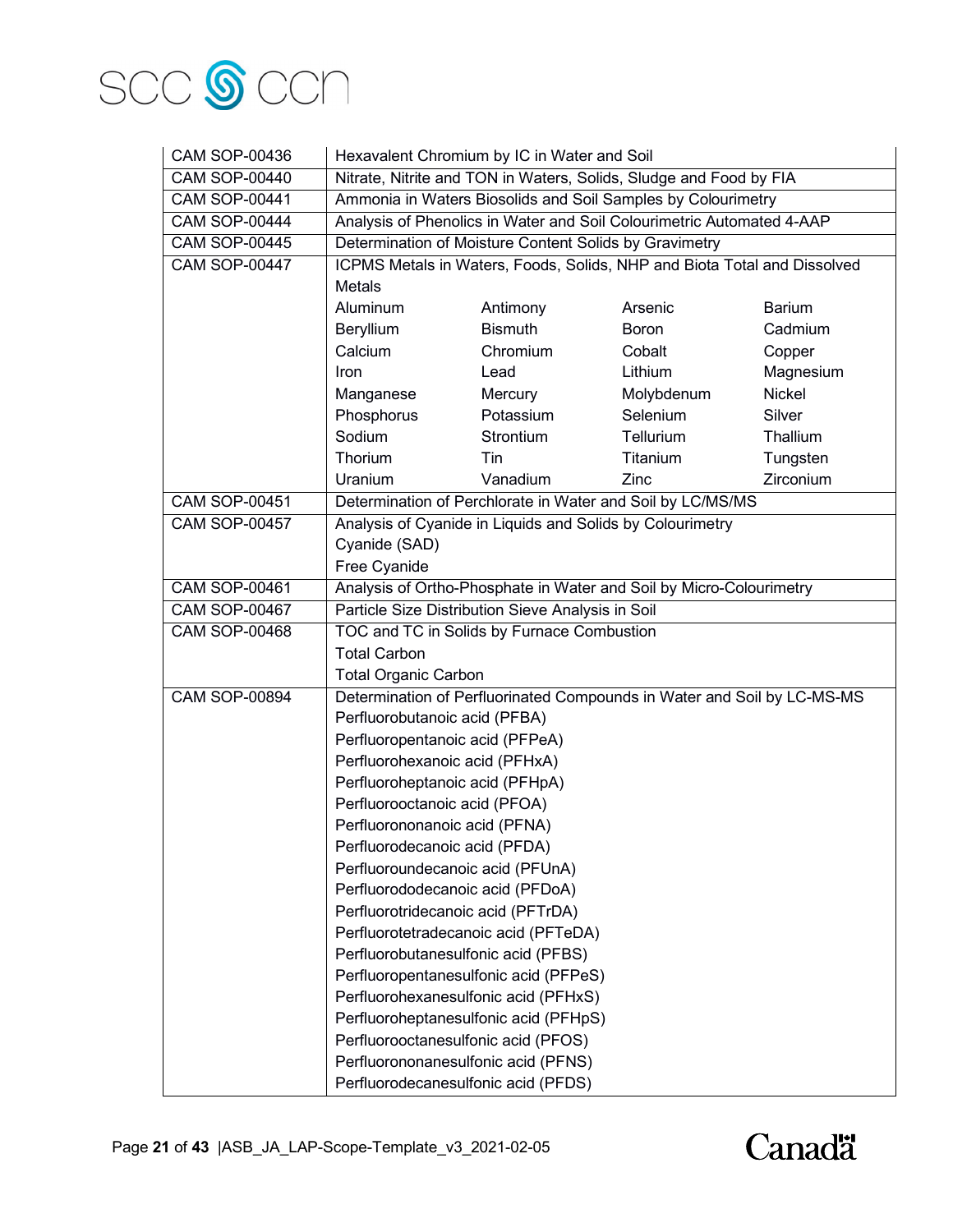| | |
|---|---|
| CAM SOP-00436 | Hexavalent Chromium by IC in Water and Soil |
| CAM SOP-00440 | Nitrate, Nitrite and TON in Waters, Solids, Sludge and Food by FIA |
| CAM SOP-00441 | Ammonia in Waters Biosolids and Soil Samples by Colourimetry |
| CAM SOP-00444 | Analysis of Phenolics in Water and Soil Colourimetric Automated 4-AAP |
| CAM SOP-00445 | Determination of Moisture Content Solids by Gravimetry |
| CAM SOP-00447 | ICPMS Metals in Waters, Foods, Solids, NHP and Biota Total and Dissolved Metals<br>Aluminum, Antimony, Arsenic, Barium<br>Beryllium, Bismuth, Boron, Cadmium<br>Calcium, Chromium, Cobalt, Copper<br>Iron, Lead, Lithium, Magnesium<br>Manganese, Mercury, Molybdenum, Nickel<br>Phosphorus, Potassium, Selenium, Silver<br>Sodium, Strontium, Tellurium, Thallium<br>Thorium, Tin, Titanium, Tungsten<br>Uranium, Vanadium, Zinc, Zirconium |
| CAM SOP-00451 | Determination of Perchlorate in Water and Soil by LC/MS/MS |
| CAM SOP-00457 | Analysis of Cyanide in Liquids and Solids by Colourimetry<br>Cyanide (SAD)<br>Free Cyanide |
| CAM SOP-00461 | Analysis of Ortho-Phosphate in Water and Soil by Micro-Colourimetry |
| CAM SOP-00467 | Particle Size Distribution Sieve Analysis in Soil |
| CAM SOP-00468 | TOC and TC in Solids by Furnace Combustion<br>Total Carbon<br>Total Organic Carbon |
| CAM SOP-00894 | Determination of Perfluorinated Compounds in Water and Soil by LC-MS-MS<br>Perfluorobutanoic acid (PFBA)<br>Perfluoropentanoic acid (PFPeA)<br>Perfluorohexanoic acid (PFHxA)<br>Perfluoroheptanoic acid (PFHpA)<br>Perfluorooctanoic acid (PFOA)<br>Perfluorononanoic acid (PFNA)<br>Perfluorodecanoic acid (PFDA)<br>Perfluoroundecanoic acid (PFUnA)<br>Perfluorododecanoic acid (PFDoA)<br>Perfluorotridecanoic acid (PFTrDA)<br>Perfluorotetradecanoic acid (PFTeDA)<br>Perfluorobutanesulfonic acid (PFBS)<br>Perfluoropentanesulfonic acid (PFPeS)<br>Perfluorohexanesulfonic acid (PFHxS)<br>Perfluoroheptanesulfonic acid (PFHpS)<br>Perfluorooctanesulfonic acid (PFOS)<br>Perfluorononanesulfonic acid (PFNS)<br>Perfluorodecanesulfonic acid (PFDS) |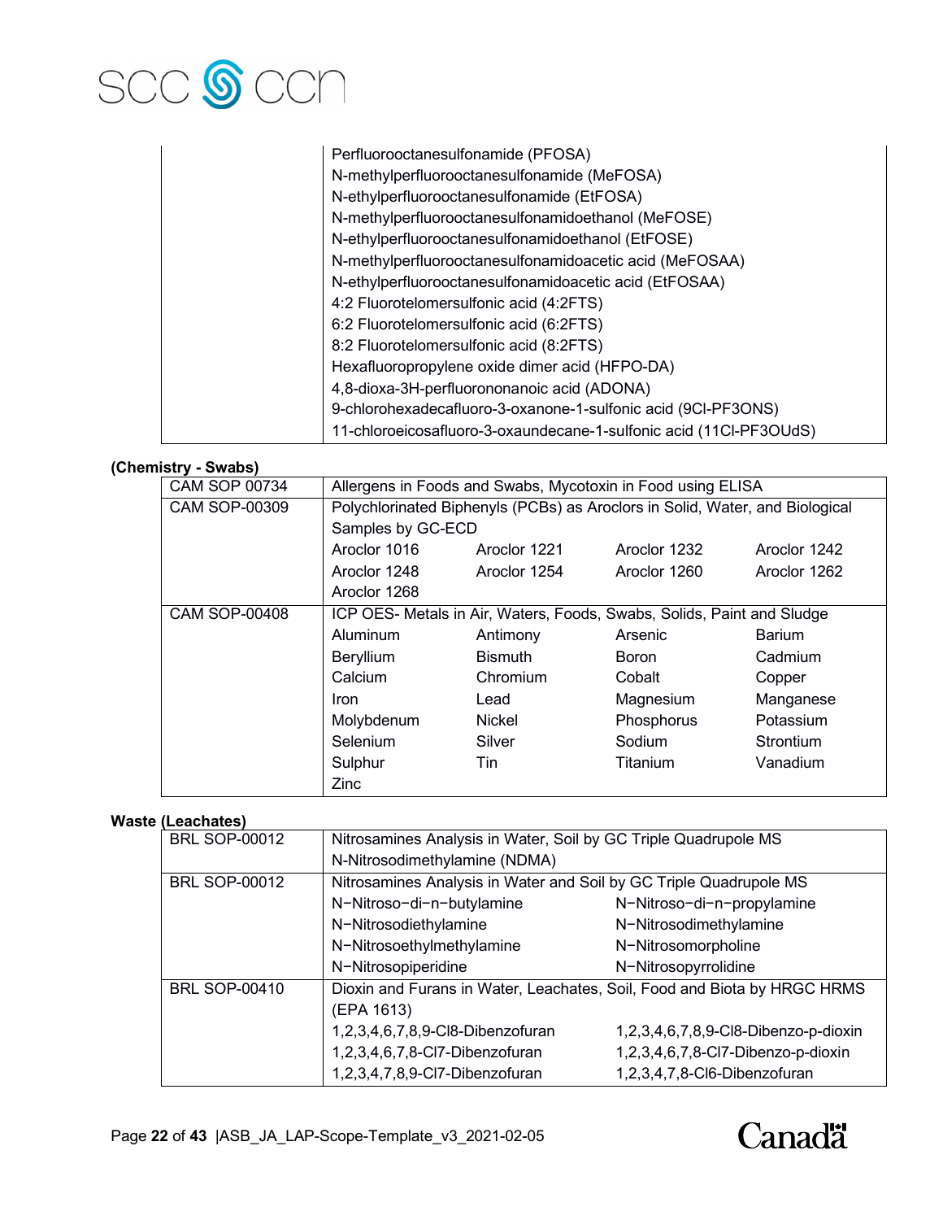| | |
|---|---|
| | Perfluorooctanesulfonamide (PFOSA)<br>N-methylperfluorooctanesulfonamide (MeFOSA)<br>N-ethylperfluorooctanesulfonamide (EtFOSA)<br>N-methylperfluorooctanesulfonamidoethanol (MeFOSE)<br>N-ethylperfluorooctanesulfonamidoethanol (EtFOSE)<br>N-methylperfluorooctanesulfonamidoacetic acid (MeFOSAA)<br>N-ethylperfluorooctanesulfonamidoacetic acid (EtFOSAA)<br>4:2 Fluorotelomersulfonic acid (4:2FTS)<br>6:2 Fluorotelomersulfonic acid (6:2FTS)<br>8:2 Fluorotelomersulfonic acid (8:2FTS)<br>Hexafluoropropylene oxide dimer acid (HFPO-DA)<br>4,8-dioxa-3H-perfluorononanoic acid (ADONA)<br>9-chlorohexadecafluoro-3-oxanone-1-sulfonic acid (9Cl-PF3ONS)<br>11-chloroeicosafluoro-3-oxaundecane-1-sulfonic acid (11Cl-PF3OUdS) |

**(Chemistry - Swabs)**

| | | | | |
|---|---|---|---|---|
| CAM SOP 00734 | Allergens in Foods and Swabs, Mycotoxin in Food using ELISA | | | |
| CAM SOP-00309 | Polychlorinated Biphenyls (PCBs) as Aroclors in Solid, Water, and Biological Samples by GC-ECD | | | |
| | Aroclor 1016 | Aroclor 1221 | Aroclor 1232 | Aroclor 1242 |
| | Aroclor 1248 | Aroclor 1254 | Aroclor 1260 | Aroclor 1262 |
| | Aroclor 1268 | | | |
| CAM SOP-00408 | ICP OES- Metals in Air, Waters, Foods, Swabs, Solids, Paint and Sludge | | | |
| | Aluminum | Antimony | Arsenic | Barium |
| | Beryllium | Bismuth | Boron | Cadmium |
| | Calcium | Chromium | Cobalt | Copper |
| | Iron | Lead | Magnesium | Manganese |
| | Molybdenum | Nickel | Phosphorus | Potassium |
| | Selenium | Silver | Sodium | Strontium |
| | Sulphur | Tin | Titanium | Vanadium |
| | Zinc | | | |

**Waste (Leachates)**

| | | |
|---|---|---|
| BRL SOP-00012 | Nitrosamines Analysis in Water, Soil by GC Triple Quadrupole MS | |
| | N-Nitrosodimethylamine (NDMA) | |
| BRL SOP-00012 | Nitrosamines Analysis in Water and Soil by GC Triple Quadrupole MS | |
| | N−Nitroso−di−n−butylamine | N−Nitroso−di−n−propylamine |
| | N−Nitrosodiethylamine | N−Nitrosodimethylamine |
| | N−Nitrosoethylmethylamine | N−Nitrosomorpholine |
| | N−Nitrosopiperidine | N−Nitrosopyrrolidine |
| BRL SOP-00410 | Dioxin and Furans in Water, Leachates, Soil, Food and Biota by HRGC HRMS (EPA 1613) | |
| | 1,2,3,4,6,7,8,9-Cl8-Dibenzofuran | 1,2,3,4,6,7,8,9-Cl8-Dibenzo-p-dioxin |
| | 1,2,3,4,6,7,8-Cl7-Dibenzofuran | 1,2,3,4,6,7,8-Cl7-Dibenzo-p-dioxin |
| | 1,2,3,4,7,8,9-Cl7-Dibenzofuran | 1,2,3,4,7,8-Cl6-Dibenzofuran |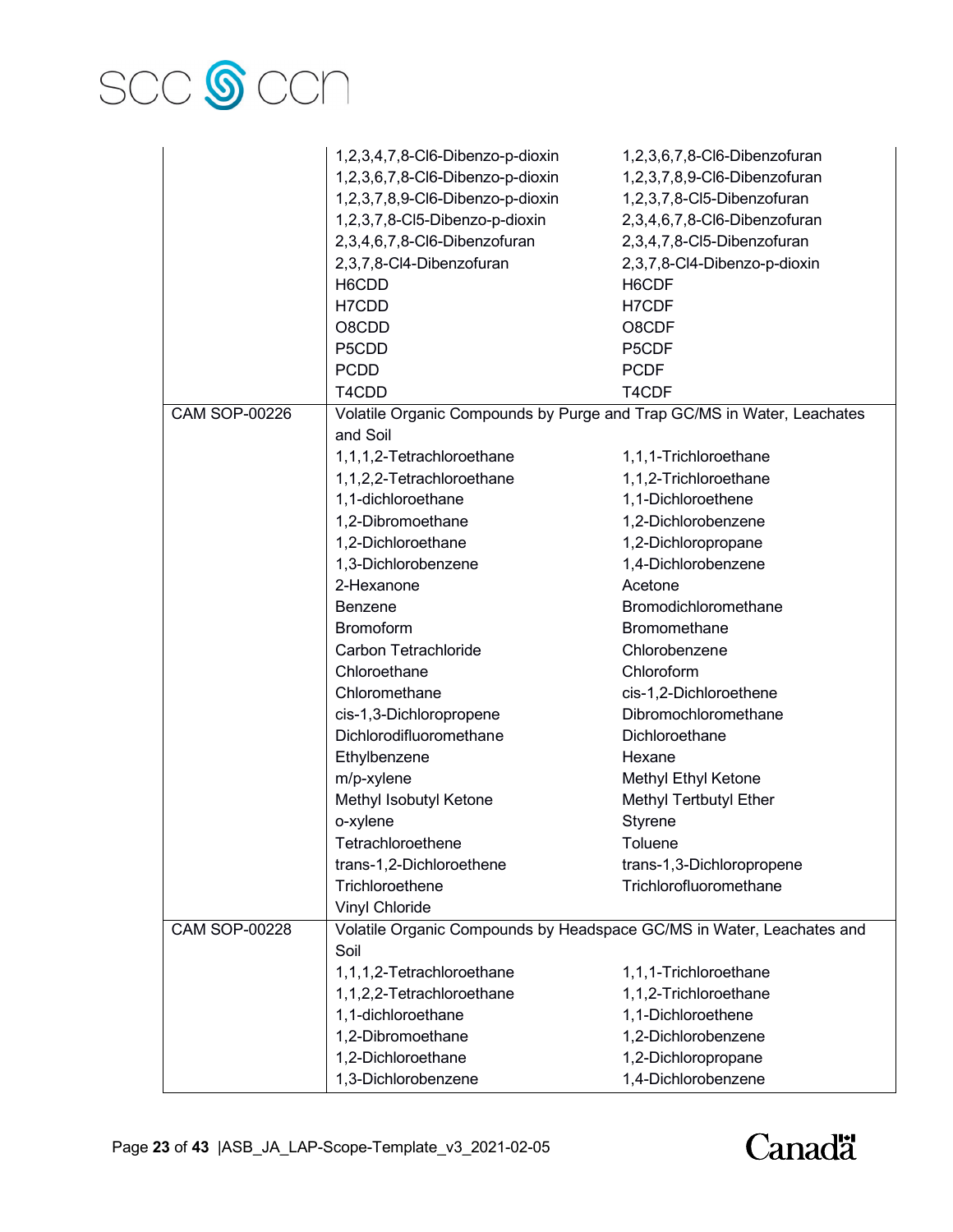| | | |
|---|---|---|
| | 1,2,3,4,7,8-Cl6-Dibenzo-p-dioxin | 1,2,3,6,7,8-Cl6-Dibenzofuran |
| | 1,2,3,6,7,8-Cl6-Dibenzo-p-dioxin | 1,2,3,7,8,9-Cl6-Dibenzofuran |
| | 1,2,3,7,8,9-Cl6-Dibenzo-p-dioxin | 1,2,3,7,8-Cl5-Dibenzofuran |
| | 1,2,3,7,8-Cl5-Dibenzo-p-dioxin | 2,3,4,6,7,8-Cl6-Dibenzofuran |
| | 2,3,4,6,7,8-Cl6-Dibenzofuran | 2,3,4,7,8-Cl5-Dibenzofuran |
| | 2,3,7,8-Cl4-Dibenzofuran | 2,3,7,8-Cl4-Dibenzo-p-dioxin |
| | H6CDD | H6CDF |
| | H7CDD | H7CDF |
| | O8CDD | O8CDF |
| | P5CDD | P5CDF |
| | PCDD | PCDF |
| | T4CDD | T4CDF |
| CAM SOP-00226 | Volatile Organic Compounds by Purge and Trap GC/MS in Water, Leachates and Soil | |
| | 1,1,1,2-Tetrachloroethane | 1,1,1-Trichloroethane |
| | 1,1,2,2-Tetrachloroethane | 1,1,2-Trichloroethane |
| | 1,1-dichloroethane | 1,1-Dichloroethene |
| | 1,2-Dibromoethane | 1,2-Dichlorobenzene |
| | 1,2-Dichloroethane | 1,2-Dichloropropane |
| | 1,3-Dichlorobenzene | 1,4-Dichlorobenzene |
| | 2-Hexanone | Acetone |
| | Benzene | Bromodichloromethane |
| | Bromoform | Bromomethane |
| | Carbon Tetrachloride | Chlorobenzene |
| | Chloroethane | Chloroform |
| | Chloromethane | cis-1,2-Dichloroethene |
| | cis-1,3-Dichloropropene | Dibromochloromethane |
| | Dichlorodifluoromethane | Dichloroethane |
| | Ethylbenzene | Hexane |
| | m/p-xylene | Methyl Ethyl Ketone |
| | Methyl Isobutyl Ketone | Methyl Tertbutyl Ether |
| | o-xylene | Styrene |
| | Tetrachloroethene | Toluene |
| | trans-1,2-Dichloroethene | trans-1,3-Dichloropropene |
| | Trichloroethene | Trichlorofluoromethane |
| | Vinyl Chloride | |
| CAM SOP-00228 | Volatile Organic Compounds by Headspace GC/MS in Water, Leachates and Soil | |
| | 1,1,1,2-Tetrachloroethane | 1,1,1-Trichloroethane |
| | 1,1,2,2-Tetrachloroethane | 1,1,2-Trichloroethane |
| | 1,1-dichloroethane | 1,1-Dichloroethene |
| | 1,2-Dibromoethane | 1,2-Dichlorobenzene |
| | 1,2-Dichloroethane | 1,2-Dichloropropane |
| | 1,3-Dichlorobenzene | 1,4-Dichlorobenzene |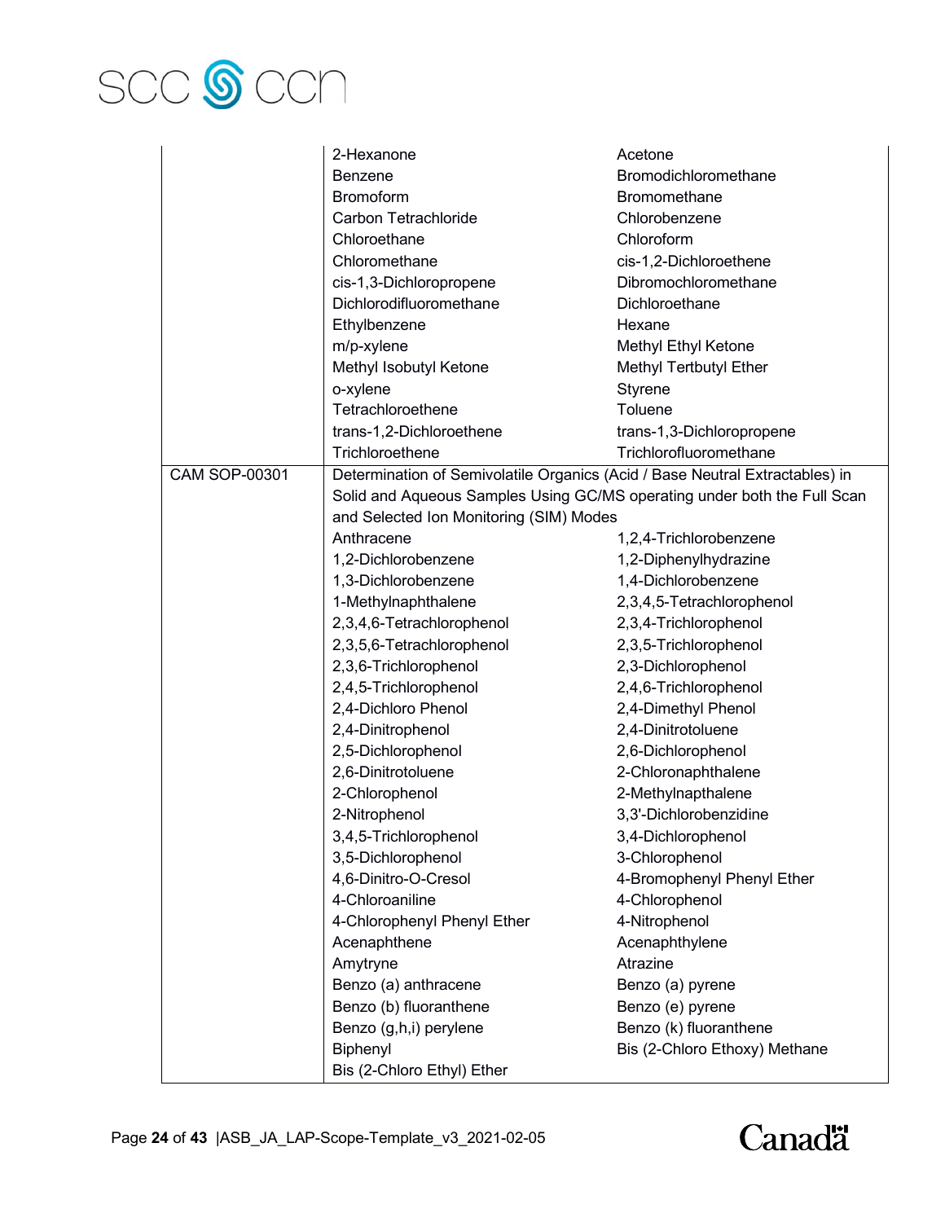| | | |
|---|---|---|
| | 2-Hexanone | Acetone |
| | Benzene | Bromodichloromethane |
| | Bromoform | Bromomethane |
| | Carbon Tetrachloride | Chlorobenzene |
| | Chloroethane | Chloroform |
| | Chloromethane | cis-1,2-Dichloroethene |
| | cis-1,3-Dichloropropene | Dibromochloromethane |
| | Dichlorodifluoromethane | Dichloroethane |
| | Ethylbenzene | Hexane |
| | m/p-xylene | Methyl Ethyl Ketone |
| | Methyl Isobutyl Ketone | Methyl Tertbutyl Ether |
| | o-xylene | Styrene |
| | Tetrachloroethene | Toluene |
| | trans-1,2-Dichloroethene | trans-1,3-Dichloropropene |
| | Trichloroethene | Trichlorofluoromethane |
| CAM SOP-00301 | Determination of Semivolatile Organics (Acid / Base Neutral Extractables) in Solid and Aqueous Samples Using GC/MS operating under both the Full Scan and Selected Ion Monitoring (SIM) Modes | |
| | Anthracene | 1,2,4-Trichlorobenzene |
| | 1,2-Dichlorobenzene | 1,2-Diphenylhydrazine |
| | 1,3-Dichlorobenzene | 1,4-Dichlorobenzene |
| | 1-Methylnaphthalene | 2,3,4,5-Tetrachlorophenol |
| | 2,3,4,6-Tetrachlorophenol | 2,3,4-Trichlorophenol |
| | 2,3,5,6-Tetrachlorophenol | 2,3,5-Trichlorophenol |
| | 2,3,6-Trichlorophenol | 2,3-Dichlorophenol |
| | 2,4,5-Trichlorophenol | 2,4,6-Trichlorophenol |
| | 2,4-Dichloro Phenol | 2,4-Dimethyl Phenol |
| | 2,4-Dinitrophenol | 2,4-Dinitrotoluene |
| | 2,5-Dichlorophenol | 2,6-Dichlorophenol |
| | 2,6-Dinitrotoluene | 2-Chloronaphthalene |
| | 2-Chlorophenol | 2-Methylnapthalene |
| | 2-Nitrophenol | 3,3'-Dichlorobenzidine |
| | 3,4,5-Trichlorophenol | 3,4-Dichlorophenol |
| | 3,5-Dichlorophenol | 3-Chlorophenol |
| | 4,6-Dinitro-O-Cresol | 4-Bromophenyl Phenyl Ether |
| | 4-Chloroaniline | 4-Chlorophenol |
| | 4-Chlorophenyl Phenyl Ether | 4-Nitrophenol |
| | Acenaphthene | Acenaphthylene |
| | Amytryne | Atrazine |
| | Benzo (a) anthracene | Benzo (a) pyrene |
| | Benzo (b) fluoranthene | Benzo (e) pyrene |
| | Benzo (g,h,i) perylene | Benzo (k) fluoranthene |
| | Biphenyl | Bis (2-Chloro Ethoxy) Methane |
| | Bis (2-Chloro Ethyl) Ether | |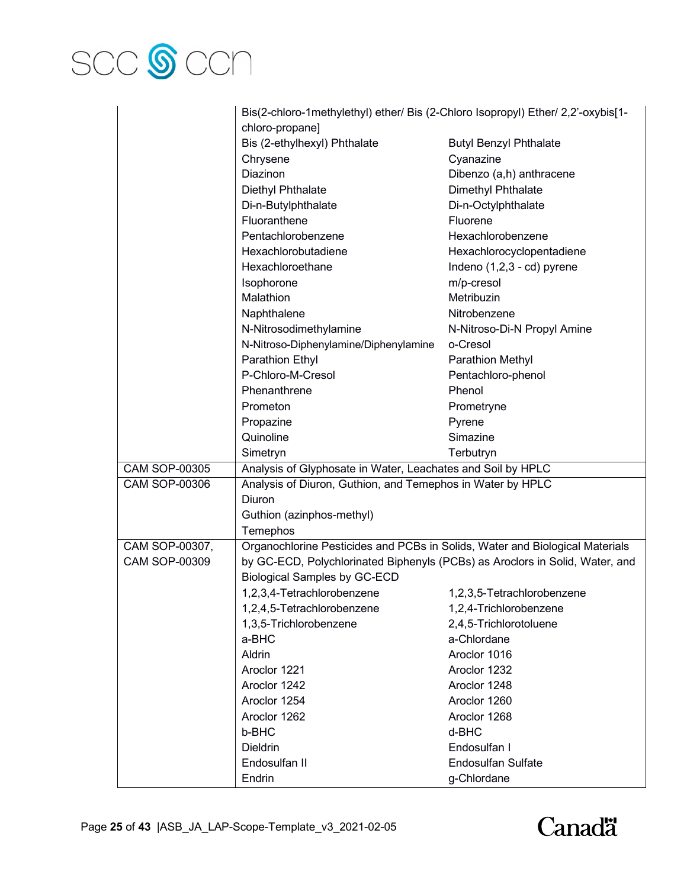| | | |
|---|---|---|
| | Bis(2-chloro-1methylethyl) ether/ Bis (2-Chloro Isopropyl) Ether/ 2,2'-oxybis[1-chloro-propane] | |
| | Bis (2-ethylhexyl) Phthalate | Butyl Benzyl Phthalate |
| | Chrysene | Cyanazine |
| | Diazinon | Dibenzo (a,h) anthracene |
| | Diethyl Phthalate | Dimethyl Phthalate |
| | Di-n-Butylphthalate | Di-n-Octylphthalate |
| | Fluoranthene | Fluorene |
| | Pentachlorobenzene | Hexachlorobenzene |
| | Hexachlorobutadiene | Hexachlorocyclopentadiene |
| | Hexachloroethane | Indeno (1,2,3 - cd) pyrene |
| | Isophorone | m/p-cresol |
| | Malathion | Metribuzin |
| | Naphthalene | Nitrobenzene |
| | N-Nitrosodimethylamine | N-Nitroso-Di-N Propyl Amine |
| | N-Nitroso-Diphenylamine/Diphenylamine | o-Cresol |
| | Parathion Ethyl | Parathion Methyl |
| | P-Chloro-M-Cresol | Pentachloro-phenol |
| | Phenanthrene | Phenol |
| | Prometon | Prometryne |
| | Propazine | Pyrene |
| | Quinoline | Simazine |
| | Simetryn | Terbutryn |
| CAM SOP-00305 | Analysis of Glyphosate in Water, Leachates and Soil by HPLC | |
| CAM SOP-00306 | Analysis of Diuron, Guthion, and Temephos in Water by HPLC | |
| | Diuron | |
| | Guthion (azinphos-methyl) | |
| | Temephos | |
| CAM SOP-00307, CAM SOP-00309 | Organochlorine Pesticides and PCBs in Solids, Water and Biological Materials by GC-ECD, Polychlorinated Biphenyls (PCBs) as Aroclors in Solid, Water, and Biological Samples by GC-ECD | |
| | 1,2,3,4-Tetrachlorobenzene | 1,2,3,5-Tetrachlorobenzene |
| | 1,2,4,5-Tetrachlorobenzene | 1,2,4-Trichlorobenzene |
| | 1,3,5-Trichlorobenzene | 2,4,5-Trichlorotoluene |
| | a-BHC | a-Chlordane |
| | Aldrin | Aroclor 1016 |
| | Aroclor 1221 | Aroclor 1232 |
| | Aroclor 1242 | Aroclor 1248 |
| | Aroclor 1254 | Aroclor 1260 |
| | Aroclor 1262 | Aroclor 1268 |
| | b-BHC | d-BHC |
| | Dieldrin | Endosulfan I |
| | Endosulfan II | Endosulfan Sulfate |
| | Endrin | g-Chlordane |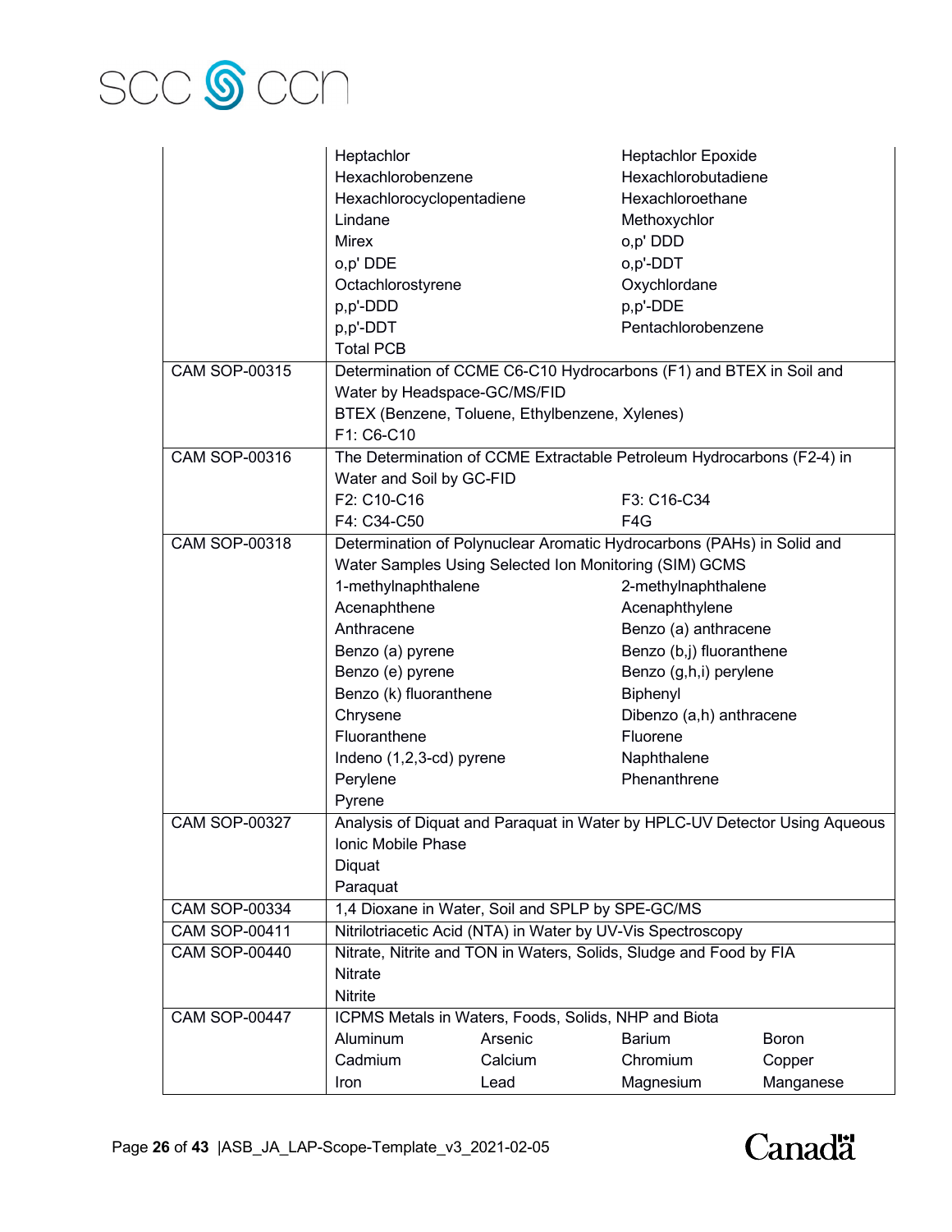| | | | | |
|---|---|---|---|---|
| | Heptachlor | | Heptachlor Epoxide | |
| | Hexachlorobenzene | | Hexachlorobutadiene | |
| | Hexachlorocyclopentadiene | | Hexachloroethane | |
| | Lindane | | Methoxychlor | |
| | Mirex | | o,p' DDD | |
| | o,p' DDE | | o,p'-DDT | |
| | Octachlorostyrene | | Oxychlordane | |
| | p,p'-DDD | | p,p'-DDE | |
| | p,p'-DDT | | Pentachlorobenzene | |
| | Total PCB | | | |
| CAM SOP-00315 | Determination of CCME C6-C10 Hydrocarbons (F1) and BTEX in Soil and Water by Headspace-GC/MS/FID | | | |
| | BTEX (Benzene, Toluene, Ethylbenzene, Xylenes) | | | |
| | F1: C6-C10 | | | |
| CAM SOP-00316 | The Determination of CCME Extractable Petroleum Hydrocarbons (F2-4) in Water and Soil by GC-FID | | | |
| | F2: C10-C16 | | F3: C16-C34 | |
| | F4: C34-C50 | | F4G | |
| CAM SOP-00318 | Determination of Polynuclear Aromatic Hydrocarbons (PAHs) in Solid and Water Samples Using Selected Ion Monitoring (SIM) GCMS | | | |
| | 1-methylnaphthalene | | 2-methylnaphthalene | |
| | Acenaphthene | | Acenaphthylene | |
| | Anthracene | | Benzo (a) anthracene | |
| | Benzo (a) pyrene | | Benzo (b,j) fluoranthene | |
| | Benzo (e) pyrene | | Benzo (g,h,i) perylene | |
| | Benzo (k) fluoranthene | | Biphenyl | |
| | Chrysene | | Dibenzo (a,h) anthracene | |
| | Fluoranthene | | Fluorene | |
| | Indeno (1,2,3-cd) pyrene | | Naphthalene | |
| | Perylene | | Phenanthrene | |
| | Pyrene | | | |
| CAM SOP-00327 | Analysis of Diquat and Paraquat in Water by HPLC-UV Detector Using Aqueous Ionic Mobile Phase | | | |
| | Diquat | | | |
| | Paraquat | | | |
| CAM SOP-00334 | 1,4 Dioxane in Water, Soil and SPLP by SPE-GC/MS | | | |
| CAM SOP-00411 | Nitrilotriacetic Acid (NTA) in Water by UV-Vis Spectroscopy | | | |
| CAM SOP-00440 | Nitrate, Nitrite and TON in Waters, Solids, Sludge and Food by FIA | | | |
| | Nitrate | | | |
| | Nitrite | | | |
| CAM SOP-00447 | ICPMS Metals in Waters, Foods, Solids, NHP and Biota | | | |
| | Aluminum | Arsenic | Barium | Boron |
| | Cadmium | Calcium | Chromium | Copper |
| | Iron | Lead | Magnesium | Manganese |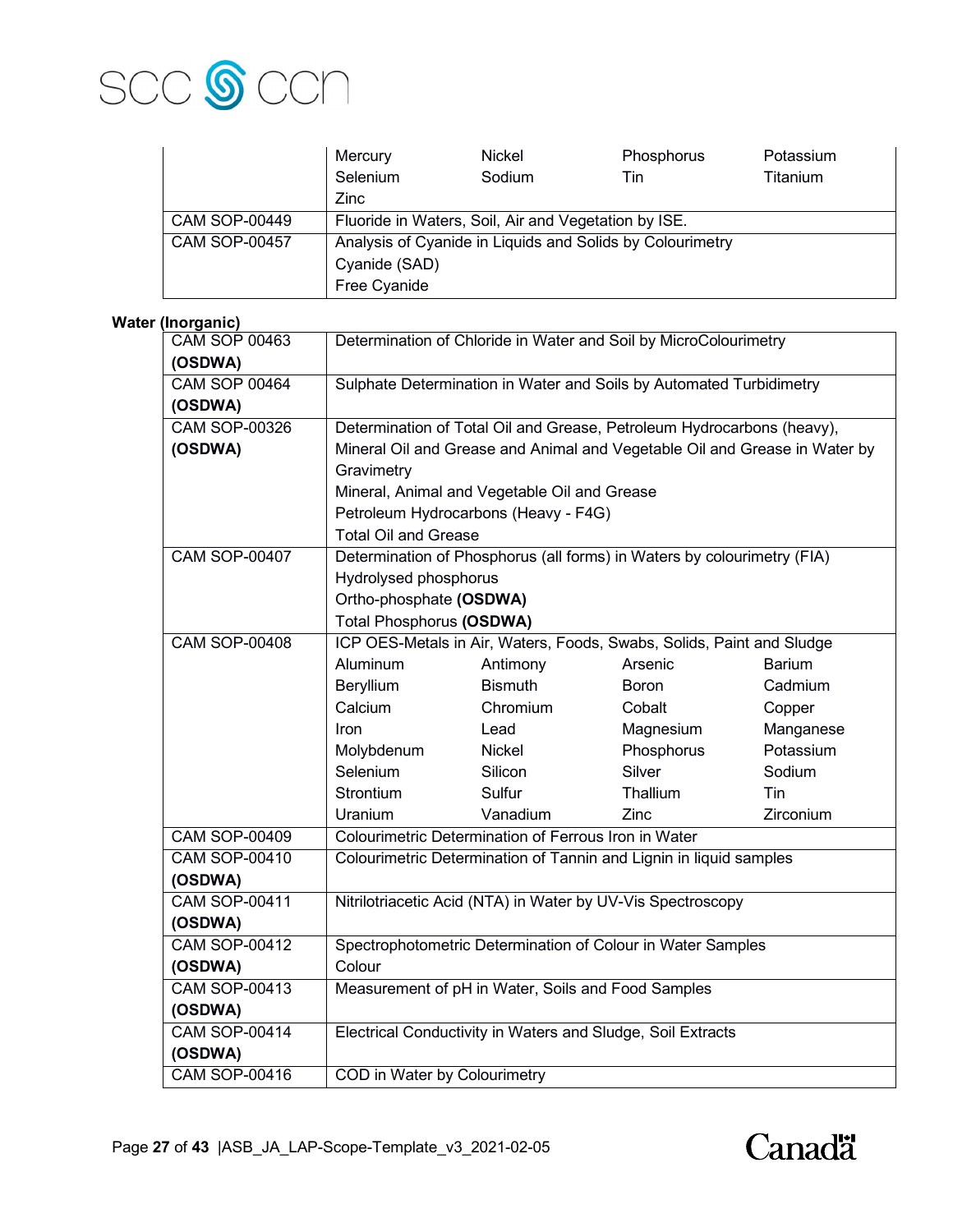| | | | | |
|---|---|---|---|---|
| | Mercury | Nickel | Phosphorus | Potassium |
| | Selenium | Sodium | Tin | Titanium |
| | Zinc | | | |
| CAM SOP-00449 | Fluoride in Waters, Soil, Air and Vegetation by ISE. | | | |
| CAM SOP-00457 | Analysis of Cyanide in Liquids and Solids by Colourimetry<br>Cyanide (SAD)<br>Free Cyanide | | | |

**Water (Inorganic)**

| | | | | |
|---|---|---|---|---|
| CAM SOP 00463 **(OSDWA)** | Determination of Chloride in Water and Soil by MicroColourimetry | | | |
| CAM SOP 00464 **(OSDWA)** | Sulphate Determination in Water and Soils by Automated Turbidimetry | | | |
| CAM SOP-00326 **(OSDWA)** | Determination of Total Oil and Grease, Petroleum Hydrocarbons (heavy), Mineral Oil and Grease and Animal and Vegetable Oil and Grease in Water by Gravimetry<br>Mineral, Animal and Vegetable Oil and Grease<br>Petroleum Hydrocarbons (Heavy - F4G)<br>Total Oil and Grease | | | |
| CAM SOP-00407 | Determination of Phosphorus (all forms) in Waters by colourimetry (FIA)<br>Hydrolysed phosphorus<br>Ortho-phosphate **(OSDWA)**<br>Total Phosphorus **(OSDWA)** | | | |
| CAM SOP-00408 | ICP OES-Metals in Air, Waters, Foods, Swabs, Solids, Paint and Sludge | | | |
| | Aluminum | Antimony | Arsenic | Barium |
| | Beryllium | Bismuth | Boron | Cadmium |
| | Calcium | Chromium | Cobalt | Copper |
| | Iron | Lead | Magnesium | Manganese |
| | Molybdenum | Nickel | Phosphorus | Potassium |
| | Selenium | Silicon | Silver | Sodium |
| | Strontium | Sulfur | Thallium | Tin |
| | Uranium | Vanadium | Zinc | Zirconium |
| CAM SOP-00409 | Colourimetric Determination of Ferrous Iron in Water | | | |
| CAM SOP-00410 **(OSDWA)** | Colourimetric Determination of Tannin and Lignin in liquid samples | | | |
| CAM SOP-00411 **(OSDWA)** | Nitrilotriacetic Acid (NTA) in Water by UV-Vis Spectroscopy | | | |
| CAM SOP-00412 **(OSDWA)** | Spectrophotometric Determination of Colour in Water Samples<br>Colour | | | |
| CAM SOP-00413 **(OSDWA)** | Measurement of pH in Water, Soils and Food Samples | | | |
| CAM SOP-00414 **(OSDWA)** | Electrical Conductivity in Waters and Sludge, Soil Extracts | | | |
| CAM SOP-00416 | COD in Water by Colourimetry | | | |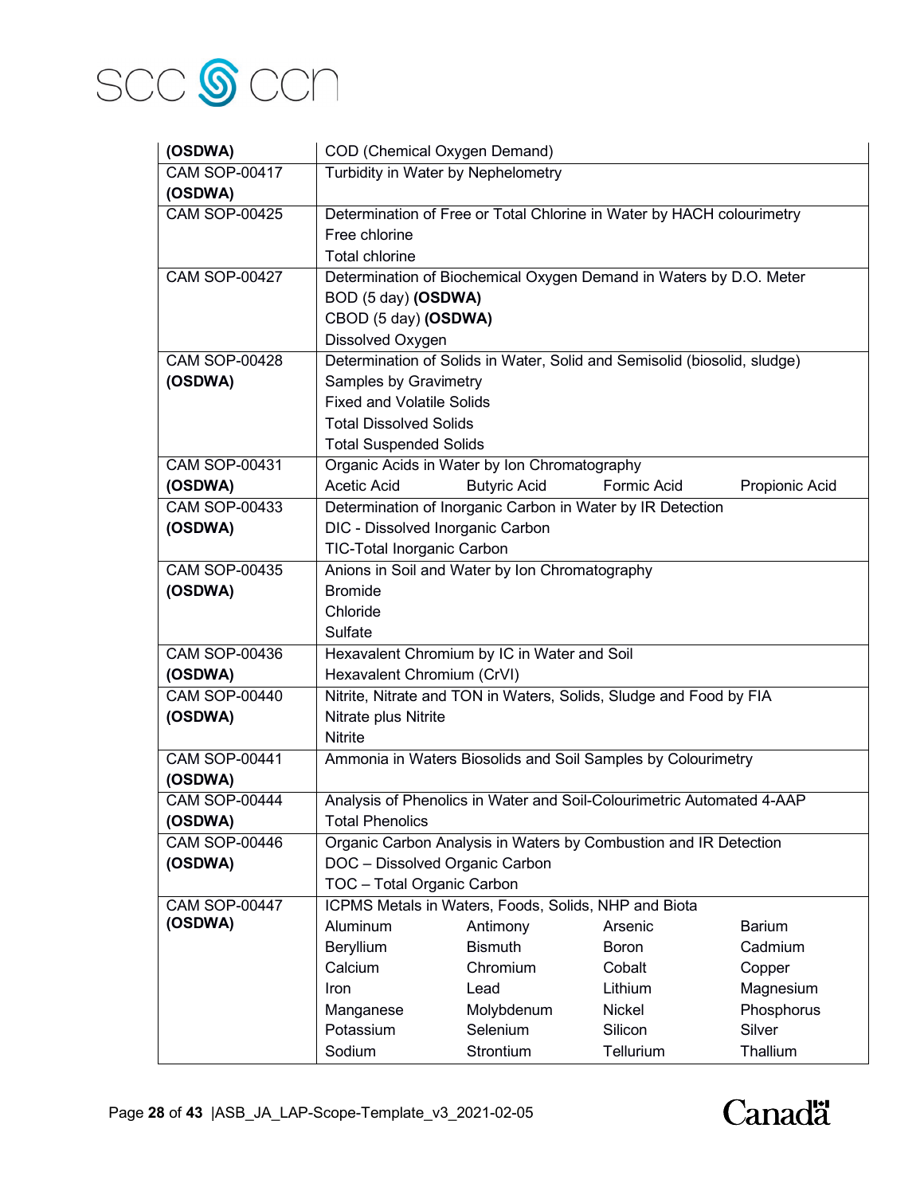| | |
|---|---|
| **(OSDWA)** | COD (Chemical Oxygen Demand) |
| CAM SOP-00417 **(OSDWA)** | Turbidity in Water by Nephelometry |
| CAM SOP-00425 | Determination of Free or Total Chlorine in Water by HACH colourimetry<br>Free chlorine<br>Total chlorine |
| CAM SOP-00427 | Determination of Biochemical Oxygen Demand in Waters by D.O. Meter<br>BOD (5 day) **(OSDWA)**<br>CBOD (5 day) **(OSDWA)**<br>Dissolved Oxygen |
| CAM SOP-00428 **(OSDWA)** | Determination of Solids in Water, Solid and Semisolid (biosolid, sludge) Samples by Gravimetry<br>Fixed and Volatile Solids<br>Total Dissolved Solids<br>Total Suspended Solids |
| CAM SOP-00431 **(OSDWA)** | Organic Acids in Water by Ion Chromatography<br>Acetic Acid, Butyric Acid, Formic Acid, Propionic Acid |
| CAM SOP-00433 **(OSDWA)** | Determination of Inorganic Carbon in Water by IR Detection<br>DIC - Dissolved Inorganic Carbon<br>TIC-Total Inorganic Carbon |
| CAM SOP-00435 **(OSDWA)** | Anions in Soil and Water by Ion Chromatography<br>Bromide<br>Chloride<br>Sulfate |
| CAM SOP-00436 **(OSDWA)** | Hexavalent Chromium by IC in Water and Soil<br>Hexavalent Chromium (CrVI) |
| CAM SOP-00440 **(OSDWA)** | Nitrite, Nitrate and TON in Waters, Solids, Sludge and Food by FIA<br>Nitrate plus Nitrite<br>Nitrite |
| CAM SOP-00441 **(OSDWA)** | Ammonia in Waters Biosolids and Soil Samples by Colourimetry |
| CAM SOP-00444 **(OSDWA)** | Analysis of Phenolics in Water and Soil-Colourimetric Automated 4-AAP<br>Total Phenolics |
| CAM SOP-00446 **(OSDWA)** | Organic Carbon Analysis in Waters by Combustion and IR Detection<br>DOC – Dissolved Organic Carbon<br>TOC – Total Organic Carbon |
| CAM SOP-00447 **(OSDWA)** | ICPMS Metals in Waters, Foods, Solids, NHP and Biota<br>Aluminum, Antimony, Arsenic, Barium<br>Beryllium, Bismuth, Boron, Cadmium<br>Calcium, Chromium, Cobalt, Copper<br>Iron, Lead, Lithium, Magnesium<br>Manganese, Molybdenum, Nickel, Phosphorus<br>Potassium, Selenium, Silicon, Silver<br>Sodium, Strontium, Tellurium, Thallium |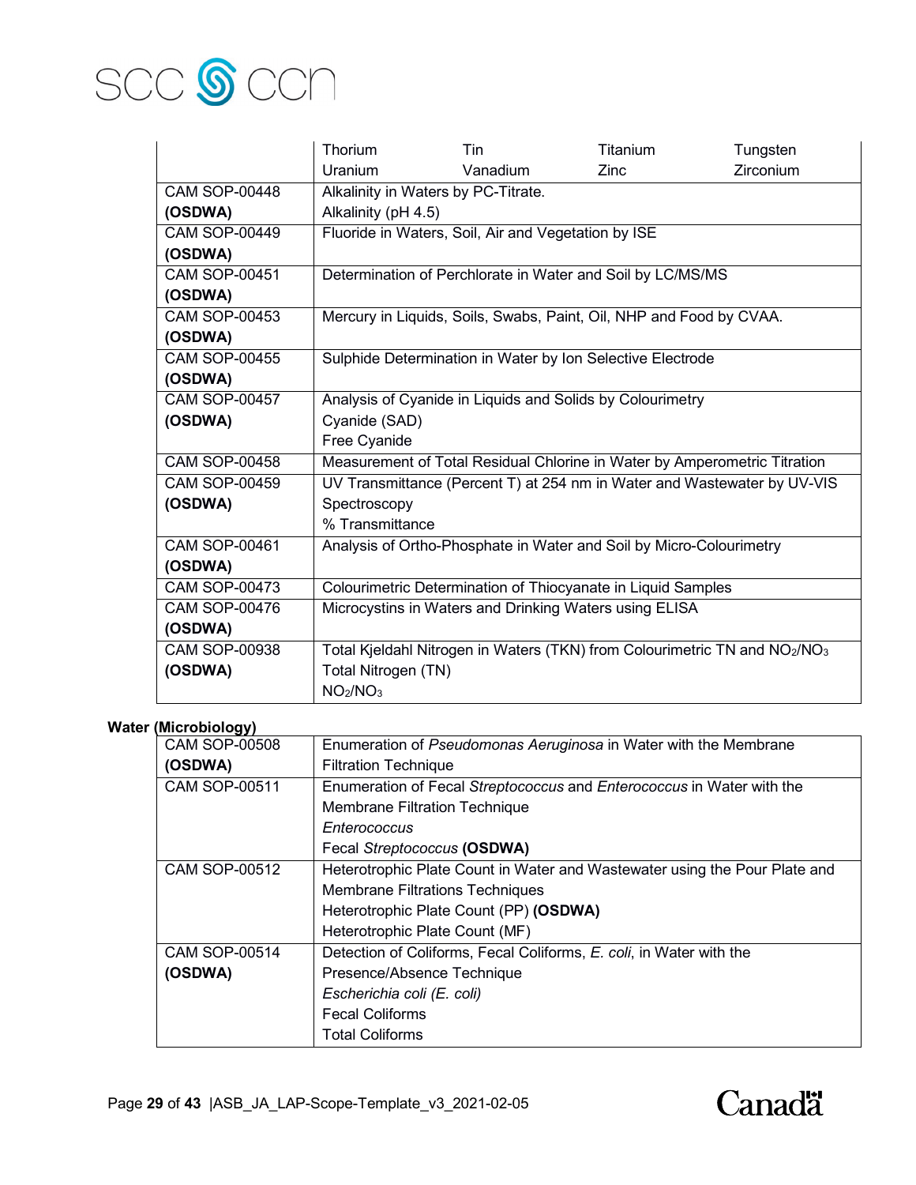| | | | | |
|---|---|---|---|---|
| | Thorium<br>Uranium | Tin<br>Vanadium | Titanium<br>Zinc | Tungsten<br>Zirconium |
| CAM SOP-00448 **(OSDWA)** | Alkalinity in Waters by PC-Titrate.<br>Alkalinity (pH 4.5) | | | |
| CAM SOP-00449 **(OSDWA)** | Fluoride in Waters, Soil, Air and Vegetation by ISE | | | |
| CAM SOP-00451 **(OSDWA)** | Determination of Perchlorate in Water and Soil by LC/MS/MS | | | |
| CAM SOP-00453 **(OSDWA)** | Mercury in Liquids, Soils, Swabs, Paint, Oil, NHP and Food by CVAA. | | | |
| CAM SOP-00455 **(OSDWA)** | Sulphide Determination in Water by Ion Selective Electrode | | | |
| CAM SOP-00457 **(OSDWA)** | Analysis of Cyanide in Liquids and Solids by Colourimetry<br>Cyanide (SAD)<br>Free Cyanide | | | |
| CAM SOP-00458 | Measurement of Total Residual Chlorine in Water by Amperometric Titration | | | |
| CAM SOP-00459 **(OSDWA)** | UV Transmittance (Percent T) at 254 nm in Water and Wastewater by UV-VIS Spectroscopy<br>% Transmittance | | | |
| CAM SOP-00461 **(OSDWA)** | Analysis of Ortho-Phosphate in Water and Soil by Micro-Colourimetry | | | |
| CAM SOP-00473 | Colourimetric Determination of Thiocyanate in Liquid Samples | | | |
| CAM SOP-00476 **(OSDWA)** | Microcystins in Waters and Drinking Waters using ELISA | | | |
| CAM SOP-00938 **(OSDWA)** | Total Kjeldahl Nitrogen in Waters (TKN) from Colourimetric TN and $NO_2/NO_3$<br>Total Nitrogen (TN)<br>$NO_2/NO_3$ | | | |

**Water (Microbiology)**

| | |
|---|---|
| CAM SOP-00508 **(OSDWA)** | Enumeration of *Pseudomonas Aeruginosa* in Water with the Membrane Filtration Technique |
| CAM SOP-00511 | Enumeration of Fecal *Streptococcus* and *Enterococcus* in Water with the Membrane Filtration Technique<br>*Enterococcus*<br>Fecal *Streptococcus* **(OSDWA)** |
| CAM SOP-00512 | Heterotrophic Plate Count in Water and Wastewater using the Pour Plate and Membrane Filtrations Techniques<br>Heterotrophic Plate Count (PP) **(OSDWA)**<br>Heterotrophic Plate Count (MF) |
| CAM SOP-00514 **(OSDWA)** | Detection of Coliforms, Fecal Coliforms, *E. coli*, in Water with the Presence/Absence Technique<br>*Escherichia coli (E. coli)*<br>Fecal Coliforms<br>Total Coliforms |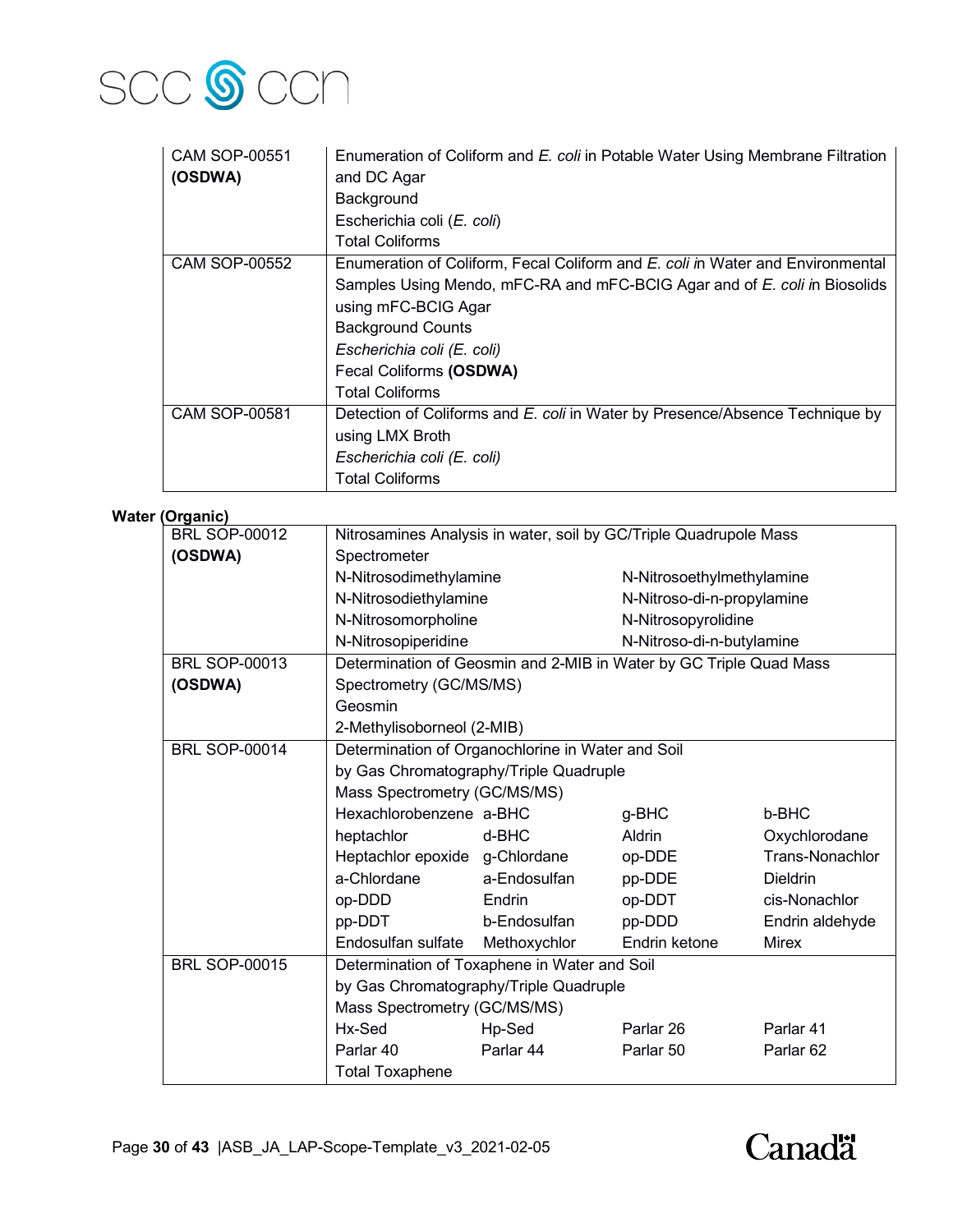| | |
|---|---|
| CAM SOP-00551 **(OSDWA)** | Enumeration of Coliform and *E. coli* in Potable Water Using Membrane Filtration and DC Agar<br>Background<br>Escherichia coli (*E. coli*)<br>Total Coliforms |
| CAM SOP-00552 | Enumeration of Coliform, Fecal Coliform and *E. coli* in Water and Environmental Samples Using Mendo, mFC-RA and mFC-BCIG Agar and of *E. coli* in Biosolids using mFC-BCIG Agar<br>Background Counts<br>*Escherichia coli (E. coli)*<br>Fecal Coliforms **(OSDWA)**<br>Total Coliforms |
| CAM SOP-00581 | Detection of Coliforms and *E. coli* in Water by Presence/Absence Technique by using LMX Broth<br>*Escherichia coli (E. coli)*<br>Total Coliforms |

**Water (Organic)**

| | |
|---|---|
| BRL SOP-00012 **(OSDWA)** | Nitrosamines Analysis in water, soil by GC/Triple Quadrupole Mass Spectrometer<br>N-Nitrosodimethylamine, N-Nitrosoethylmethylamine, N-Nitrosodiethylamine, N-Nitroso-di-n-propylamine, N-Nitrosomorpholine, N-Nitrosopyrolidine, N-Nitrosopiperidine, N-Nitroso-di-n-butylamine |
| BRL SOP-00013 **(OSDWA)** | Determination of Geosmin and 2-MIB in Water by GC Triple Quad Mass Spectrometry (GC/MS/MS)<br>Geosmin<br>2-Methylisoborneol (2-MIB) |
| BRL SOP-00014 | Determination of Organochlorine in Water and Soil by Gas Chromatography/Triple Quadruple Mass Spectrometry (GC/MS/MS)<br>Hexachlorobenzene, a-BHC, g-BHC, b-BHC, heptachlor, d-BHC, Aldrin, Oxychlorodane, Heptachlor epoxide, g-Chlordane, op-DDE, Trans-Nonachlor, a-Chlordane, a-Endosulfan, pp-DDE, Dieldrin, op-DDD, Endrin, op-DDT, cis-Nonachlor, pp-DDT, b-Endosulfan, pp-DDD, Endrin aldehyde, Endosulfan sulfate, Methoxychlor, Endrin ketone, Mirex |
| BRL SOP-00015 | Determination of Toxaphene in Water and Soil by Gas Chromatography/Triple Quadruple Mass Spectrometry (GC/MS/MS)<br>Hx-Sed, Hp-Sed, Parlar 26, Parlar 41, Parlar 40, Parlar 44, Parlar 50, Parlar 62<br>Total Toxaphene |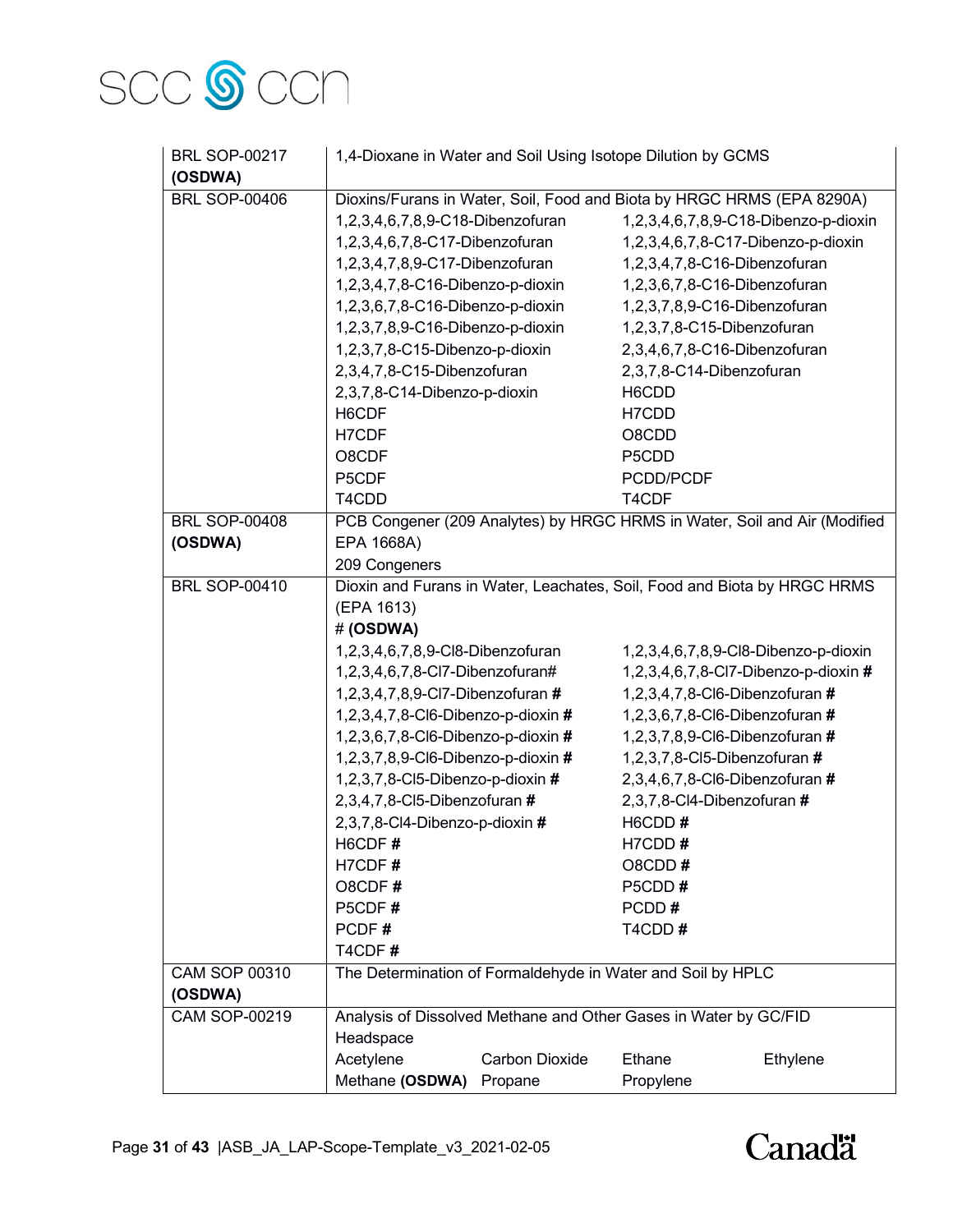| | |
|---|---|
| BRL SOP-00217 **(OSDWA)** | 1,4-Dioxane in Water and Soil Using Isotope Dilution by GCMS |
| BRL SOP-00406 | Dioxins/Furans in Water, Soil, Food and Biota by HRGC HRMS (EPA 8290A)<br>1,2,3,4,6,7,8,9-C18-Dibenzofuran<br>1,2,3,4,6,7,8,9-C18-Dibenzo-p-dioxin<br>1,2,3,4,6,7,8-C17-Dibenzofuran<br>1,2,3,4,6,7,8-C17-Dibenzo-p-dioxin<br>1,2,3,4,7,8,9-C17-Dibenzofuran<br>1,2,3,4,7,8-C16-Dibenzofuran<br>1,2,3,4,7,8-C16-Dibenzo-p-dioxin<br>1,2,3,6,7,8-C16-Dibenzofuran<br>1,2,3,6,7,8-C16-Dibenzo-p-dioxin<br>1,2,3,7,8,9-C16-Dibenzofuran<br>1,2,3,7,8,9-C16-Dibenzo-p-dioxin<br>1,2,3,7,8-C15-Dibenzofuran<br>1,2,3,7,8-C15-Dibenzo-p-dioxin<br>2,3,4,6,7,8-C16-Dibenzofuran<br>2,3,4,7,8-C15-Dibenzofuran<br>2,3,7,8-C14-Dibenzofuran<br>2,3,7,8-C14-Dibenzo-p-dioxin<br>H6CDD<br>H6CDF<br>H7CDD<br>H7CDF<br>O8CDD<br>O8CDF<br>P5CDD<br>P5CDF<br>PCDD/PCDF<br>T4CDD<br>T4CDF |
| BRL SOP-00408 **(OSDWA)** | PCB Congener (209 Analytes) by HRGC HRMS in Water, Soil and Air (Modified EPA 1668A)<br>209 Congeners |
| BRL SOP-00410 | Dioxin and Furans in Water, Leachates, Soil, Food and Biota by HRGC HRMS (EPA 1613)<br># **(OSDWA)**<br>1,2,3,4,6,7,8,9-Cl8-Dibenzofuran<br>1,2,3,4,6,7,8,9-Cl8-Dibenzo-p-dioxin<br>1,2,3,4,6,7,8-Cl7-Dibenzofuran#<br>1,2,3,4,6,7,8-Cl7-Dibenzo-p-dioxin **#**<br>1,2,3,4,7,8,9-Cl7-Dibenzofuran **#**<br>1,2,3,4,7,8-Cl6-Dibenzofuran **#**<br>1,2,3,4,7,8-Cl6-Dibenzo-p-dioxin **#**<br>1,2,3,6,7,8-Cl6-Dibenzofuran **#**<br>1,2,3,6,7,8-Cl6-Dibenzo-p-dioxin **#**<br>1,2,3,7,8,9-Cl6-Dibenzofuran **#**<br>1,2,3,7,8,9-Cl6-Dibenzo-p-dioxin **#**<br>1,2,3,7,8-Cl5-Dibenzofuran **#**<br>1,2,3,7,8-Cl5-Dibenzo-p-dioxin **#**<br>2,3,4,6,7,8-Cl6-Dibenzofuran **#**<br>2,3,4,7,8-Cl5-Dibenzofuran **#**<br>2,3,7,8-Cl4-Dibenzofuran **#**<br>2,3,7,8-Cl4-Dibenzo-p-dioxin **#**<br>H6CDD **#**<br>H6CDF **#**<br>H7CDD **#**<br>H7CDF **#**<br>O8CDD **#**<br>O8CDF **#**<br>P5CDD **#**<br>P5CDF **#**<br>PCDD **#**<br>PCDF **#**<br>T4CDD **#**<br>T4CDF **#** |
| CAM SOP 00310 **(OSDWA)** | The Determination of Formaldehyde in Water and Soil by HPLC |
| CAM SOP-00219 | Analysis of Dissolved Methane and Other Gases in Water by GC/FID Headspace<br>Acetylene<br>Carbon Dioxide<br>Ethane<br>Ethylene<br>Methane **(OSDWA)**<br>Propane<br>Propylene |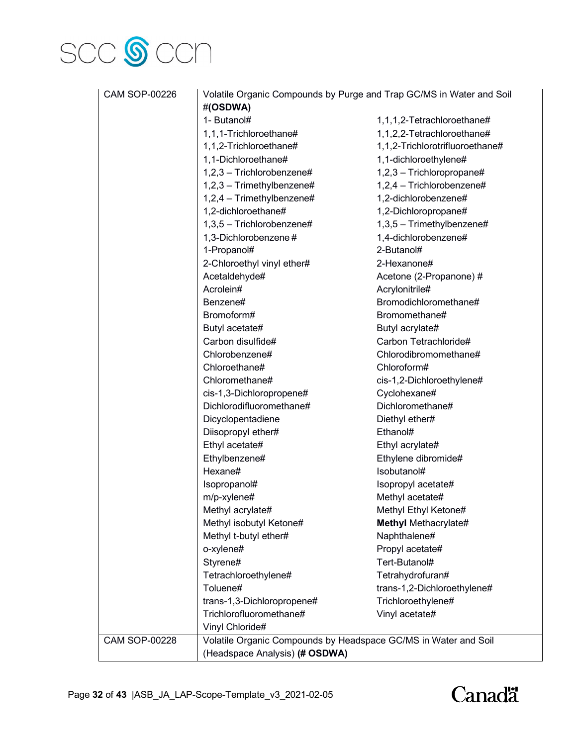| | | |
|---|---|---|
| CAM SOP-00226 | Volatile Organic Compounds by Purge and Trap GC/MS in Water and Soil #**(OSDWA)** | |
| | 1- Butanol# | 1,1,1,2-Tetrachloroethane# |
| | 1,1,1-Trichloroethane# | 1,1,2,2-Tetrachloroethane# |
| | 1,1,2-Trichloroethane# | 1,1,2-Trichlorotrifluoroethane# |
| | 1,1-Dichloroethane# | 1,1-dichloroethylene# |
| | 1,2,3 – Trichlorobenzene# | 1,2,3 – Trichloropropane# |
| | 1,2,3 – Trimethylbenzene# | 1,2,4 – Trichlorobenzene# |
| | 1,2,4 – Trimethylbenzene# | 1,2-dichlorobenzene# |
| | 1,2-dichloroethane# | 1,2-Dichloropropane# |
| | 1,3,5 – Trichlorobenzene# | 1,3,5 – Trimethylbenzene# |
| | 1,3-Dichlorobenzene # | 1,4-dichlorobenzene# |
| | 1-Propanol# | 2-Butanol# |
| | 2-Chloroethyl vinyl ether# | 2-Hexanone# |
| | Acetaldehyde# | Acetone (2-Propanone) # |
| | Acrolein# | Acrylonitrile# |
| | Benzene# | Bromodichloromethane# |
| | Bromoform# | Bromomethane# |
| | Butyl acetate# | Butyl acrylate# |
| | Carbon disulfide# | Carbon Tetrachloride# |
| | Chlorobenzene# | Chlorodibromomethane# |
| | Chloroethane# | Chloroform# |
| | Chloromethane# | cis-1,2-Dichloroethylene# |
| | cis-1,3-Dichloropropene# | Cyclohexane# |
| | Dichlorodifluoromethane# | Dichloromethane# |
| | Dicyclopentadiene | Diethyl ether# |
| | Diisopropyl ether# | Ethanol# |
| | Ethyl acetate# | Ethyl acrylate# |
| | Ethylbenzene# | Ethylene dibromide# |
| | Hexane# | Isobutanol# |
| | Isopropanol# | Isopropyl acetate# |
| | m/p-xylene# | Methyl acetate# |
| | Methyl acrylate# | Methyl Ethyl Ketone# |
| | Methyl isobutyl Ketone# | **Methyl** Methacrylate# |
| | Methyl t-butyl ether# | Naphthalene# |
| | o-xylene# | Propyl acetate# |
| | Styrene# | Tert-Butanol# |
| | Tetrachloroethylene# | Tetrahydrofuran# |
| | Toluene# | trans-1,2-Dichloroethylene# |
| | trans-1,3-Dichloropropene# | Trichloroethylene# |
| | Trichlorofluoromethane# | Vinyl acetate# |
| | Vinyl Chloride# | |
| CAM SOP-00228 | Volatile Organic Compounds by Headspace GC/MS in Water and Soil (Headspace Analysis) **(# OSDWA)** | |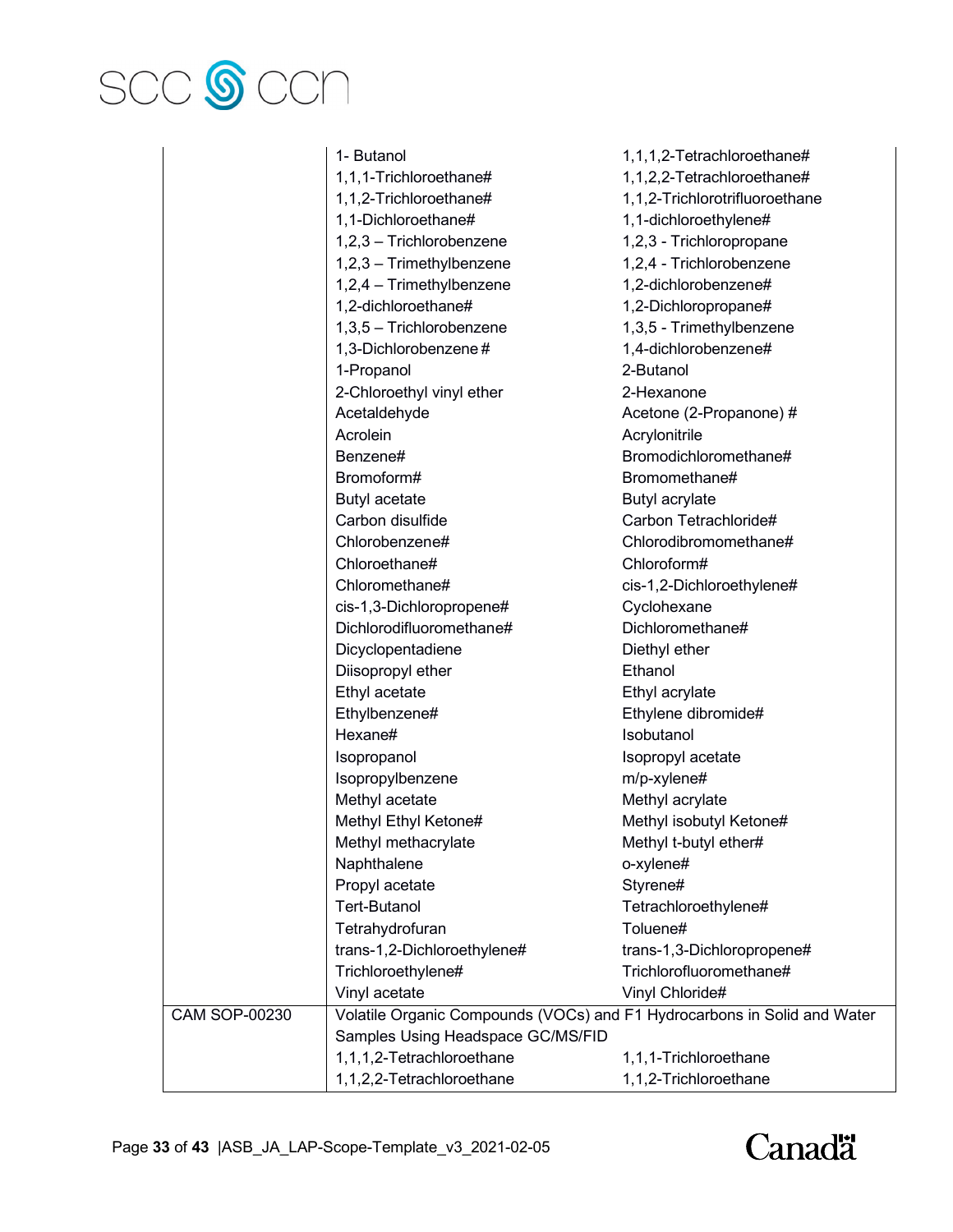| | | |
|---|---|---|
| | 1- Butanol | 1,1,1,2-Tetrachloroethane# |
| | 1,1,1-Trichloroethane# | 1,1,2,2-Tetrachloroethane# |
| | 1,1,2-Trichloroethane# | 1,1,2-Trichlorotrifluoroethane |
| | 1,1-Dichloroethane# | 1,1-dichloroethylene# |
| | 1,2,3 – Trichlorobenzene | 1,2,3 - Trichloropropane |
| | 1,2,3 – Trimethylbenzene | 1,2,4 - Trichlorobenzene |
| | 1,2,4 – Trimethylbenzene | 1,2-dichlorobenzene# |
| | 1,2-dichloroethane# | 1,2-Dichloropropane# |
| | 1,3,5 – Trichlorobenzene | 1,3,5 - Trimethylbenzene |
| | 1,3-Dichlorobenzene # | 1,4-dichlorobenzene# |
| | 1-Propanol | 2-Butanol |
| | 2-Chloroethyl vinyl ether | 2-Hexanone |
| | Acetaldehyde | Acetone (2-Propanone) # |
| | Acrolein | Acrylonitrile |
| | Benzene# | Bromodichloromethane# |
| | Bromoform# | Bromomethane# |
| | Butyl acetate | Butyl acrylate |
| | Carbon disulfide | Carbon Tetrachloride# |
| | Chlorobenzene# | Chlorodibromomethane# |
| | Chloroethane# | Chloroform# |
| | Chloromethane# | cis-1,2-Dichloroethylene# |
| | cis-1,3-Dichloropropene# | Cyclohexane |
| | Dichlorodifluoromethane# | Dichloromethane# |
| | Dicyclopentadiene | Diethyl ether |
| | Diisopropyl ether | Ethanol |
| | Ethyl acetate | Ethyl acrylate |
| | Ethylbenzene# | Ethylene dibromide# |
| | Hexane# | Isobutanol |
| | Isopropanol | Isopropyl acetate |
| | Isopropylbenzene | m/p-xylene# |
| | Methyl acetate | Methyl acrylate |
| | Methyl Ethyl Ketone# | Methyl isobutyl Ketone# |
| | Methyl methacrylate | Methyl t-butyl ether# |
| | Naphthalene | o-xylene# |
| | Propyl acetate | Styrene# |
| | Tert-Butanol | Tetrachloroethylene# |
| | Tetrahydrofuran | Toluene# |
| | trans-1,2-Dichloroethylene# | trans-1,3-Dichloropropene# |
| | Trichloroethylene# | Trichlorofluoromethane# |
| | Vinyl acetate | Vinyl Chloride# |
| CAM SOP-00230 | Volatile Organic Compounds (VOCs) and F1 Hydrocarbons in Solid and Water Samples Using Headspace GC/MS/FID | |
| | 1,1,1,2-Tetrachloroethane | 1,1,1-Trichloroethane |
| | 1,1,2,2-Tetrachloroethane | 1,1,2-Trichloroethane |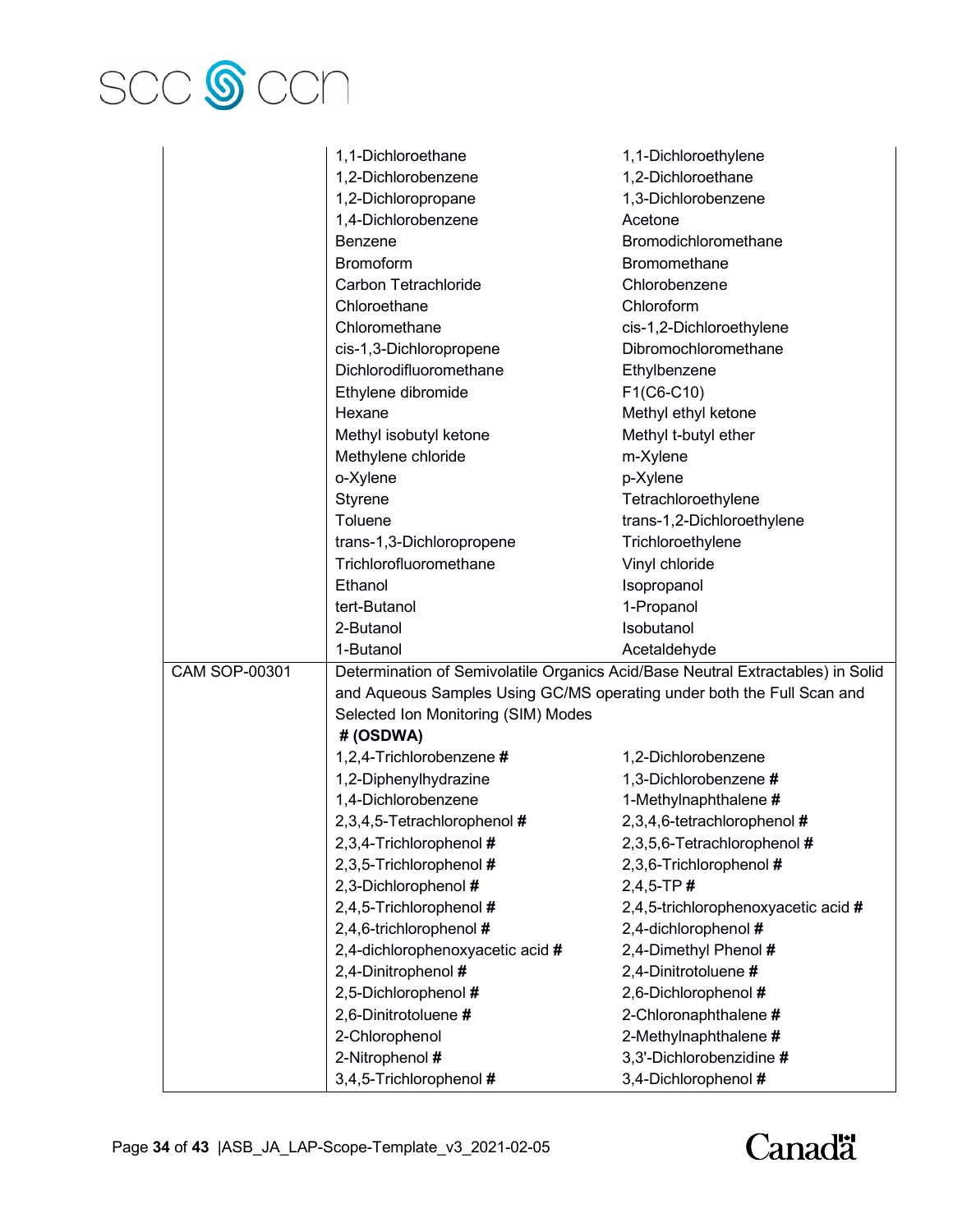| | | |
|---|---|---|
| | 1,1-Dichloroethane | 1,1-Dichloroethylene |
| | 1,2-Dichlorobenzene | 1,2-Dichloroethane |
| | 1,2-Dichloropropane | 1,3-Dichlorobenzene |
| | 1,4-Dichlorobenzene | Acetone |
| | Benzene | Bromodichloromethane |
| | Bromoform | Bromomethane |
| | Carbon Tetrachloride | Chlorobenzene |
| | Chloroethane | Chloroform |
| | Chloromethane | cis-1,2-Dichloroethylene |
| | cis-1,3-Dichloropropene | Dibromochloromethane |
| | Dichlorodifluoromethane | Ethylbenzene |
| | Ethylene dibromide | F1(C6-C10) |
| | Hexane | Methyl ethyl ketone |
| | Methyl isobutyl ketone | Methyl t-butyl ether |
| | Methylene chloride | m-Xylene |
| | o-Xylene | p-Xylene |
| | Styrene | Tetrachloroethylene |
| | Toluene | trans-1,2-Dichloroethylene |
| | trans-1,3-Dichloropropene | Trichloroethylene |
| | Trichlorofluoromethane | Vinyl chloride |
| | Ethanol | Isopropanol |
| | tert-Butanol | 1-Propanol |
| | 2-Butanol | Isobutanol |
| | 1-Butanol | Acetaldehyde |
| CAM SOP-00301 | Determination of Semivolatile Organics Acid/Base Neutral Extractables) in Solid and Aqueous Samples Using GC/MS operating under both the Full Scan and Selected Ion Monitoring (SIM) Modes<br>**# (OSDWA)** | |
| | 1,2,4-Trichlorobenzene **#** | 1,2-Dichlorobenzene |
| | 1,2-Diphenylhydrazine | 1,3-Dichlorobenzene **#** |
| | 1,4-Dichlorobenzene | 1-Methylnaphthalene **#** |
| | 2,3,4,5-Tetrachlorophenol **#** | 2,3,4,6-tetrachlorophenol **#** |
| | 2,3,4-Trichlorophenol **#** | 2,3,5,6-Tetrachlorophenol **#** |
| | 2,3,5-Trichlorophenol **#** | 2,3,6-Trichlorophenol **#** |
| | 2,3-Dichlorophenol **#** | 2,4,5-TP **#** |
| | 2,4,5-Trichlorophenol **#** | 2,4,5-trichlorophenoxyacetic acid **#** |
| | 2,4,6-trichlorophenol **#** | 2,4-dichlorophenol **#** |
| | 2,4-dichlorophenoxyacetic acid **#** | 2,4-Dimethyl Phenol **#** |
| | 2,4-Dinitrophenol **#** | 2,4-Dinitrotoluene **#** |
| | 2,5-Dichlorophenol **#** | 2,6-Dichlorophenol **#** |
| | 2,6-Dinitrotoluene **#** | 2-Chloronaphthalene **#** |
| | 2-Chlorophenol | 2-Methylnaphthalene **#** |
| | 2-Nitrophenol **#** | 3,3'-Dichlorobenzidine **#** |
| | 3,4,5-Trichlorophenol **#** | 3,4-Dichlorophenol **#** |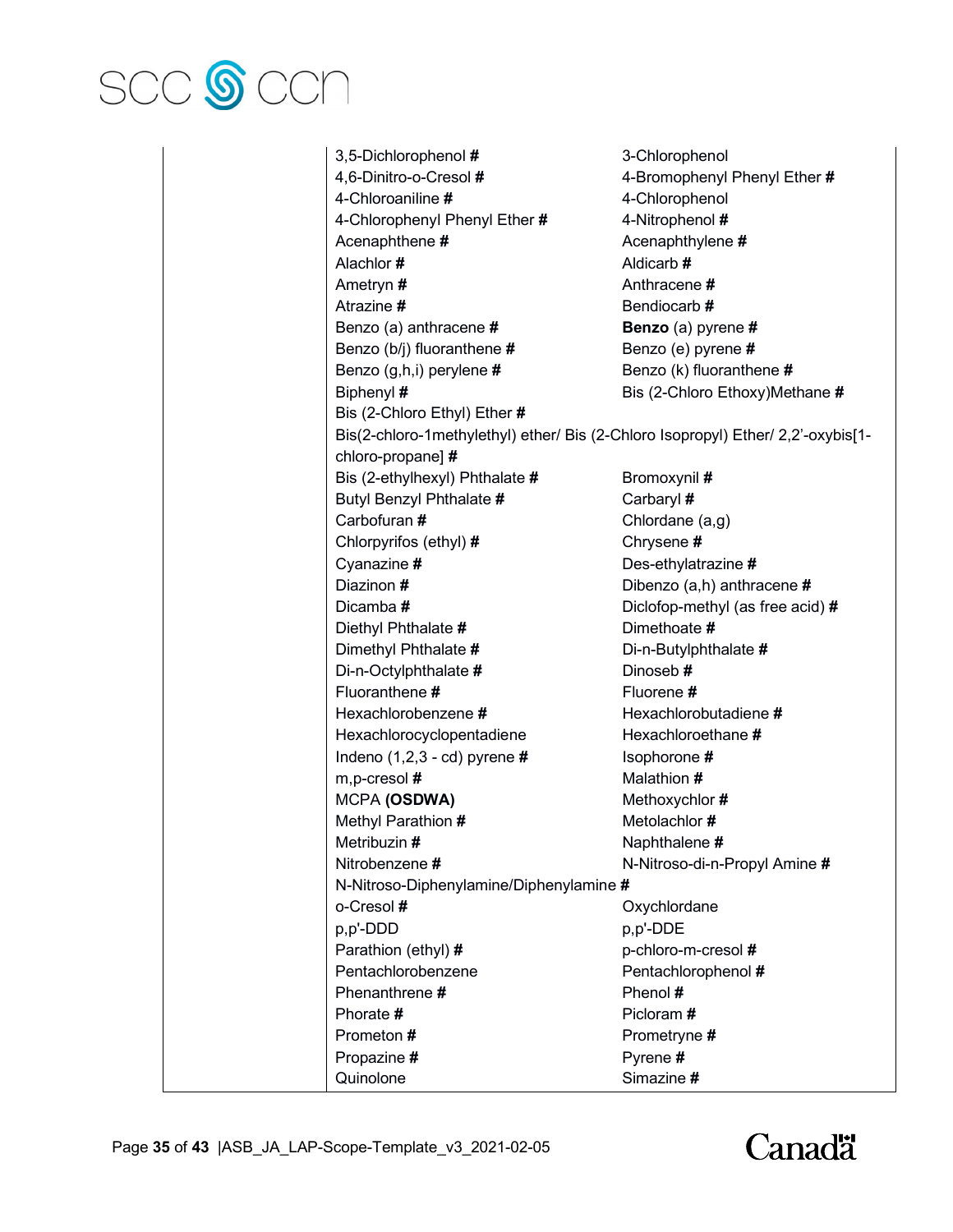| | | |
|---|---|---|
| | 3,5-Dichlorophenol **#** | 3-Chlorophenol |
| | 4,6-Dinitro-o-Cresol **#** | 4-Bromophenyl Phenyl Ether **#** |
| | 4-Chloroaniline **#** | 4-Chlorophenol |
| | 4-Chlorophenyl Phenyl Ether **#** | 4-Nitrophenol **#** |
| | Acenaphthene **#** | Acenaphthylene **#** |
| | Alachlor **#** | Aldicarb **#** |
| | Ametryn **#** | Anthracene **#** |
| | Atrazine **#** | Bendiocarb **#** |
| | Benzo (a) anthracene **#** | **Benzo** (a) pyrene **#** |
| | Benzo (b/j) fluoranthene **#** | Benzo (e) pyrene **#** |
| | Benzo (g,h,i) perylene **#** | Benzo (k) fluoranthene **#** |
| | Biphenyl **#** | Bis (2-Chloro Ethoxy)Methane **#** |
| | Bis (2-Chloro Ethyl) Ether **#** | |
| | Bis(2-chloro-1methylethyl) ether/ Bis (2-Chloro Isopropyl) Ether/ 2,2'-oxybis[1-chloro-propane] **#** | |
| | Bis (2-ethylhexyl) Phthalate **#** | Bromoxynil **#** |
| | Butyl Benzyl Phthalate **#** | Carbaryl **#** |
| | Carbofuran **#** | Chlordane (a,g) |
| | Chlorpyrifos (ethyl) **#** | Chrysene **#** |
| | Cyanazine **#** | Des-ethylatrazine **#** |
| | Diazinon **#** | Dibenzo (a,h) anthracene **#** |
| | Dicamba **#** | Diclofop-methyl (as free acid) **#** |
| | Diethyl Phthalate **#** | Dimethoate **#** |
| | Dimethyl Phthalate **#** | Di-n-Butylphthalate **#** |
| | Di-n-Octylphthalate **#** | Dinoseb **#** |
| | Fluoranthene **#** | Fluorene **#** |
| | Hexachlorobenzene **#** | Hexachlorobutadiene **#** |
| | Hexachlorocyclopentadiene | Hexachloroethane **#** |
| | Indeno (1,2,3 - cd) pyrene **#** | Isophorone **#** |
| | m,p-cresol **#** | Malathion **#** |
| | MCPA **(OSDWA)** | Methoxychlor **#** |
| | Methyl Parathion **#** | Metolachlor **#** |
| | Metribuzin **#** | Naphthalene **#** |
| | Nitrobenzene **#** | N-Nitroso-di-n-Propyl Amine **#** |
| | N-Nitroso-Diphenylamine/Diphenylamine **#** | |
| | o-Cresol **#** | Oxychlordane |
| | p,p'-DDD | p,p'-DDE |
| | Parathion (ethyl) **#** | p-chloro-m-cresol **#** |
| | Pentachlorobenzene | Pentachlorophenol **#** |
| | Phenanthrene **#** | Phenol **#** |
| | Phorate **#** | Picloram **#** |
| | Prometon **#** | Prometryne **#** |
| | Propazine **#** | Pyrene **#** |
| | Quinolone | Simazine **#** |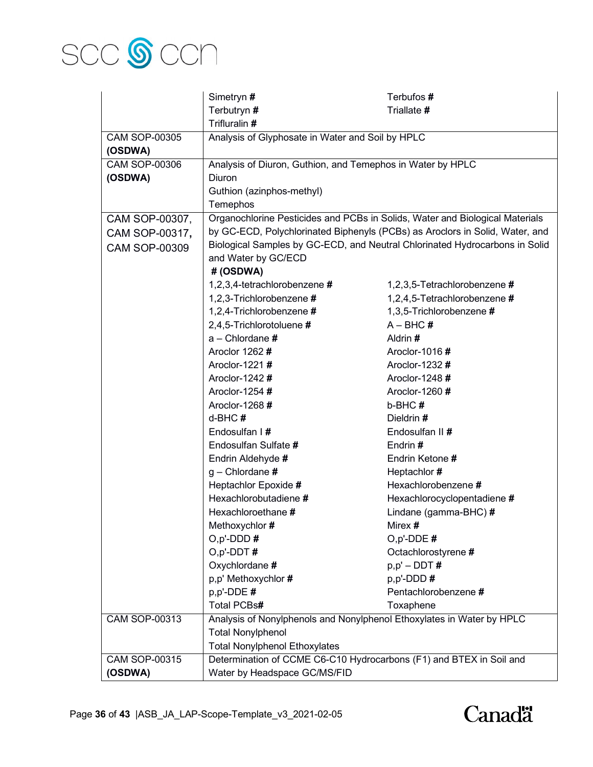| | | |
|---|---|---|
| | Simetryn **#**<br>Terbutryn **#**<br>Trifluralin **#** | Terbufos **#**<br>Triallate **#** |
| CAM SOP-00305 **(OSDWA)** | Analysis of Glyphosate in Water and Soil by HPLC | |
| CAM SOP-00306 **(OSDWA)** | Analysis of Diuron, Guthion, and Temephos in Water by HPLC<br>Diuron<br>Guthion (azinphos-methyl)<br>Temephos | |
| CAM SOP-00307, CAM SOP-00317, CAM SOP-00309 | Organochlorine Pesticides and PCBs in Solids, Water and Biological Materials by GC-ECD, Polychlorinated Biphenyls (PCBs) as Aroclors in Solid, Water, and Biological Samples by GC-ECD, and Neutral Chlorinated Hydrocarbons in Solid and Water by GC/ECD<br>**# (OSDWA)** | |
| | 1,2,3,4-tetrachlorobenzene **#** | 1,2,3,5-Tetrachlorobenzene **#** |
| | 1,2,3-Trichlorobenzene **#** | 1,2,4,5-Tetrachlorobenzene **#** |
| | 1,2,4-Trichlorobenzene **#** | 1,3,5-Trichlorobenzene **#** |
| | 2,4,5-Trichlorotoluene **#** | A – BHC **#** |
| | a – Chlordane **#** | Aldrin **#** |
| | Aroclor 1262 **#** | Aroclor-1016 **#** |
| | Aroclor-1221 **#** | Aroclor-1232 **#** |
| | Aroclor-1242 **#** | Aroclor-1248 **#** |
| | Aroclor-1254 **#** | Aroclor-1260 **#** |
| | Aroclor-1268 **#** | b-BHC **#** |
| | d-BHC **#** | Dieldrin **#** |
| | Endosulfan I **#** | Endosulfan II **#** |
| | Endosulfan Sulfate **#** | Endrin **#** |
| | Endrin Aldehyde **#** | Endrin Ketone **#** |
| | g – Chlordane **#** | Heptachlor **#** |
| | Heptachlor Epoxide **#** | Hexachlorobenzene **#** |
| | Hexachlorobutadiene **#** | Hexachlorocyclopentadiene **#** |
| | Hexachloroethane **#** | Lindane (gamma-BHC) **#** |
| | Methoxychlor **#** | Mirex **#** |
| | O,p'-DDD **#** | O,p'-DDE **#** |
| | O,p'-DDT **#** | Octachlorostyrene **#** |
| | Oxychlordane **#** | p,p' – DDT **#** |
| | p,p' Methoxychlor **#** | p,p'-DDD **#** |
| | p,p'-DDE **#** | Pentachlorobenzene **#** |
| | Total PCBs**#** | Toxaphene |
| CAM SOP-00313 | Analysis of Nonylphenols and Nonylphenol Ethoxylates in Water by HPLC<br>Total Nonylphenol<br>Total Nonylphenol Ethoxylates | |
| CAM SOP-00315 **(OSDWA)** | Determination of CCME C6-C10 Hydrocarbons (F1) and BTEX in Soil and Water by Headspace GC/MS/FID | |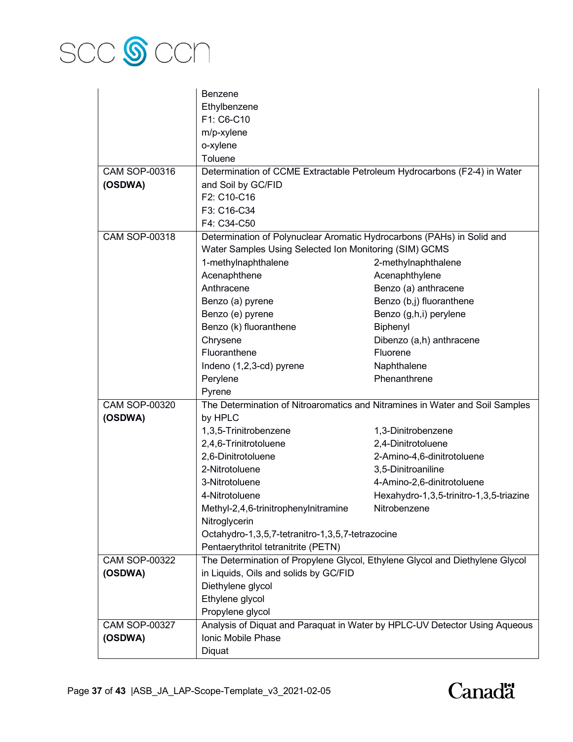| | |
|---|---|
| | Benzene<br>Ethylbenzene<br>F1: C6-C10<br>m/p-xylene<br>o-xylene<br>Toluene |
| CAM SOP-00316 **(OSDWA)** | Determination of CCME Extractable Petroleum Hydrocarbons (F2-4) in Water and Soil by GC/FID<br>F2: C10-C16<br>F3: C16-C34<br>F4: C34-C50 |
| CAM SOP-00318 | Determination of Polynuclear Aromatic Hydrocarbons (PAHs) in Solid and Water Samples Using Selected Ion Monitoring (SIM) GCMS<br>1-methylnaphthalene<br>2-methylnaphthalene<br>Acenaphthene<br>Acenaphthylene<br>Anthracene<br>Benzo (a) anthracene<br>Benzo (a) pyrene<br>Benzo (b,j) fluoranthene<br>Benzo (e) pyrene<br>Benzo (g,h,i) perylene<br>Benzo (k) fluoranthene<br>Biphenyl<br>Chrysene<br>Dibenzo (a,h) anthracene<br>Fluoranthene<br>Fluorene<br>Indeno (1,2,3-cd) pyrene<br>Naphthalene<br>Perylene<br>Phenanthrene<br>Pyrene |
| CAM SOP-00320 **(OSDWA)** | The Determination of Nitroaromatics and Nitramines in Water and Soil Samples by HPLC<br>1,3,5-Trinitrobenzene<br>1,3-Dinitrobenzene<br>2,4,6-Trinitrotoluene<br>2,4-Dinitrotoluene<br>2,6-Dinitrotoluene<br>2-Amino-4,6-dinitrotoluene<br>2-Nitrotoluene<br>3,5-Dinitroaniline<br>3-Nitrotoluene<br>4-Amino-2,6-dinitrotoluene<br>4-Nitrotoluene<br>Hexahydro-1,3,5-trinitro-1,3,5-triazine<br>Methyl-2,4,6-trinitrophenylnitramine<br>Nitrobenzene<br>Nitroglycerin<br>Octahydro-1,3,5,7-tetranitro-1,3,5,7-tetrazocine<br>Pentaerythritol tetranitrite (PETN) |
| CAM SOP-00322 **(OSDWA)** | The Determination of Propylene Glycol, Ethylene Glycol and Diethylene Glycol in Liquids, Oils and solids by GC/FID<br>Diethylene glycol<br>Ethylene glycol<br>Propylene glycol |
| CAM SOP-00327 **(OSDWA)** | Analysis of Diquat and Paraquat in Water by HPLC-UV Detector Using Aqueous Ionic Mobile Phase<br>Diquat |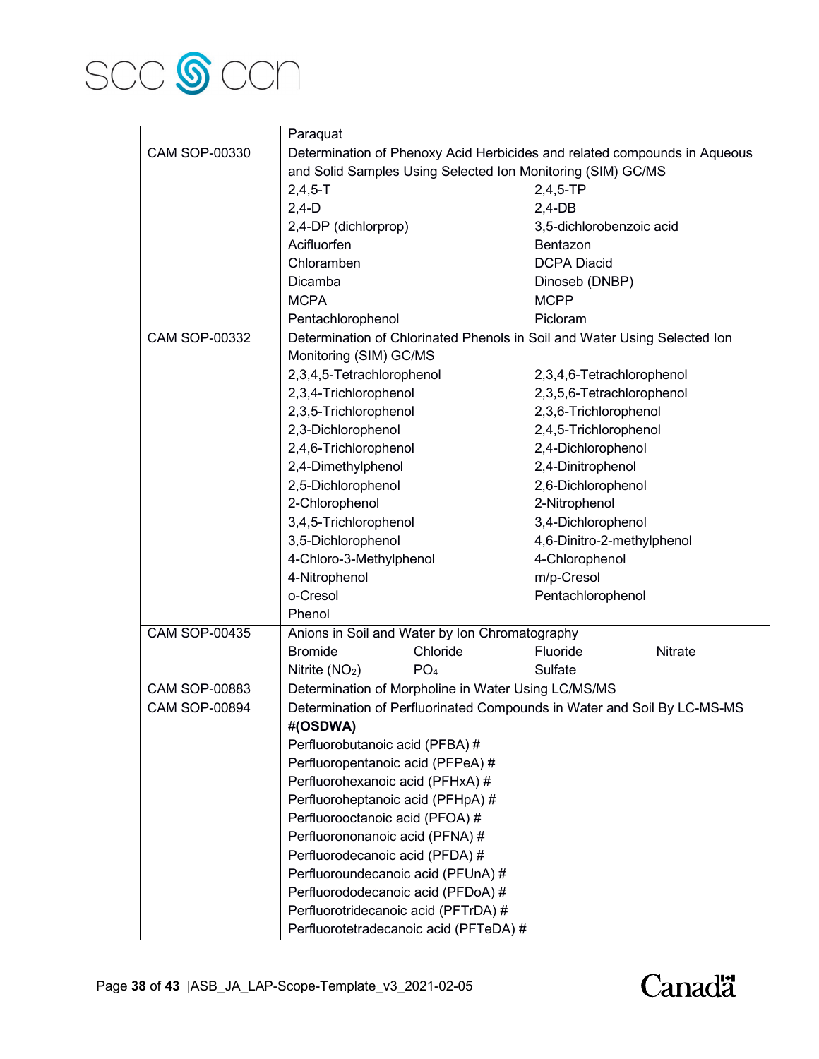| | |
|---|---|
| | Paraquat |
| CAM SOP-00330 | Determination of Phenoxy Acid Herbicides and related compounds in Aqueous and Solid Samples Using Selected Ion Monitoring (SIM) GC/MS<br>2,4,5-T　　2,4,5-TP<br>2,4-D　　2,4-DB<br>2,4-DP (dichlorprop)　　3,5-dichlorobenzoic acid<br>Acifluorfen　　Bentazon<br>Chloramben　　DCPA Diacid<br>Dicamba　　Dinoseb (DNBP)<br>MCPA　　MCPP<br>Pentachlorophenol　　Picloram |
| CAM SOP-00332 | Determination of Chlorinated Phenols in Soil and Water Using Selected Ion Monitoring (SIM) GC/MS<br>2,3,4,5-Tetrachlorophenol　　2,3,4,6-Tetrachlorophenol<br>2,3,4-Trichlorophenol　　2,3,5,6-Tetrachlorophenol<br>2,3,5-Trichlorophenol　　2,3,6-Trichlorophenol<br>2,3-Dichlorophenol　　2,4,5-Trichlorophenol<br>2,4,6-Trichlorophenol　　2,4-Dichlorophenol<br>2,4-Dimethylphenol　　2,4-Dinitrophenol<br>2,5-Dichlorophenol　　2,6-Dichlorophenol<br>2-Chlorophenol　　2-Nitrophenol<br>3,4,5-Trichlorophenol　　3,4-Dichlorophenol<br>3,5-Dichlorophenol　　4,6-Dinitro-2-methylphenol<br>4-Chloro-3-Methylphenol　　4-Chlorophenol<br>4-Nitrophenol　　m/p-Cresol<br>o-Cresol　　Pentachlorophenol<br>Phenol |
| CAM SOP-00435 | Anions in Soil and Water by Ion Chromatography<br>Bromide　　Chloride　　Fluoride　　Nitrate<br>Nitrite ($NO_2$)　　$PO_4$　　Sulfate |
| CAM SOP-00883 | Determination of Morpholine in Water Using LC/MS/MS |
| CAM SOP-00894 | Determination of Perfluorinated Compounds in Water and Soil By LC-MS-MS **#(OSDWA)**<br>Perfluorobutanoic acid (PFBA) #<br>Perfluoropentanoic acid (PFPeA) #<br>Perfluorohexanoic acid (PFHxA) #<br>Perfluoroheptanoic acid (PFHpA) #<br>Perfluorooctanoic acid (PFOA) #<br>Perfluorononanoic acid (PFNA) #<br>Perfluorodecanoic acid (PFDA) #<br>Perfluoroundecanoic acid (PFUnA) #<br>Perfluorododecanoic acid (PFDoA) #<br>Perfluorotridecanoic acid (PFTrDA) #<br>Perfluorotetradecanoic acid (PFTeDA) # |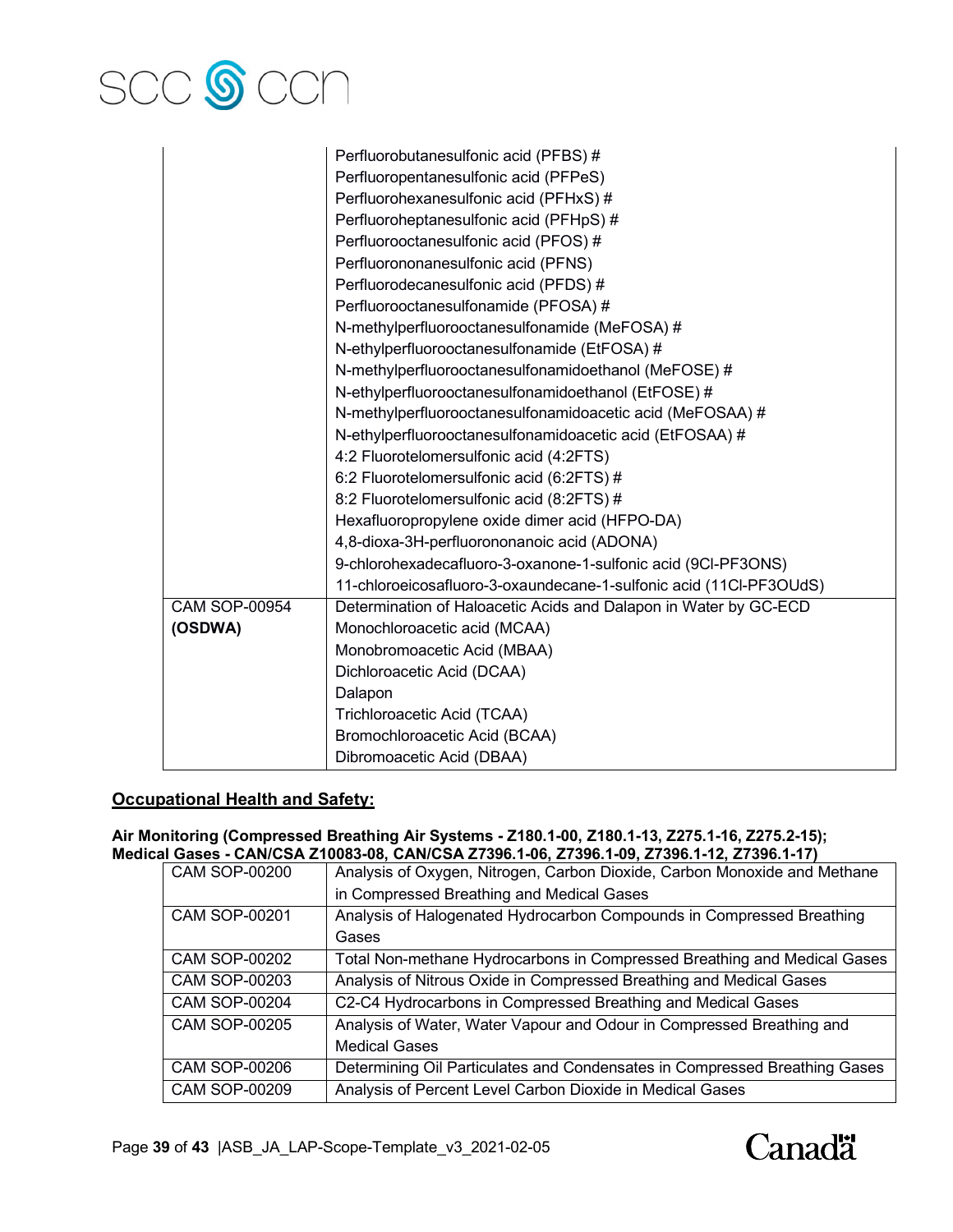| | |
|---|---|
| | Perfluorobutanesulfonic acid (PFBS) #<br>Perfluoropentanesulfonic acid (PFPeS)<br>Perfluorohexanesulfonic acid (PFHxS) #<br>Perfluoroheptanesulfonic acid (PFHpS) #<br>Perfluorooctanesulfonic acid (PFOS) #<br>Perfluorononanesulfonic acid (PFNS)<br>Perfluorodecanesulfonic acid (PFDS) #<br>Perfluorooctanesulfonamide (PFOSA) #<br>N-methylperfluorooctanesulfonamide (MeFOSA) #<br>N-ethylperfluorooctanesulfonamide (EtFOSA) #<br>N-methylperfluorooctanesulfonamidoethanol (MeFOSE) #<br>N-ethylperfluorooctanesulfonamidoethanol (EtFOSE) #<br>N-methylperfluorooctanesulfonamidoacetic acid (MeFOSAA) #<br>N-ethylperfluorooctanesulfonamidoacetic acid (EtFOSAA) #<br>4:2 Fluorotelomersulfonic acid (4:2FTS)<br>6:2 Fluorotelomersulfonic acid (6:2FTS) #<br>8:2 Fluorotelomersulfonic acid (8:2FTS) #<br>Hexafluoropropylene oxide dimer acid (HFPO-DA)<br>4,8-dioxa-3H-perfluorononanoic acid (ADONA)<br>9-chlorohexadecafluoro-3-oxanone-1-sulfonic acid (9Cl-PF3ONS)<br>11-chloroeicosafluoro-3-oxaundecane-1-sulfonic acid (11Cl-PF3OUdS) |
| CAM SOP-00954<br>**(OSDWA)** | Determination of Haloacetic Acids and Dalapon in Water by GC-ECD<br>Monochloroacetic acid (MCAA)<br>Monobromoacetic Acid (MBAA)<br>Dichloroacetic Acid (DCAA)<br>Dalapon<br>Trichloroacetic Acid (TCAA)<br>Bromochloroacetic Acid (BCAA)<br>Dibromoacetic Acid (DBAA) |

## Occupational Health and Safety:

**Air Monitoring (Compressed Breathing Air Systems - Z180.1-00, Z180.1-13, Z275.1-16, Z275.2-15); Medical Gases - CAN/CSA Z10083-08, CAN/CSA Z7396.1-06, Z7396.1-09, Z7396.1-12, Z7396.1-17)**

| | |
|---|---|
| CAM SOP-00200 | Analysis of Oxygen, Nitrogen, Carbon Dioxide, Carbon Monoxide and Methane in Compressed Breathing and Medical Gases |
| CAM SOP-00201 | Analysis of Halogenated Hydrocarbon Compounds in Compressed Breathing Gases |
| CAM SOP-00202 | Total Non-methane Hydrocarbons in Compressed Breathing and Medical Gases |
| CAM SOP-00203 | Analysis of Nitrous Oxide in Compressed Breathing and Medical Gases |
| CAM SOP-00204 | C2-C4 Hydrocarbons in Compressed Breathing and Medical Gases |
| CAM SOP-00205 | Analysis of Water, Water Vapour and Odour in Compressed Breathing and Medical Gases |
| CAM SOP-00206 | Determining Oil Particulates and Condensates in Compressed Breathing Gases |
| CAM SOP-00209 | Analysis of Percent Level Carbon Dioxide in Medical Gases |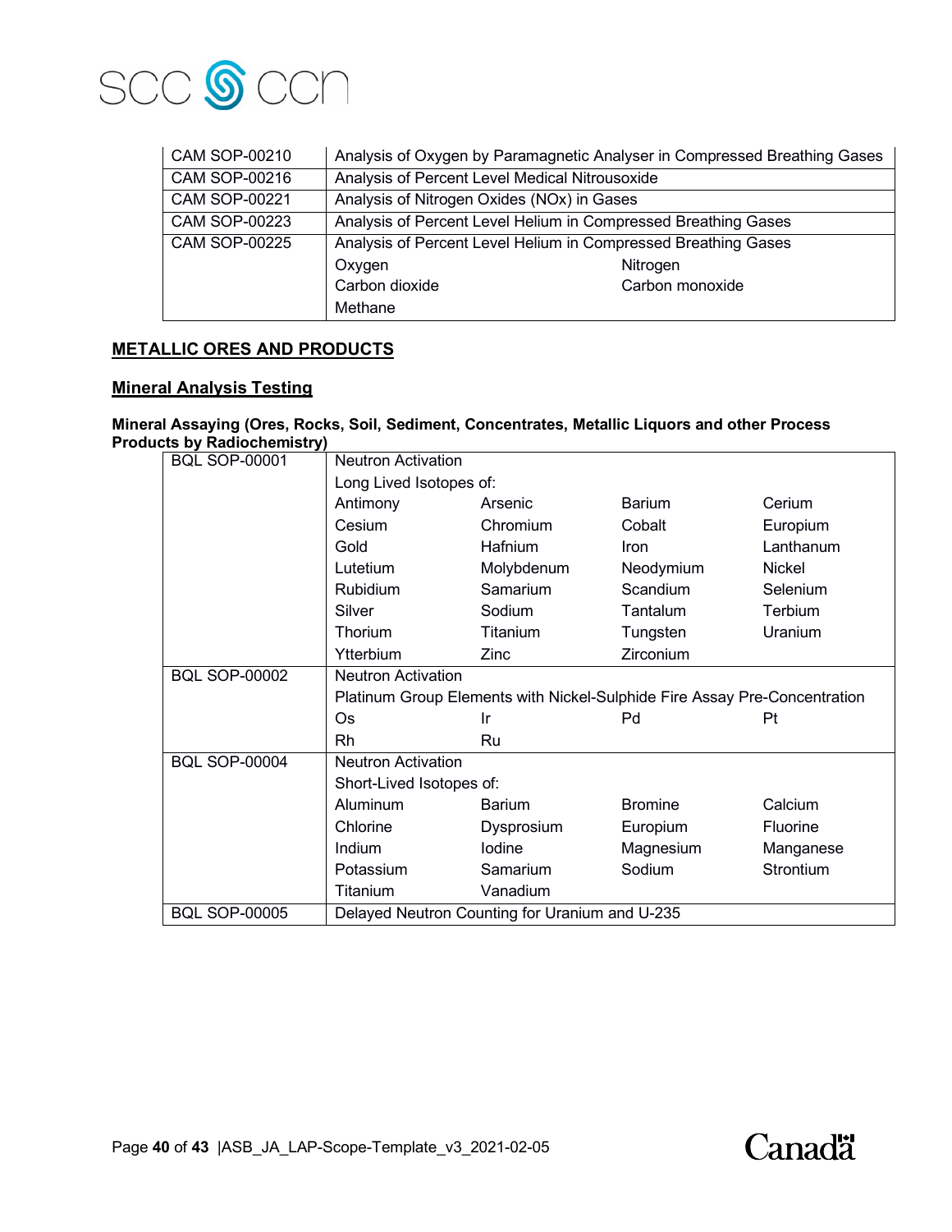| | |
|---|---|
| CAM SOP-00210 | Analysis of Oxygen by Paramagnetic Analyser in Compressed Breathing Gases |
| CAM SOP-00216 | Analysis of Percent Level Medical Nitrousoxide |
| CAM SOP-00221 | Analysis of Nitrogen Oxides (NOx) in Gases |
| CAM SOP-00223 | Analysis of Percent Level Helium in Compressed Breathing Gases |
| CAM SOP-00225 | Analysis of Percent Level Helium in Compressed Breathing Gases<br>Oxygen, Nitrogen<br>Carbon dioxide, Carbon monoxide<br>Methane |

## METALLIC ORES AND PRODUCTS

### Mineral Analysis Testing

**Mineral Assaying (Ores, Rocks, Soil, Sediment, Concentrates, Metallic Liquors and other Process Products by Radiochemistry)**

| | | | | |
|---|---|---|---|---|
| BQL SOP-00001 | Neutron Activation | | | |
| | Long Lived Isotopes of: | | | |
| | Antimony | Arsenic | Barium | Cerium |
| | Cesium | Chromium | Cobalt | Europium |
| | Gold | Hafnium | Iron | Lanthanum |
| | Lutetium | Molybdenum | Neodymium | Nickel |
| | Rubidium | Samarium | Scandium | Selenium |
| | Silver | Sodium | Tantalum | Terbium |
| | Thorium | Titanium | Tungsten | Uranium |
| | Ytterbium | Zinc | Zirconium | |
| BQL SOP-00002 | Neutron Activation | | | |
| | Platinum Group Elements with Nickel-Sulphide Fire Assay Pre-Concentration | | | |
| | Os | Ir | Pd | Pt |
| | Rh | Ru | | |
| BQL SOP-00004 | Neutron Activation | | | |
| | Short-Lived Isotopes of: | | | |
| | Aluminum | Barium | Bromine | Calcium |
| | Chlorine | Dysprosium | Europium | Fluorine |
| | Indium | Iodine | Magnesium | Manganese |
| | Potassium | Samarium | Sodium | Strontium |
| | Titanium | Vanadium | | |
| BQL SOP-00005 | Delayed Neutron Counting for Uranium and U-235 | | | |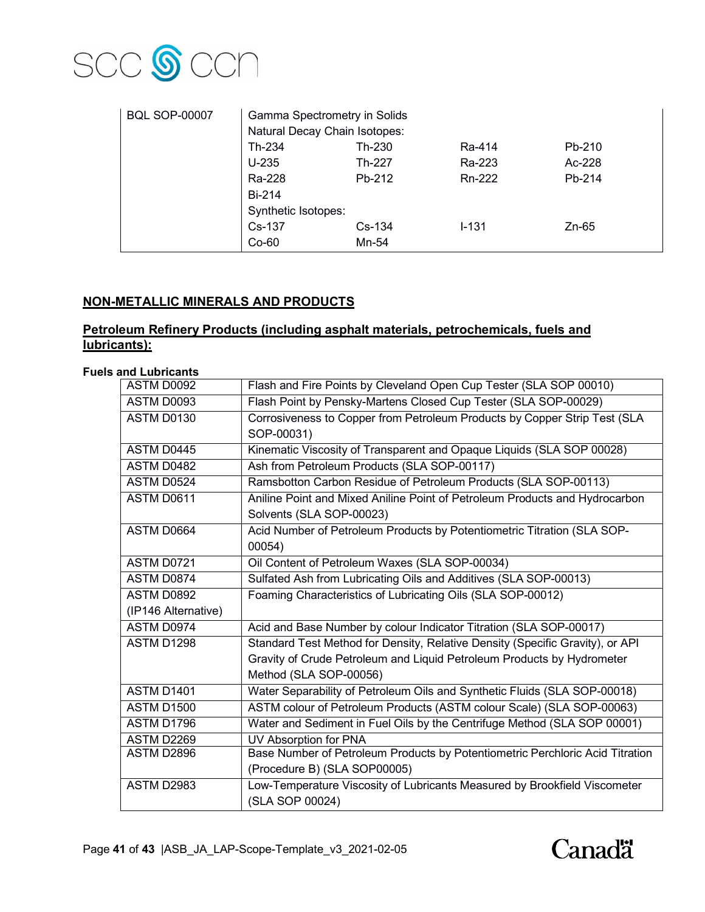| BQL SOP-00007 | Gamma Spectrometry in Solids | | | |
|---|---|---|---|---|
| | Natural Decay Chain Isotopes: | | | |
| | Th-234 | Th-230 | Ra-414 | Pb-210 |
| | U-235 | Th-227 | Ra-223 | Ac-228 |
| | Ra-228 | Pb-212 | Rn-222 | Pb-214 |
| | Bi-214 | | | |
| | Synthetic Isotopes: | | | |
| | Cs-137 | Cs-134 | I-131 | Zn-65 |
| | Co-60 | Mn-54 | | |

## NON-METALLIC MINERALS AND PRODUCTS

### Petroleum Refinery Products (including asphalt materials, petrochemicals, fuels and lubricants):

**Fuels and Lubricants**

| | |
|---|---|
| ASTM D0092 | Flash and Fire Points by Cleveland Open Cup Tester (SLA SOP 00010) |
| ASTM D0093 | Flash Point by Pensky-Martens Closed Cup Tester (SLA SOP-00029) |
| ASTM D0130 | Corrosiveness to Copper from Petroleum Products by Copper Strip Test (SLA SOP-00031) |
| ASTM D0445 | Kinematic Viscosity of Transparent and Opaque Liquids (SLA SOP 00028) |
| ASTM D0482 | Ash from Petroleum Products (SLA SOP-00117) |
| ASTM D0524 | Ramsbotton Carbon Residue of Petroleum Products (SLA SOP-00113) |
| ASTM D0611 | Aniline Point and Mixed Aniline Point of Petroleum Products and Hydrocarbon Solvents (SLA SOP-00023) |
| ASTM D0664 | Acid Number of Petroleum Products by Potentiometric Titration (SLA SOP-00054) |
| ASTM D0721 | Oil Content of Petroleum Waxes (SLA SOP-00034) |
| ASTM D0874 | Sulfated Ash from Lubricating Oils and Additives (SLA SOP-00013) |
| ASTM D0892 (IP146 Alternative) | Foaming Characteristics of Lubricating Oils (SLA SOP-00012) |
| ASTM D0974 | Acid and Base Number by colour Indicator Titration (SLA SOP-00017) |
| ASTM D1298 | Standard Test Method for Density, Relative Density (Specific Gravity), or API Gravity of Crude Petroleum and Liquid Petroleum Products by Hydrometer Method (SLA SOP-00056) |
| ASTM D1401 | Water Separability of Petroleum Oils and Synthetic Fluids (SLA SOP-00018) |
| ASTM D1500 | ASTM colour of Petroleum Products (ASTM colour Scale) (SLA SOP-00063) |
| ASTM D1796 | Water and Sediment in Fuel Oils by the Centrifuge Method (SLA SOP 00001) |
| ASTM D2269 | UV Absorption for PNA |
| ASTM D2896 | Base Number of Petroleum Products by Potentiometric Perchloric Acid Titration (Procedure B) (SLA SOP00005) |
| ASTM D2983 | Low-Temperature Viscosity of Lubricants Measured by Brookfield Viscometer (SLA SOP 00024) |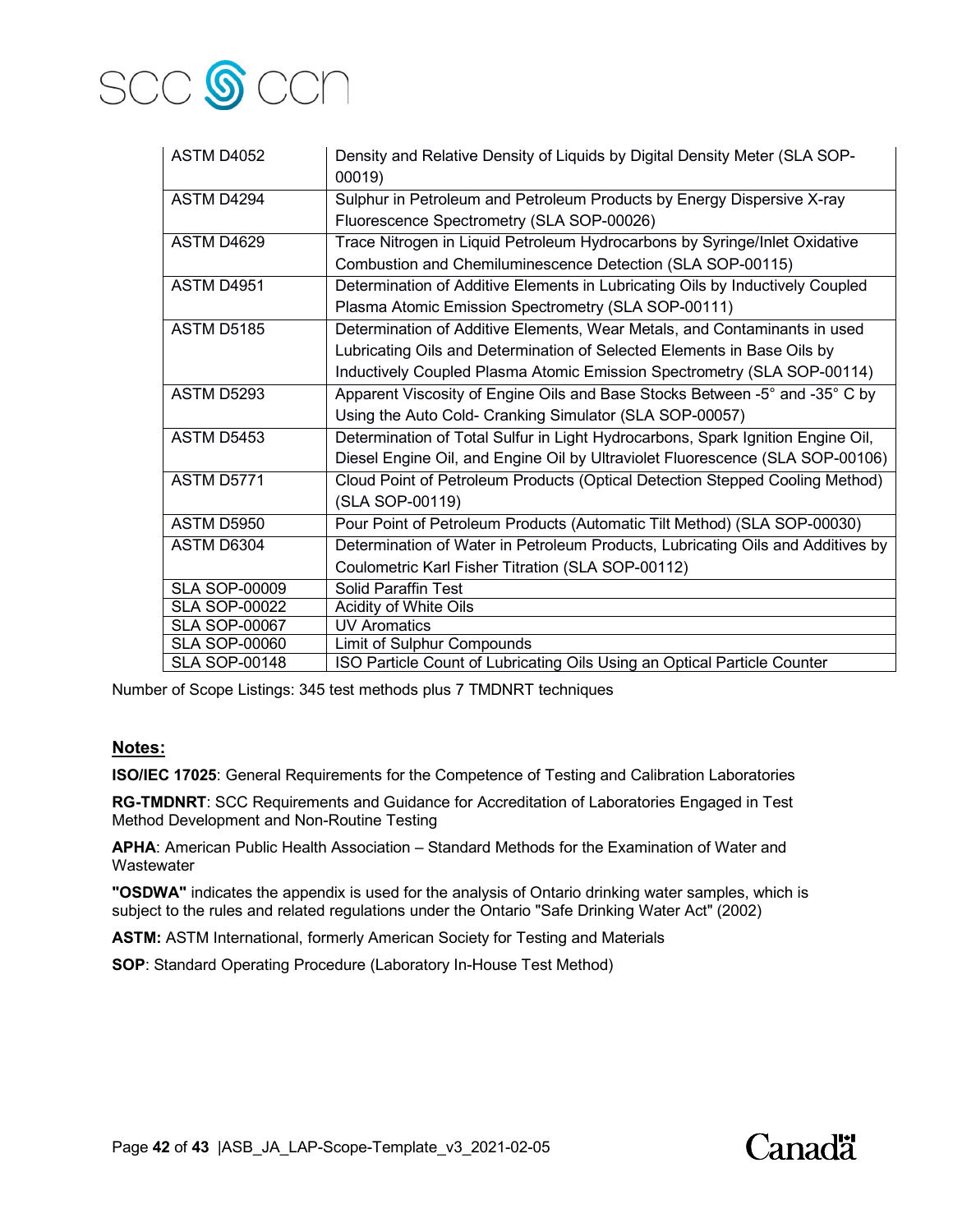| | |
|---|---|
| ASTM D4052 | Density and Relative Density of Liquids by Digital Density Meter (SLA SOP-00019) |
| ASTM D4294 | Sulphur in Petroleum and Petroleum Products by Energy Dispersive X-ray Fluorescence Spectrometry (SLA SOP-00026) |
| ASTM D4629 | Trace Nitrogen in Liquid Petroleum Hydrocarbons by Syringe/Inlet Oxidative Combustion and Chemiluminescence Detection (SLA SOP-00115) |
| ASTM D4951 | Determination of Additive Elements in Lubricating Oils by Inductively Coupled Plasma Atomic Emission Spectrometry (SLA SOP-00111) |
| ASTM D5185 | Determination of Additive Elements, Wear Metals, and Contaminants in used Lubricating Oils and Determination of Selected Elements in Base Oils by Inductively Coupled Plasma Atomic Emission Spectrometry (SLA SOP-00114) |
| ASTM D5293 | Apparent Viscosity of Engine Oils and Base Stocks Between -5° and -35° C by Using the Auto Cold- Cranking Simulator (SLA SOP-00057) |
| ASTM D5453 | Determination of Total Sulfur in Light Hydrocarbons, Spark Ignition Engine Oil, Diesel Engine Oil, and Engine Oil by Ultraviolet Fluorescence (SLA SOP-00106) |
| ASTM D5771 | Cloud Point of Petroleum Products (Optical Detection Stepped Cooling Method) (SLA SOP-00119) |
| ASTM D5950 | Pour Point of Petroleum Products (Automatic Tilt Method) (SLA SOP-00030) |
| ASTM D6304 | Determination of Water in Petroleum Products, Lubricating Oils and Additives by Coulometric Karl Fisher Titration (SLA SOP-00112) |
| SLA SOP-00009 | Solid Paraffin Test |
| SLA SOP-00022 | Acidity of White Oils |
| SLA SOP-00067 | UV Aromatics |
| SLA SOP-00060 | Limit of Sulphur Compounds |
| SLA SOP-00148 | ISO Particle Count of Lubricating Oils Using an Optical Particle Counter |

Number of Scope Listings: 345 test methods plus 7 TMDNRT techniques

**Notes:**

**ISO/IEC 17025**: General Requirements for the Competence of Testing and Calibration Laboratories

**RG-TMDNRT**: SCC Requirements and Guidance for Accreditation of Laboratories Engaged in Test Method Development and Non-Routine Testing

**APHA**: American Public Health Association – Standard Methods for the Examination of Water and Wastewater

**"OSDWA"** indicates the appendix is used for the analysis of Ontario drinking water samples, which is subject to the rules and related regulations under the Ontario "Safe Drinking Water Act" (2002)

**ASTM:** ASTM International, formerly American Society for Testing and Materials

**SOP**: Standard Operating Procedure (Laboratory In-House Test Method)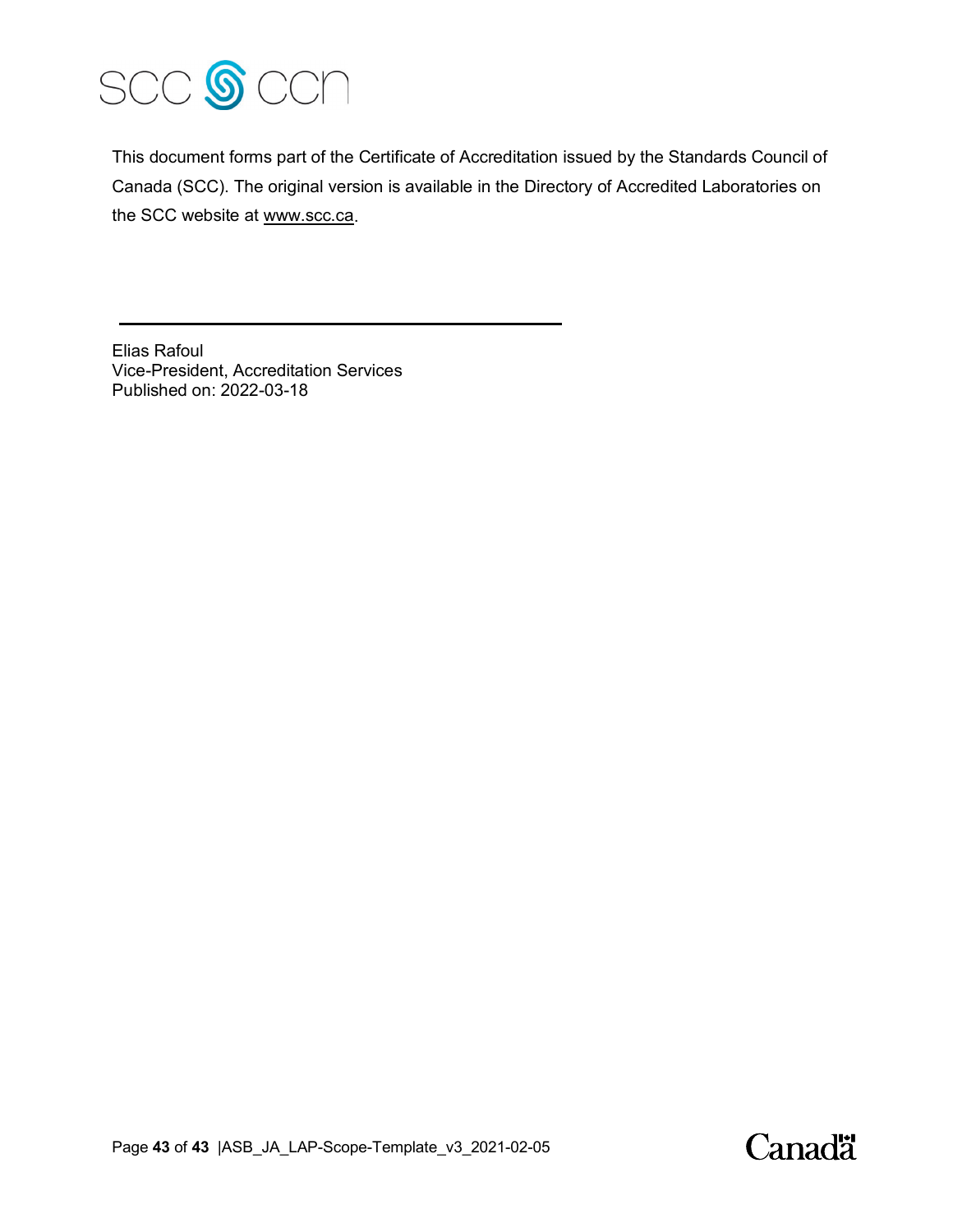This document forms part of the Certificate of Accreditation issued by the Standards Council of Canada (SCC). The original version is available in the Directory of Accredited Laboratories on the SCC website at www.scc.ca.

Elias Rafoul
Vice-President, Accreditation Services
Published on: 2022-03-18